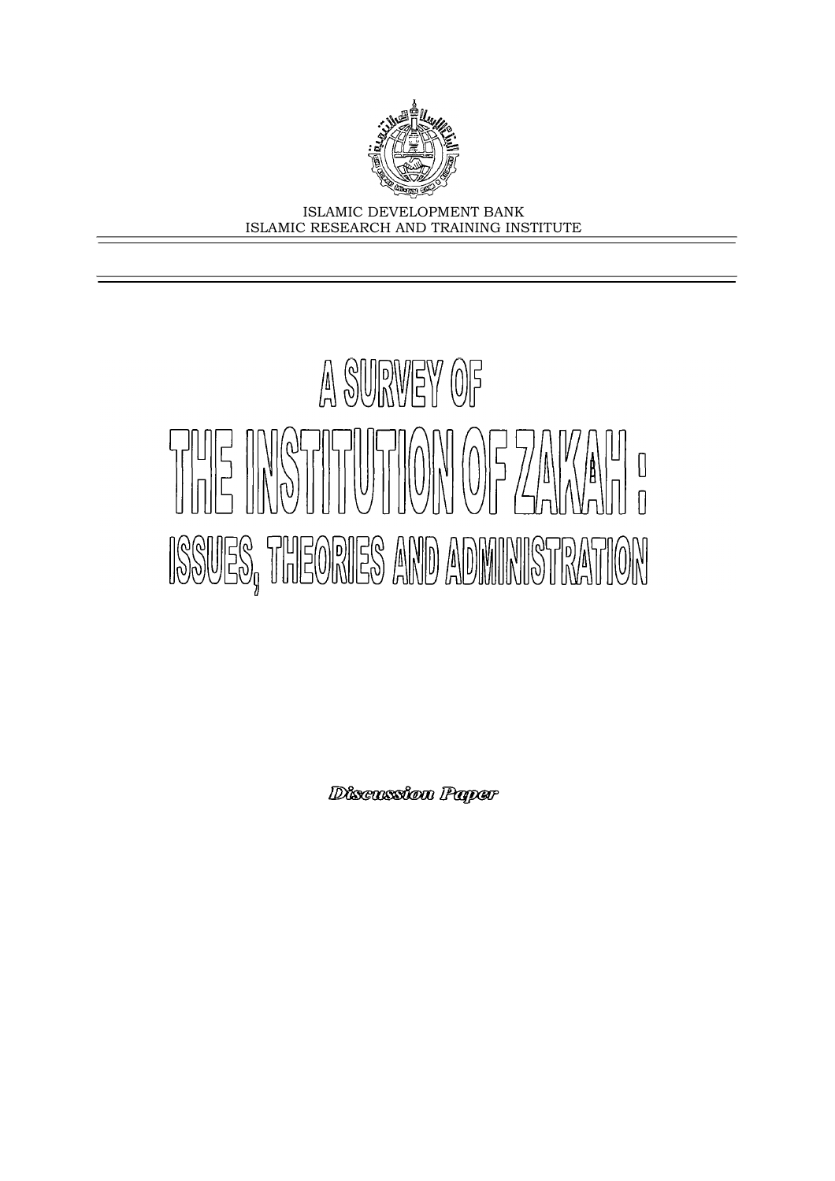ISLAMIC DEVELOPMENT BANK
ISLAMIC RESEARCH AND TRAINING INSTITUTE

# A SURVEY OF THE INSTITUTION OF ZAKAH : ISSUES, THEORIES AND ADMINISTRATION

*Discussion Paper*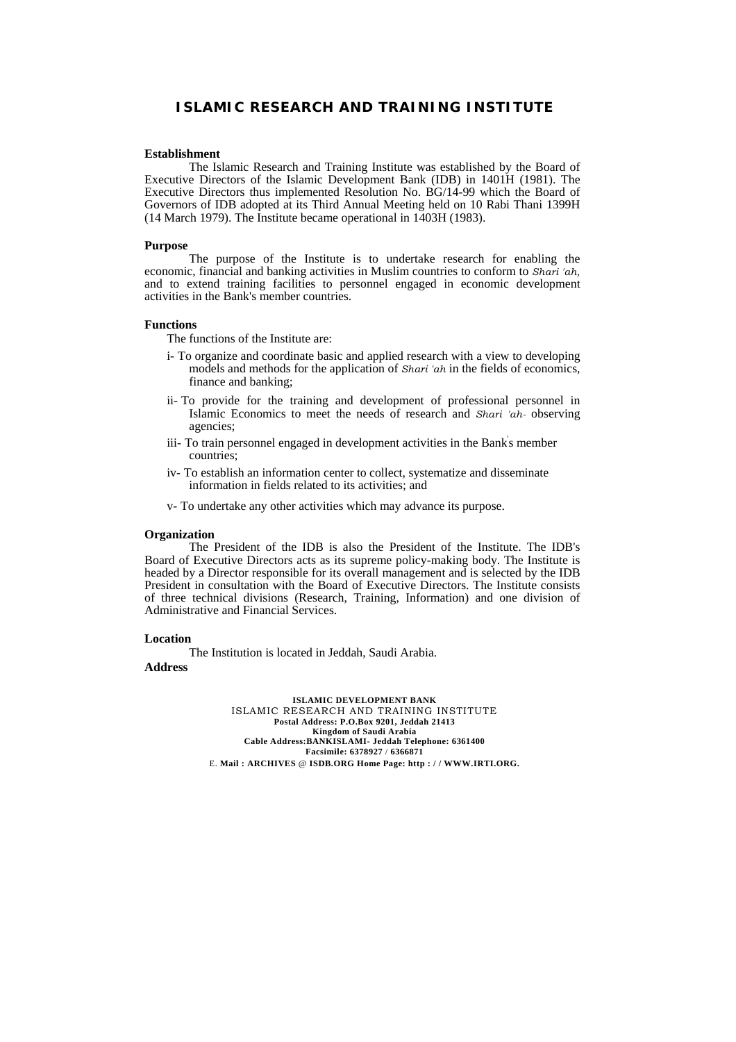# ISLAMIC RESEARCH AND TRAINING INSTITUTE

**Establishment**

The Islamic Research and Training Institute was established by the Board of Executive Directors of the Islamic Development Bank (IDB) in 1401H (1981). The Executive Directors thus implemented Resolution No. BG/14-99 which the Board of Governors of IDB adopted at its Third Annual Meeting held on 10 Rabi Thani 1399H (14 March 1979). The Institute became operational in 1403H (1983).

**Purpose**

The purpose of the Institute is to undertake research for enabling the economic, financial and banking activities in Muslim countries to conform to *Shari 'ah,* and to extend training facilities to personnel engaged in economic development activities in the Bank's member countries.

**Functions**

The functions of the Institute are:

i- To organize and coordinate basic and applied research with a view to developing models and methods for the application of *Shari 'ah* in the fields of economics, finance and banking;

ii- To provide for the training and development of professional personnel in Islamic Economics to meet the needs of research and *Shari 'ah-* observing agencies;

iii- To train personnel engaged in development activities in the Bank's member countries;

iv- To establish an information center to collect, systematize and disseminate information in fields related to its activities; and

v- To undertake any other activities which may advance its purpose.

**Organization**

The President of the IDB is also the President of the Institute. The IDB's Board of Executive Directors acts as its supreme policy-making body. The Institute is headed by a Director responsible for its overall management and is selected by the IDB President in consultation with the Board of Executive Directors. The Institute consists of three technical divisions (Research, Training, Information) and one division of Administrative and Financial Services.

**Location**

The Institution is located in Jeddah, Saudi Arabia.

**Address**

**ISLAMIC DEVELOPMENT BANK**
ISLAMIC RESEARCH AND TRAINING INSTITUTE
**Postal Address: P.O.Box 9201, Jeddah 21413**
**Kingdom of Saudi Arabia**
**Cable Address:BANKISLAMI- Jeddah Telephone: 6361400**
**Facsimile: 6378927 / 6366871**
E. **Mail : ARCHIVES @ ISDB.ORG Home Page: http : / / WWW.IRTI.ORG.**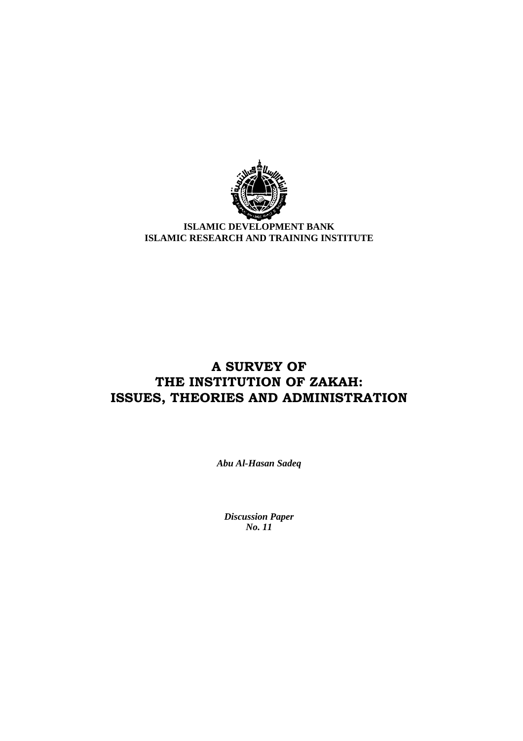**ISLAMIC DEVELOPMENT BANK**
**ISLAMIC RESEARCH AND TRAINING INSTITUTE**

# A SURVEY OF THE INSTITUTION OF ZAKAH: ISSUES, THEORIES AND ADMINISTRATION

***Abu Al-Hasan Sadeq***

***Discussion Paper No. 11***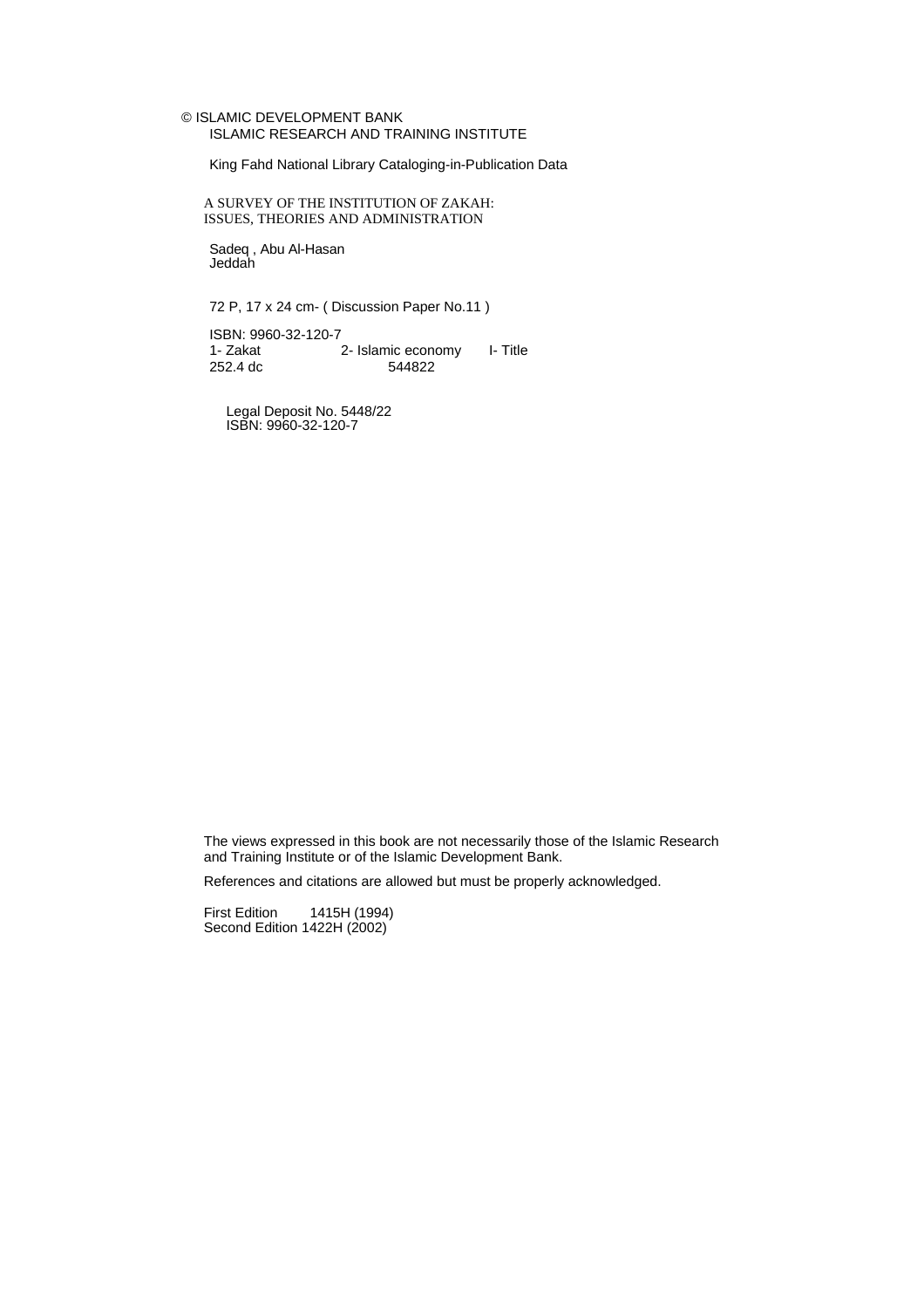© ISLAMIC DEVELOPMENT BANK
ISLAMIC RESEARCH AND TRAINING INSTITUTE

King Fahd National Library Cataloging-in-Publication Data

A SURVEY OF THE INSTITUTION OF ZAKAH:
ISSUES, THEORIES AND ADMINISTRATION

Sadeq , Abu Al-Hasan
Jeddah

72 P, 17 x 24 cm- ( Discussion Paper No.11 )

ISBN: 9960-32-120-7
1- Zakat 2- Islamic economy I- Title
252.4 dc 544822

Legal Deposit No. 5448/22
ISBN: 9960-32-120-7

The views expressed in this book are not necessarily those of the Islamic Research and Training Institute or of the Islamic Development Bank.

References and citations are allowed but must be properly acknowledged.

First Edition 1415H (1994)
Second Edition 1422H (2002)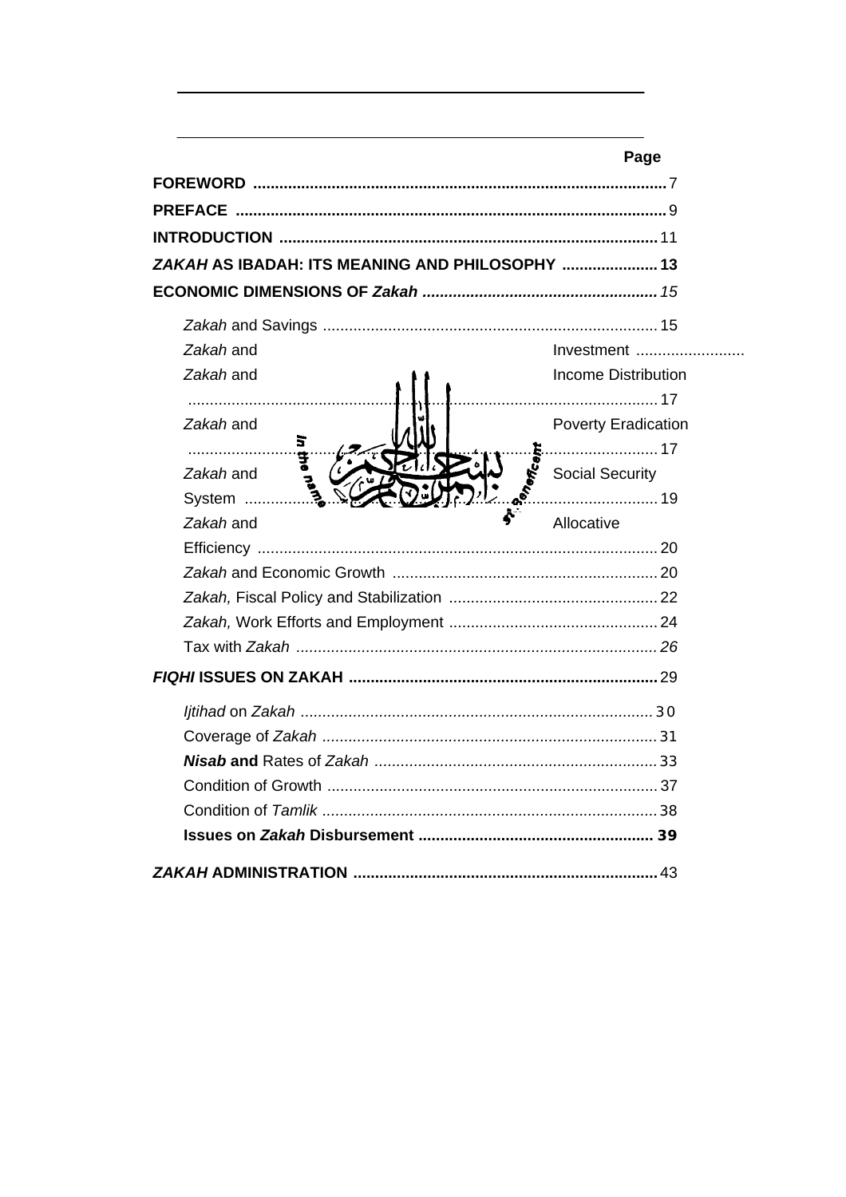Page

**FOREWORD** .............................................................................................. 7

**PREFACE** .................................................................................................. 9

**INTRODUCTION** ...................................................................................... 11

***ZAKAH* AS IBADAH: ITS MEANING AND PHILOSOPHY** ...................... 13

**ECONOMIC DIMENSIONS OF *Zakah*** ...................................................... *15*

- *Zakah* and Savings ............................................................................ 15
- *Zakah* and Investment .........................
- *Zakah* and Income Distribution ........................................................................................... 17
- *Zakah* and Poverty Eradication ........................................................................................... 17
- *Zakah* and Social Security System ........................................................................................... 19
- *Zakah* and Allocative Efficiency ........................................................................................... 20
- *Zakah* and Economic Growth ............................................................ 20
- *Zakah,* Fiscal Policy and Stabilization ................................................ 22
- *Zakah,* Work Efforts and Employment ................................................ 24
- Tax with *Zakah* .................................................................................. *26*

***FIQHI* ISSUES ON ZAKAH** ....................................................................... 29

- *Ijtihad* on *Zakah* ................................................................................ 30
- Coverage of *Zakah* ............................................................................ 31
- ***Nisab* and** Rates of *Zakah* ................................................................ 33
- Condition of Growth ........................................................................... 37
- Condition of *Tamlik* ............................................................................ 38
- **Issues on *Zakah* Disbursement** ..................................................... **39**

***ZAKAH* ADMINISTRATION** ..................................................................... 43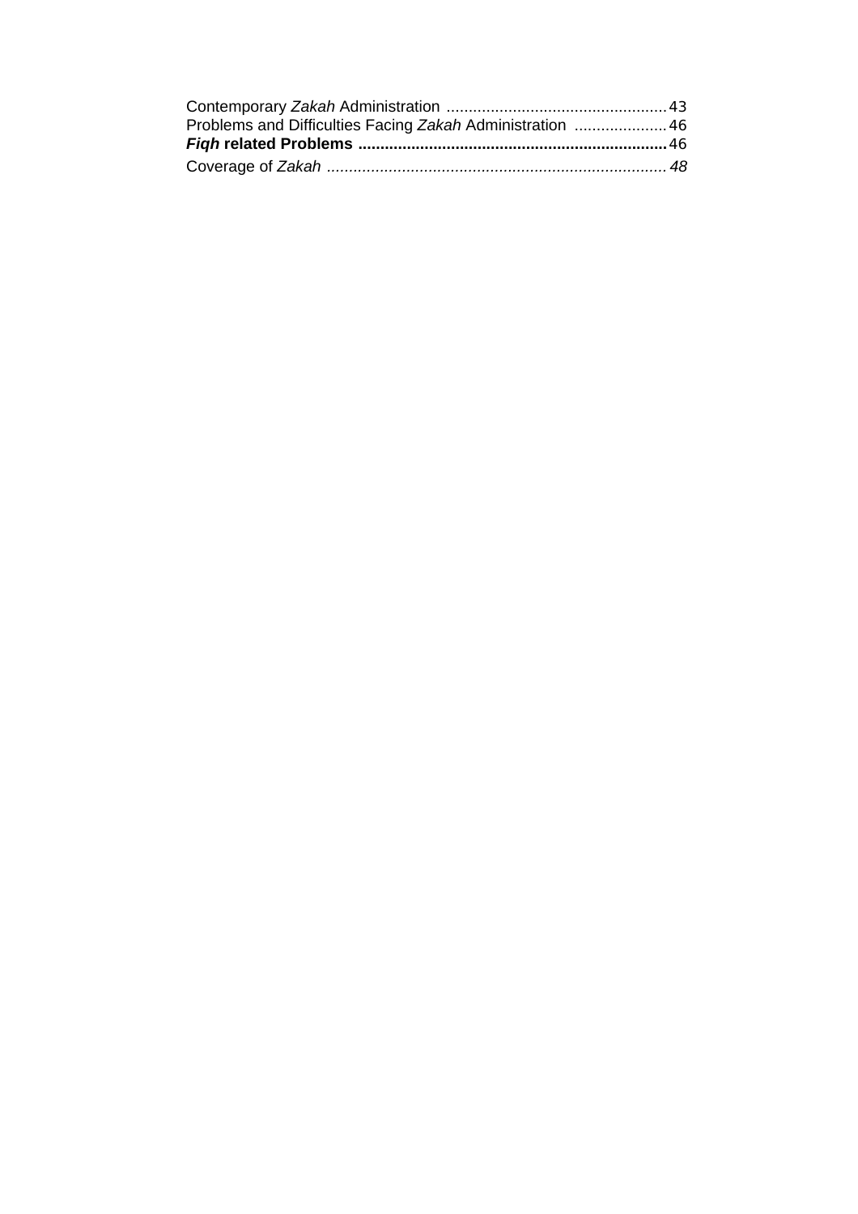Contemporary *Zakah* Administration ................................................. 43
Problems and Difficulties Facing *Zakah* Administration ..................... 46
***Fiqh* related Problems** ..................................................................... 46
Coverage of *Zakah* ............................................................................ *48*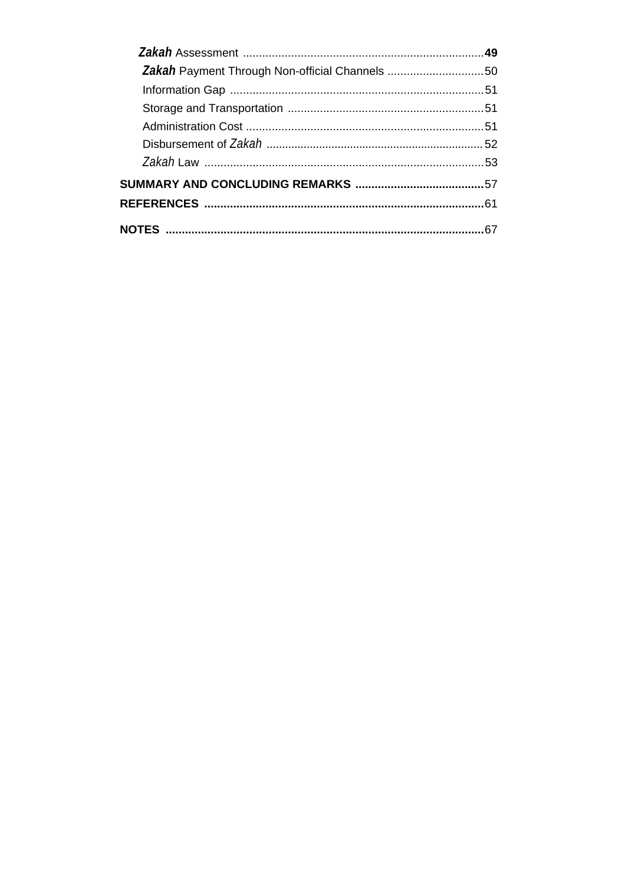*Zakah* Assessment .......................................................................... 49

*Zakah* Payment Through Non-official Channels .............................. 50

Information Gap .............................................................................. 51

Storage and Transportation ............................................................ 51

Administration Cost .......................................................................... 51

Disbursement of *Zakah* ..................................................................... 52

*Zakah* Law ....................................................................................... 53

**SUMMARY AND CONCLUDING REMARKS** ........................................ 57

**REFERENCES** ....................................................................................... 61

**NOTES** .................................................................................................. 67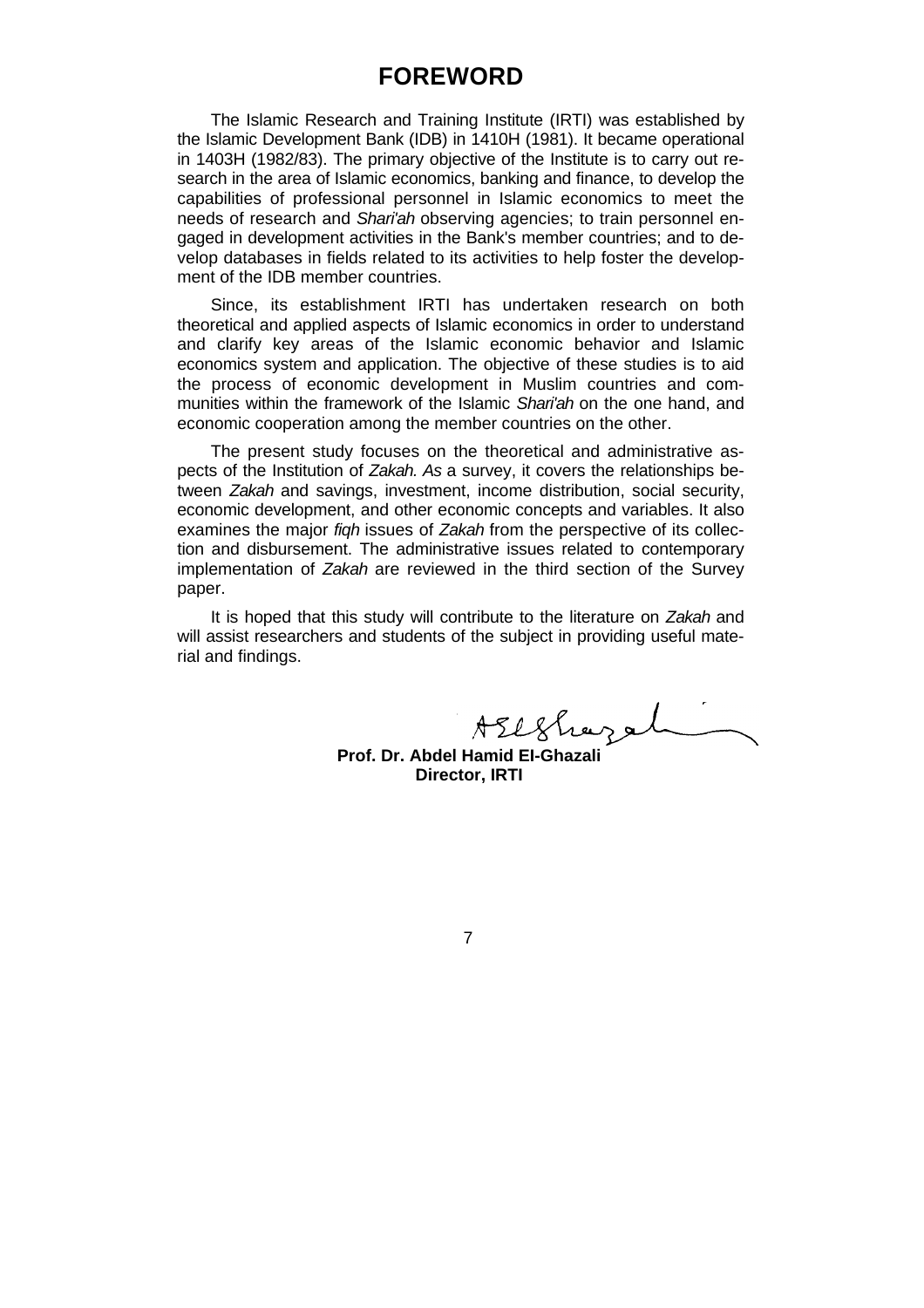# FOREWORD

The Islamic Research and Training Institute (IRTI) was established by the Islamic Development Bank (IDB) in 1410H (1981). It became operational in 1403H (1982/83). The primary objective of the Institute is to carry out research in the area of Islamic economics, banking and finance, to develop the capabilities of professional personnel in Islamic economics to meet the needs of research and *Shari'ah* observing agencies; to train personnel engaged in development activities in the Bank's member countries; and to develop databases in fields related to its activities to help foster the development of the IDB member countries.

Since, its establishment IRTI has undertaken research on both theoretical and applied aspects of Islamic economics in order to understand and clarify key areas of the Islamic economic behavior and Islamic economics system and application. The objective of these studies is to aid the process of economic development in Muslim countries and communities within the framework of the Islamic *Shari'ah* on the one hand, and economic cooperation among the member countries on the other.

The present study focuses on the theoretical and administrative aspects of the Institution of *Zakah. As* a survey, it covers the relationships between *Zakah* and savings, investment, income distribution, social security, economic development, and other economic concepts and variables. It also examines the major *fiqh* issues of *Zakah* from the perspective of its collection and disbursement. The administrative issues related to contemporary implementation of *Zakah* are reviewed in the third section of the Survey paper.

It is hoped that this study will contribute to the literature on *Zakah* and will assist researchers and students of the subject in providing useful material and findings.

**Prof. Dr. Abdel Hamid El-Ghazali**
**Director, IRTI**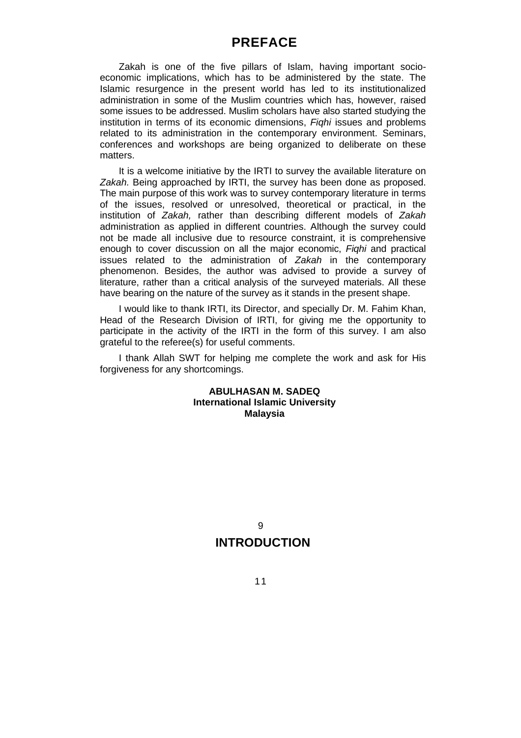# PREFACE

Zakah is one of the five pillars of Islam, having important socio-economic implications, which has to be administered by the state. The Islamic resurgence in the present world has led to its institutionalized administration in some of the Muslim countries which has, however, raised some issues to be addressed. Muslim scholars have also started studying the institution in terms of its economic dimensions, *Fiqhi* issues and problems related to its administration in the contemporary environment. Seminars, conferences and workshops are being organized to deliberate on these matters.

It is a welcome initiative by the IRTI to survey the available literature on *Zakah.* Being approached by IRTI, the survey has been done as proposed. The main purpose of this work was to survey contemporary literature in terms of the issues, resolved or unresolved, theoretical or practical, in the institution of *Zakah,* rather than describing different models of *Zakah* administration as applied in different countries. Although the survey could not be made all inclusive due to resource constraint, it is comprehensive enough to cover discussion on all the major economic, *Fiqhi* and practical issues related to the administration of *Zakah* in the contemporary phenomenon. Besides, the author was advised to provide a survey of literature, rather than a critical analysis of the surveyed materials. All these have bearing on the nature of the survey as it stands in the present shape.

I would like to thank IRTI, its Director, and specially Dr. M. Fahim Khan, Head of the Research Division of IRTI, for giving me the opportunity to participate in the activity of the IRTI in the form of this survey. I am also grateful to the referee(s) for useful comments.

I thank Allah SWT for helping me complete the work and ask for His forgiveness for any shortcomings.

**ABULHASAN M. SADEQ**
**International Islamic University**
**Malaysia**

# INTRODUCTION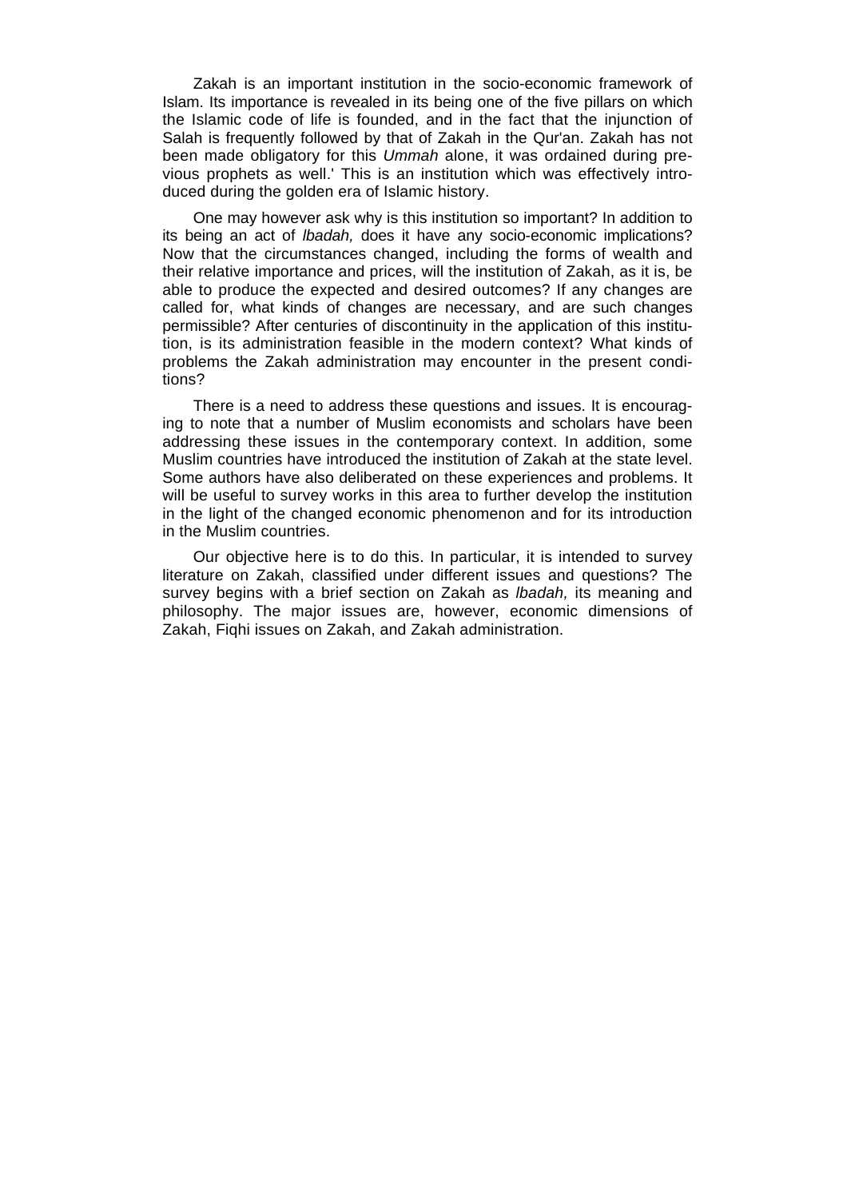Zakah is an important institution in the socio-economic framework of Islam. Its importance is revealed in its being one of the five pillars on which the Islamic code of life is founded, and in the fact that the injunction of Salah is frequently followed by that of Zakah in the Qur'an. Zakah has not been made obligatory for this *Ummah* alone, it was ordained during previous prophets as well.' This is an institution which was effectively introduced during the golden era of Islamic history.

One may however ask why is this institution so important? In addition to its being an act of *lbadah,* does it have any socio-economic implications? Now that the circumstances changed, including the forms of wealth and their relative importance and prices, will the institution of Zakah, as it is, be able to produce the expected and desired outcomes? If any changes are called for, what kinds of changes are necessary, and are such changes permissible? After centuries of discontinuity in the application of this institution, is its administration feasible in the modern context? What kinds of problems the Zakah administration may encounter in the present conditions?

There is a need to address these questions and issues. It is encouraging to note that a number of Muslim economists and scholars have been addressing these issues in the contemporary context. In addition, some Muslim countries have introduced the institution of Zakah at the state level. Some authors have also deliberated on these experiences and problems. It will be useful to survey works in this area to further develop the institution in the light of the changed economic phenomenon and for its introduction in the Muslim countries.

Our objective here is to do this. In particular, it is intended to survey literature on Zakah, classified under different issues and questions? The survey begins with a brief section on Zakah as *lbadah,* its meaning and philosophy. The major issues are, however, economic dimensions of Zakah, Fiqhi issues on Zakah, and Zakah administration.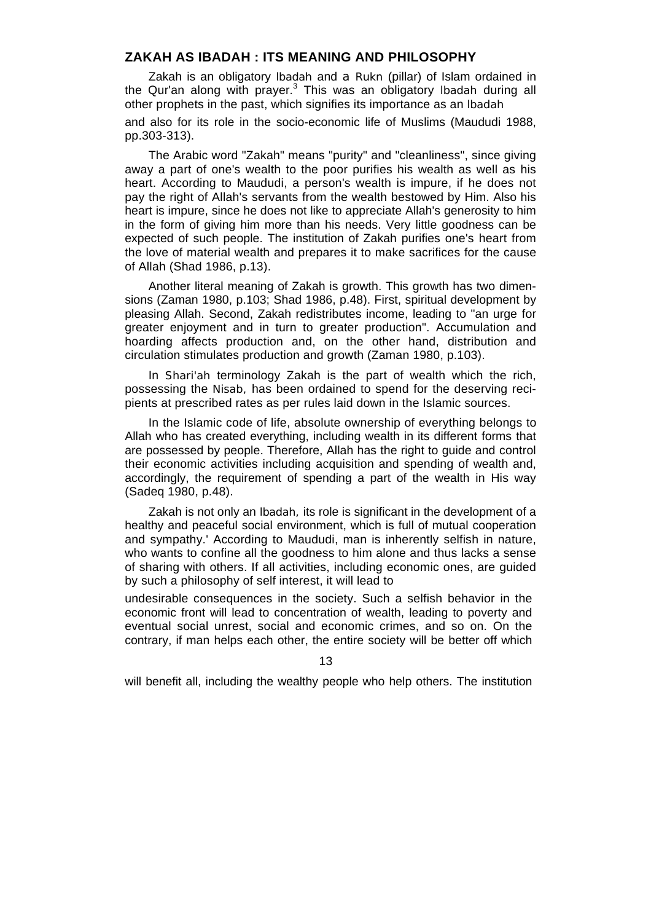## ZAKAH AS IBADAH : ITS MEANING AND PHILOSOPHY

Zakah is an obligatory *Ibadah* and a *Rukn* (pillar) of Islam ordained in the Qur'an along with prayer.[3] This was an obligatory *Ibadah* during all other prophets in the past, which signifies its importance as an *Ibadah* and also for its role in the socio-economic life of Muslims (Maududi 1988, pp.303-313).

The Arabic word "Zakah" means "purity" and "cleanliness", since giving away a part of one's wealth to the poor purifies his wealth as well as his heart. According to Maududi, a person's wealth is impure, if he does not pay the right of Allah's servants from the wealth bestowed by Him. Also his heart is impure, since he does not like to appreciate Allah's generosity to him in the form of giving him more than his needs. Very little goodness can be expected of such people. The institution of Zakah purifies one's heart from the love of material wealth and prepares it to make sacrifices for the cause of Allah (Shad 1986, p.13).

Another literal meaning of Zakah is growth. This growth has two dimensions (Zaman 1980, p.103; Shad 1986, p.48). First, spiritual development by pleasing Allah. Second, Zakah redistributes income, leading to "an urge for greater enjoyment and in turn to greater production". Accumulation and hoarding affects production and, on the other hand, distribution and circulation stimulates production and growth (Zaman 1980, p.103).

In *Shari'ah* terminology Zakah is the part of wealth which the rich, possessing the *Nisab*, has been ordained to spend for the deserving recipients at prescribed rates as per rules laid down in the Islamic sources.

In the Islamic code of life, absolute ownership of everything belongs to Allah who has created everything, including wealth in its different forms that are possessed by people. Therefore, Allah has the right to guide and control their economic activities including acquisition and spending of wealth and, accordingly, the requirement of spending a part of the wealth in His way (Sadeq 1980, p.48).

Zakah is not only an *Ibadah*, its role is significant in the development of a healthy and peaceful social environment, which is full of mutual cooperation and sympathy.' According to Maududi, man is inherently selfish in nature, who wants to confine all the goodness to him alone and thus lacks a sense of sharing with others. If all activities, including economic ones, are guided by such a philosophy of self interest, it will lead to undesirable consequences in the society. Such a selfish behavior in the economic front will lead to concentration of wealth, leading to poverty and eventual social unrest, social and economic crimes, and so on. On the contrary, if man helps each other, the entire society will be better off which will benefit all, including the wealthy people who help others. The institution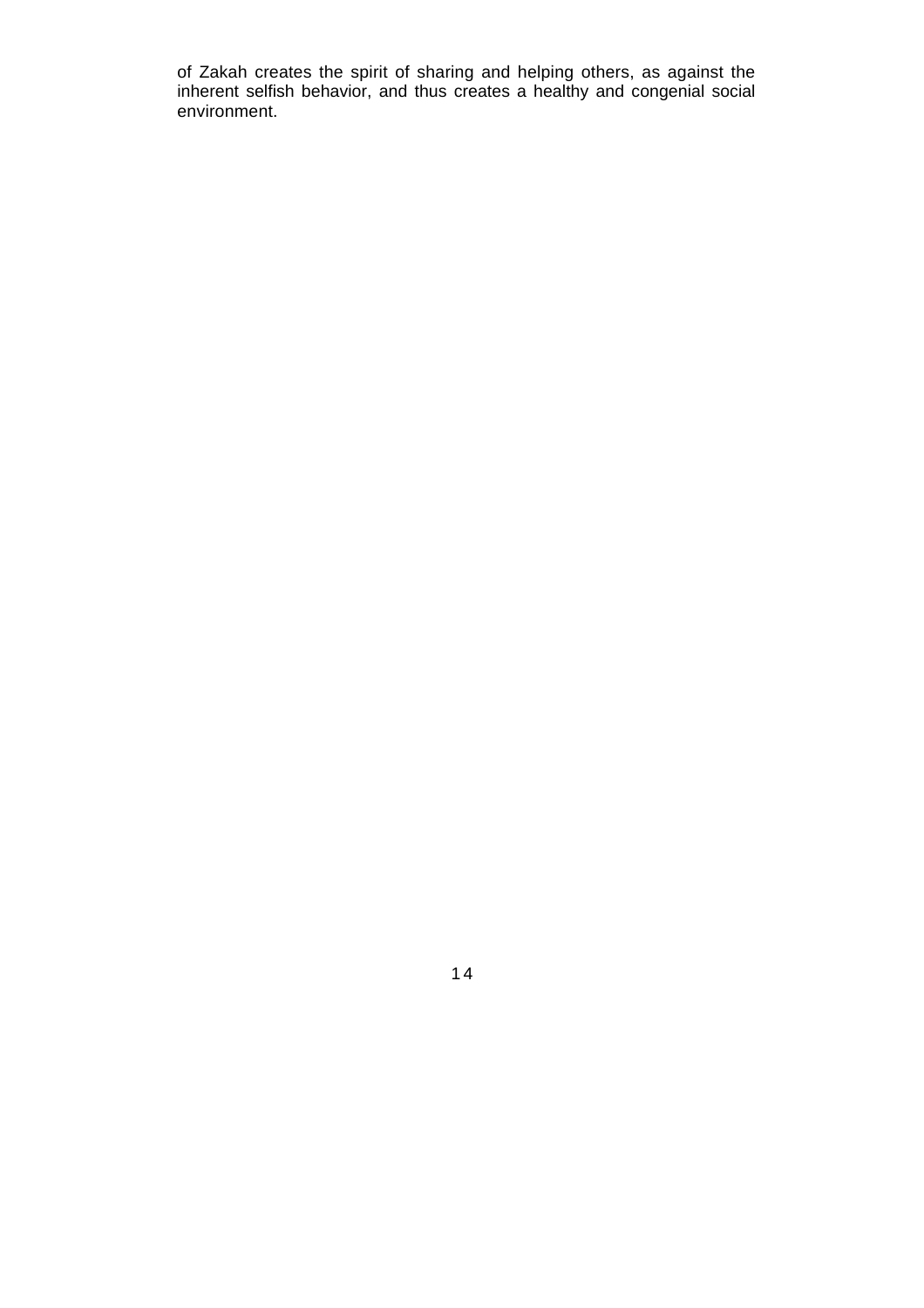of Zakah creates the spirit of sharing and helping others, as against the inherent selfish behavior, and thus creates a healthy and congenial social environment.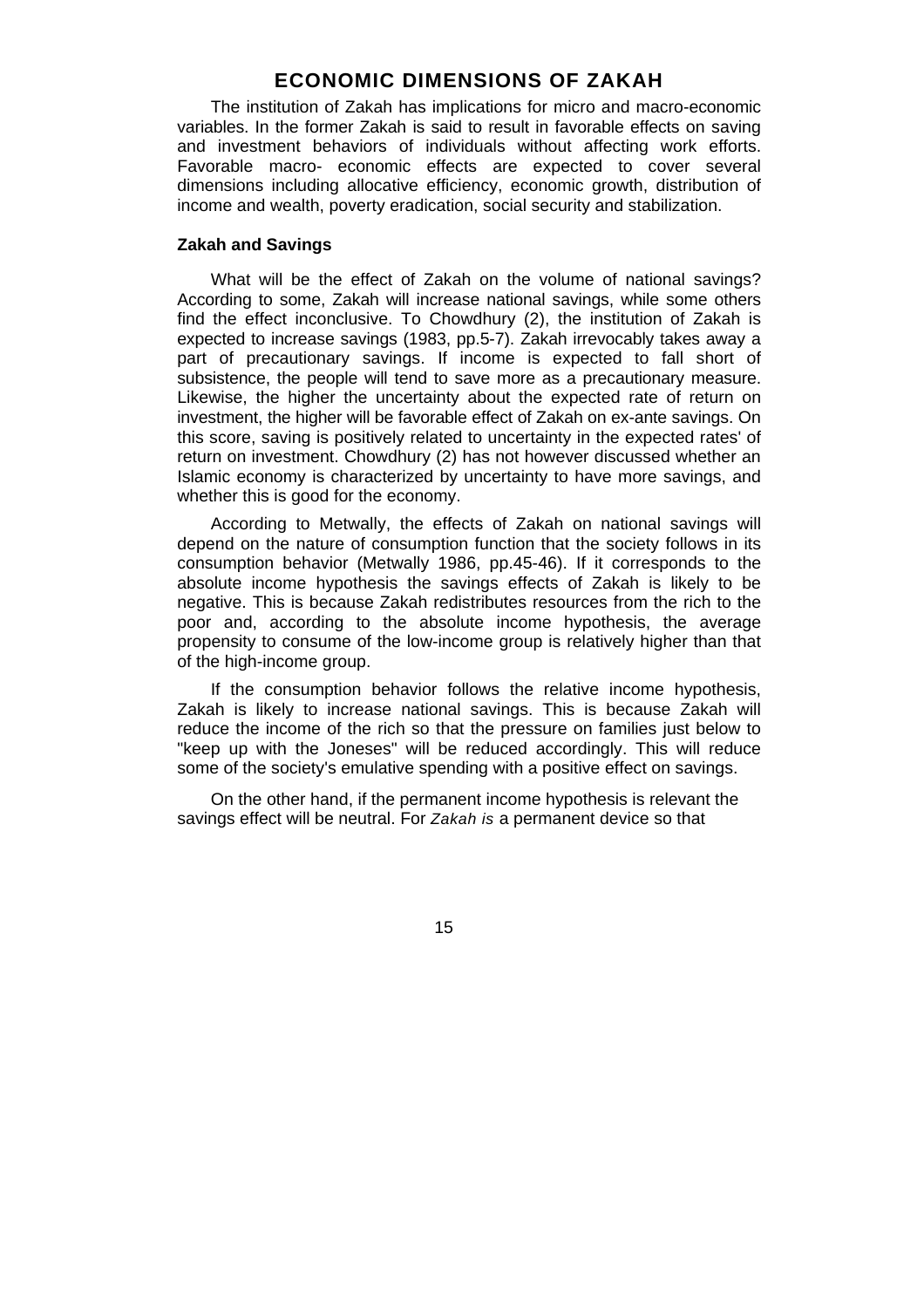## ECONOMIC DIMENSIONS OF ZAKAH

The institution of Zakah has implications for micro and macro-economic variables. In the former Zakah is said to result in favorable effects on saving and investment behaviors of individuals without affecting work efforts. Favorable macro- economic effects are expected to cover several dimensions including allocative efficiency, economic growth, distribution of income and wealth, poverty eradication, social security and stabilization.

### Zakah and Savings

What will be the effect of Zakah on the volume of national savings? According to some, Zakah will increase national savings, while some others find the effect inconclusive. To Chowdhury (2), the institution of Zakah is expected to increase savings (1983, pp.5-7). Zakah irrevocably takes away a part of precautionary savings. If income is expected to fall short of subsistence, the people will tend to save more as a precautionary measure. Likewise, the higher the uncertainty about the expected rate of return on investment, the higher will be favorable effect of Zakah on ex-ante savings. On this score, saving is positively related to uncertainty in the expected rates' of return on investment. Chowdhury (2) has not however discussed whether an Islamic economy is characterized by uncertainty to have more savings, and whether this is good for the economy.

According to Metwally, the effects of Zakah on national savings will depend on the nature of consumption function that the society follows in its consumption behavior (Metwally 1986, pp.45-46). If it corresponds to the absolute income hypothesis the savings effects of Zakah is likely to be negative. This is because Zakah redistributes resources from the rich to the poor and, according to the absolute income hypothesis, the average propensity to consume of the low-income group is relatively higher than that of the high-income group.

If the consumption behavior follows the relative income hypothesis, Zakah is likely to increase national savings. This is because Zakah will reduce the income of the rich so that the pressure on families just below to "keep up with the Joneses" will be reduced accordingly. This will reduce some of the society's emulative spending with a positive effect on savings.

On the other hand, if the permanent income hypothesis is relevant the savings effect will be neutral. For *Zakah is* a permanent device so that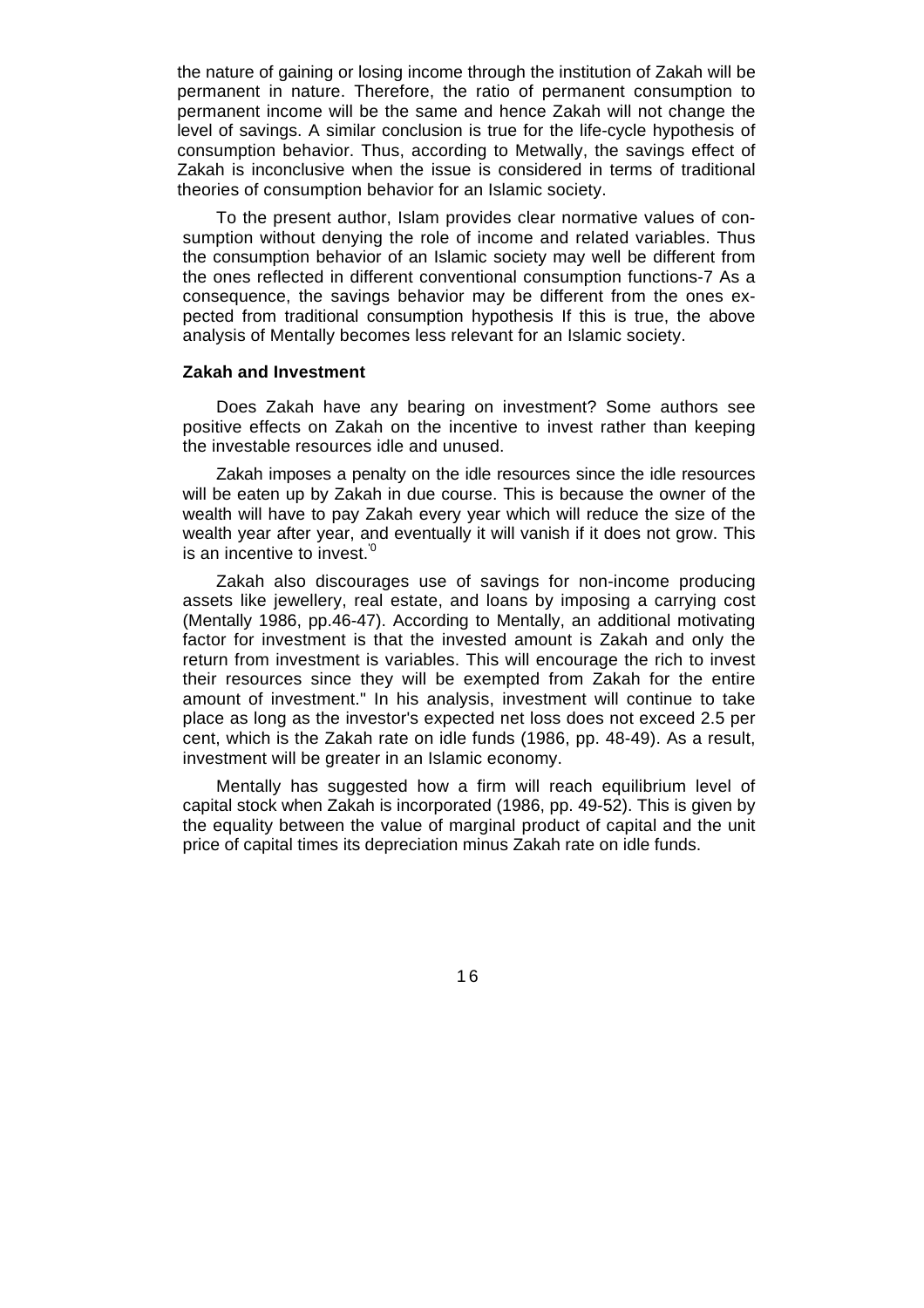the nature of gaining or losing income through the institution of Zakah will be permanent in nature. Therefore, the ratio of permanent consumption to permanent income will be the same and hence Zakah will not change the level of savings. A similar conclusion is true for the life-cycle hypothesis of consumption behavior. Thus, according to Metwally, the savings effect of Zakah is inconclusive when the issue is considered in terms of traditional theories of consumption behavior for an Islamic society.

To the present author, Islam provides clear normative values of consumption without denying the role of income and related variables. Thus the consumption behavior of an Islamic society may well be different from the ones reflected in different conventional consumption functions-7 As a consequence, the savings behavior may be different from the ones expected from traditional consumption hypothesis If this is true, the above analysis of Mentally becomes less relevant for an Islamic society.

**Zakah and Investment**

Does Zakah have any bearing on investment? Some authors see positive effects on Zakah on the incentive to invest rather than keeping the investable resources idle and unused.

Zakah imposes a penalty on the idle resources since the idle resources will be eaten up by Zakah in due course. This is because the owner of the wealth will have to pay Zakah every year which will reduce the size of the wealth year after year, and eventually it will vanish if it does not grow. This is an incentive to invest.[0]

Zakah also discourages use of savings for non-income producing assets like jewellery, real estate, and loans by imposing a carrying cost (Mentally 1986, pp.46-47). According to Mentally, an additional motivating factor for investment is that the invested amount is Zakah and only the return from investment is variables. This will encourage the rich to invest their resources since they will be exempted from Zakah for the entire amount of investment." In his analysis, investment will continue to take place as long as the investor's expected net loss does not exceed 2.5 per cent, which is the Zakah rate on idle funds (1986, pp. 48-49). As a result, investment will be greater in an Islamic economy.

Mentally has suggested how a firm will reach equilibrium level of capital stock when Zakah is incorporated (1986, pp. 49-52). This is given by the equality between the value of marginal product of capital and the unit price of capital times its depreciation minus Zakah rate on idle funds.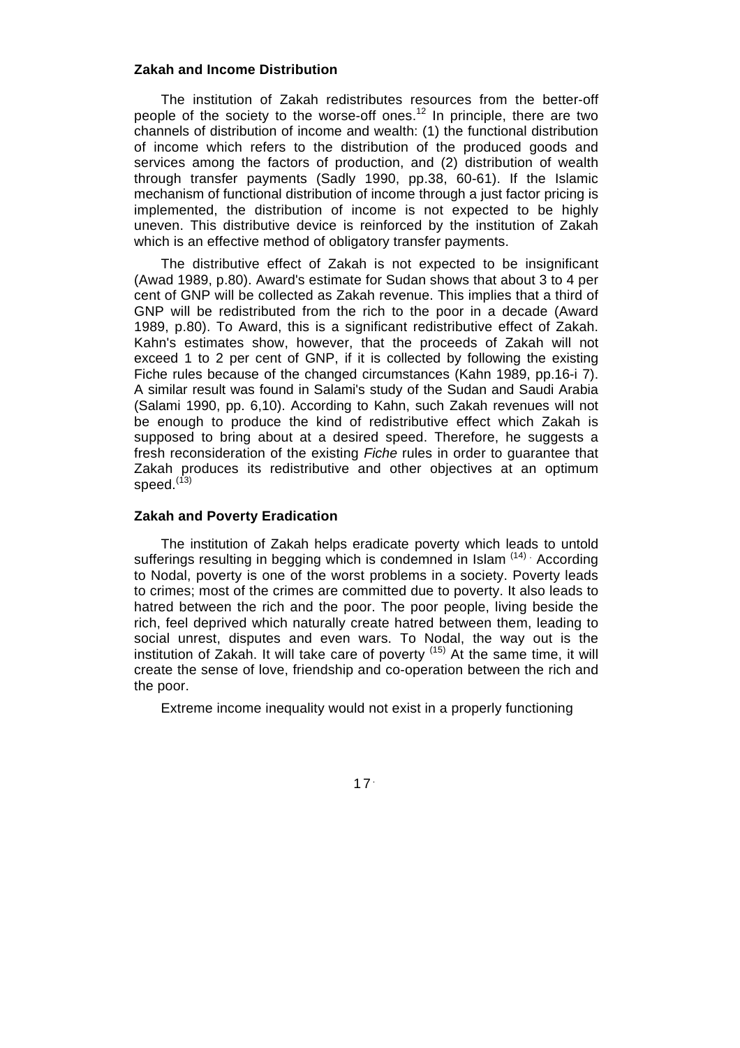**Zakah and Income Distribution**

The institution of Zakah redistributes resources from the better-off people of the society to the worse-off ones.[12] In principle, there are two channels of distribution of income and wealth: (1) the functional distribution of income which refers to the distribution of the produced goods and services among the factors of production, and (2) distribution of wealth through transfer payments (Sadly 1990, pp.38, 60-61). If the Islamic mechanism of functional distribution of income through a just factor pricing is implemented, the distribution of income is not expected to be highly uneven. This distributive device is reinforced by the institution of Zakah which is an effective method of obligatory transfer payments.

The distributive effect of Zakah is not expected to be insignificant (Awad 1989, p.80). Award's estimate for Sudan shows that about 3 to 4 per cent of GNP will be collected as Zakah revenue. This implies that a third of GNP will be redistributed from the rich to the poor in a decade (Award 1989, p.80). To Award, this is a significant redistributive effect of Zakah. Kahn's estimates show, however, that the proceeds of Zakah will not exceed 1 to 2 per cent of GNP, if it is collected by following the existing Fiche rules because of the changed circumstances (Kahn 1989, pp.16-i 7). A similar result was found in Salami's study of the Sudan and Saudi Arabia (Salami 1990, pp. 6,10). According to Kahn, such Zakah revenues will not be enough to produce the kind of redistributive effect which Zakah is supposed to bring about at a desired speed. Therefore, he suggests a fresh reconsideration of the existing *Fiche* rules in order to guarantee that Zakah produces its redistributive and other objectives at an optimum speed.[(13)]

**Zakah and Poverty Eradication**

The institution of Zakah helps eradicate poverty which leads to untold sufferings resulting in begging which is condemned in Islam [(14)]. According to Nodal, poverty is one of the worst problems in a society. Poverty leads to crimes; most of the crimes are committed due to poverty. It also leads to hatred between the rich and the poor. The poor people, living beside the rich, feel deprived which naturally create hatred between them, leading to social unrest, disputes and even wars. To Nodal, the way out is the institution of Zakah. It will take care of poverty [(15)] At the same time, it will create the sense of love, friendship and co-operation between the rich and the poor.

Extreme income inequality would not exist in a properly functioning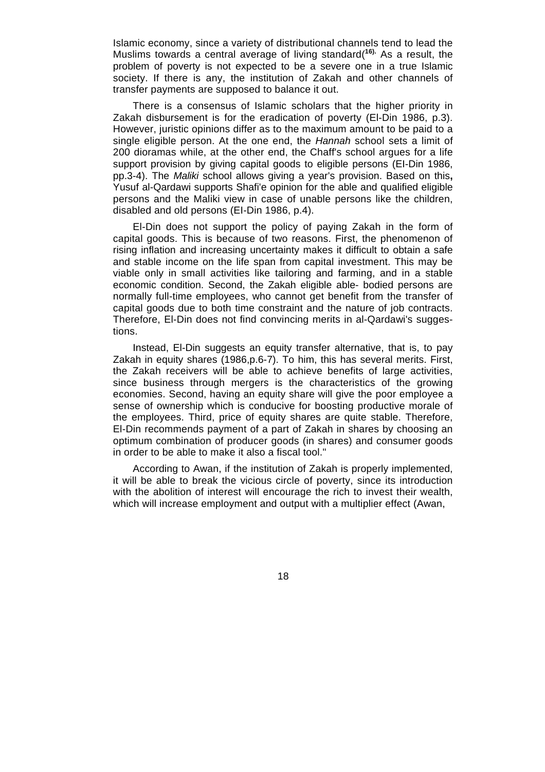Islamic economy, since a variety of distributional channels tend to lead the Muslims towards a central average of living standard([16]. As a result, the problem of poverty is not expected to be a severe one in a true Islamic society. If there is any, the institution of Zakah and other channels of transfer payments are supposed to balance it out.

There is a consensus of Islamic scholars that the higher priority in Zakah disbursement is for the eradication of poverty (El-Din 1986, p.3). However, juristic opinions differ as to the maximum amount to be paid to a single eligible person. At the one end, the *Hannah* school sets a limit of 200 dioramas while, at the other end, the Chaff's school argues for a life support provision by giving capital goods to eligible persons (EI-Din 1986, pp.3-4). The *Maliki* school allows giving a year's provision. Based on this**,** Yusuf al-Qardawi supports Shafi'e opinion for the able and qualified eligible persons and the Maliki view in case of unable persons like the children, disabled and old persons (EI-Din 1986, p.4).

El-Din does not support the policy of paying Zakah in the form of capital goods. This is because of two reasons. First, the phenomenon of rising inflation and increasing uncertainty makes it difficult to obtain a safe and stable income on the life span from capital investment. This may be viable only in small activities like tailoring and farming, and in a stable economic condition. Second, the Zakah eligible able- bodied persons are normally full-time employees, who cannot get benefit from the transfer of capital goods due to both time constraint and the nature of job contracts. Therefore, El-Din does not find convincing merits in al-Qardawi's suggestions.

Instead, El-Din suggests an equity transfer alternative, that is, to pay Zakah in equity shares (1986,p.6-7). To him, this has several merits. First, the Zakah receivers will be able to achieve benefits of large activities, since business through mergers is the characteristics of the growing economies. Second, having an equity share will give the poor employee a sense of ownership which is conducive for boosting productive morale of the employees. Third, price of equity shares are quite stable. Therefore, El-Din recommends payment of a part of Zakah in shares by choosing an optimum combination of producer goods (in shares) and consumer goods in order to be able to make it also a fiscal tool."

According to Awan, if the institution of Zakah is properly implemented, it will be able to break the vicious circle of poverty, since its introduction with the abolition of interest will encourage the rich to invest their wealth, which will increase employment and output with a multiplier effect (Awan,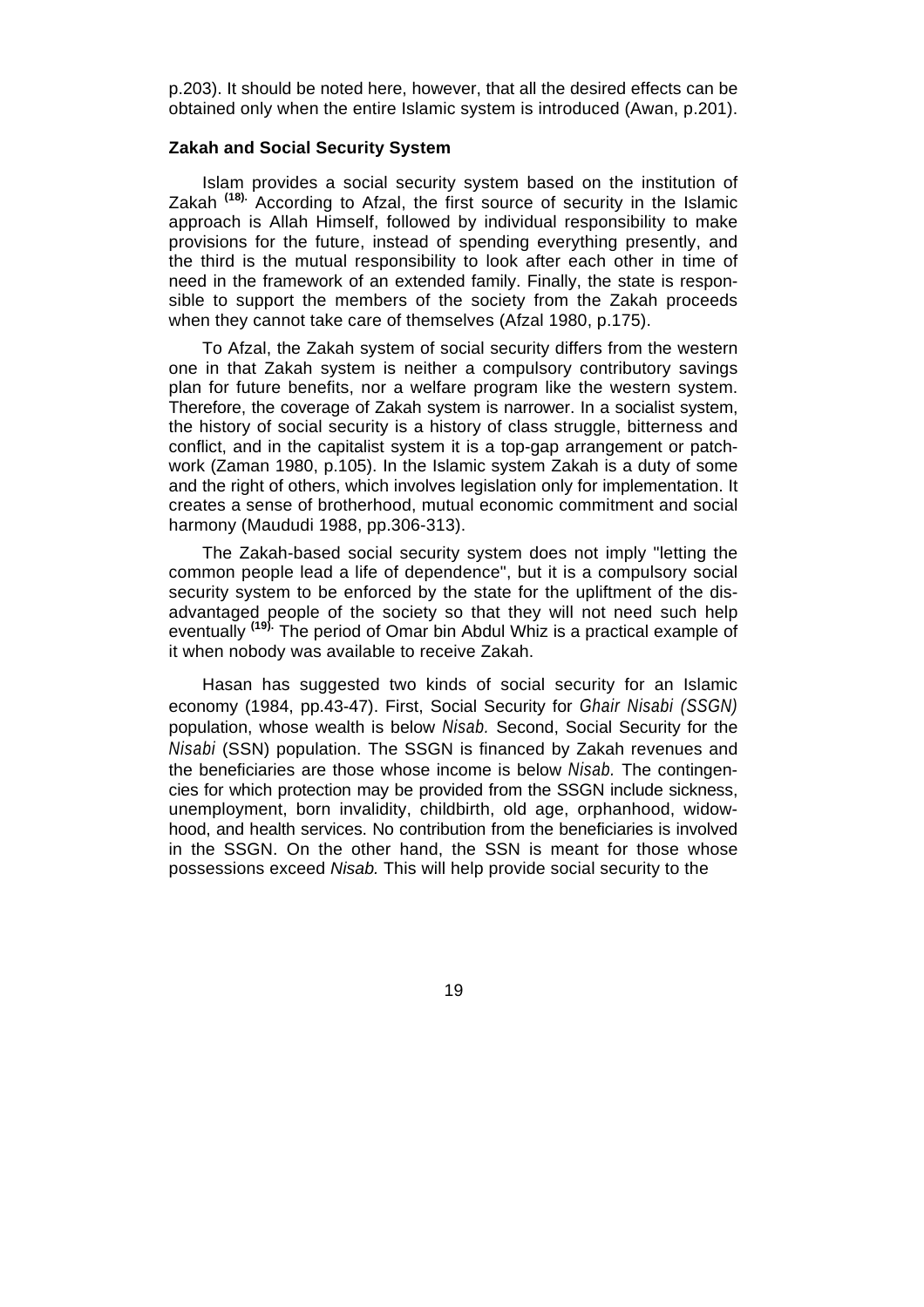p.203). It should be noted here, however, that all the desired effects can be obtained only when the entire Islamic system is introduced (Awan, p.201).

**Zakah and Social Security System**

Islam provides a social security system based on the institution of Zakah [(18)]. According to Afzal, the first source of security in the Islamic approach is Allah Himself, followed by individual responsibility to make provisions for the future, instead of spending everything presently, and the third is the mutual responsibility to look after each other in time of need in the framework of an extended family. Finally, the state is responsible to support the members of the society from the Zakah proceeds when they cannot take care of themselves (Afzal 1980, p.175).

To Afzal, the Zakah system of social security differs from the western one in that Zakah system is neither a compulsory contributory savings plan for future benefits, nor a welfare program like the western system. Therefore, the coverage of Zakah system is narrower. In a socialist system, the history of social security is a history of class struggle, bitterness and conflict, and in the capitalist system it is a top-gap arrangement or patchwork (Zaman 1980, p.105). In the Islamic system Zakah is a duty of some and the right of others, which involves legislation only for implementation. It creates a sense of brotherhood, mutual economic commitment and social harmony (Maududi 1988, pp.306-313).

The Zakah-based social security system does not imply "letting the common people lead a life of dependence", but it is a compulsory social security system to be enforced by the state for the upliftment of the disadvantaged people of the society so that they will not need such help eventually [(19)]. The period of Omar bin Abdul Whiz is a practical example of it when nobody was available to receive Zakah.

Hasan has suggested two kinds of social security for an Islamic economy (1984, pp.43-47). First, Social Security for *Ghair Nisabi (SSGN)* population, whose wealth is below *Nisab.* Second, Social Security for the *Nisabi* (SSN) population. The SSGN is financed by Zakah revenues and the beneficiaries are those whose income is below *Nisab.* The contingencies for which protection may be provided from the SSGN include sickness, unemployment, born invalidity, childbirth, old age, orphanhood, widowhood, and health services. No contribution from the beneficiaries is involved in the SSGN. On the other hand, the SSN is meant for those whose possessions exceed *Nisab.* This will help provide social security to the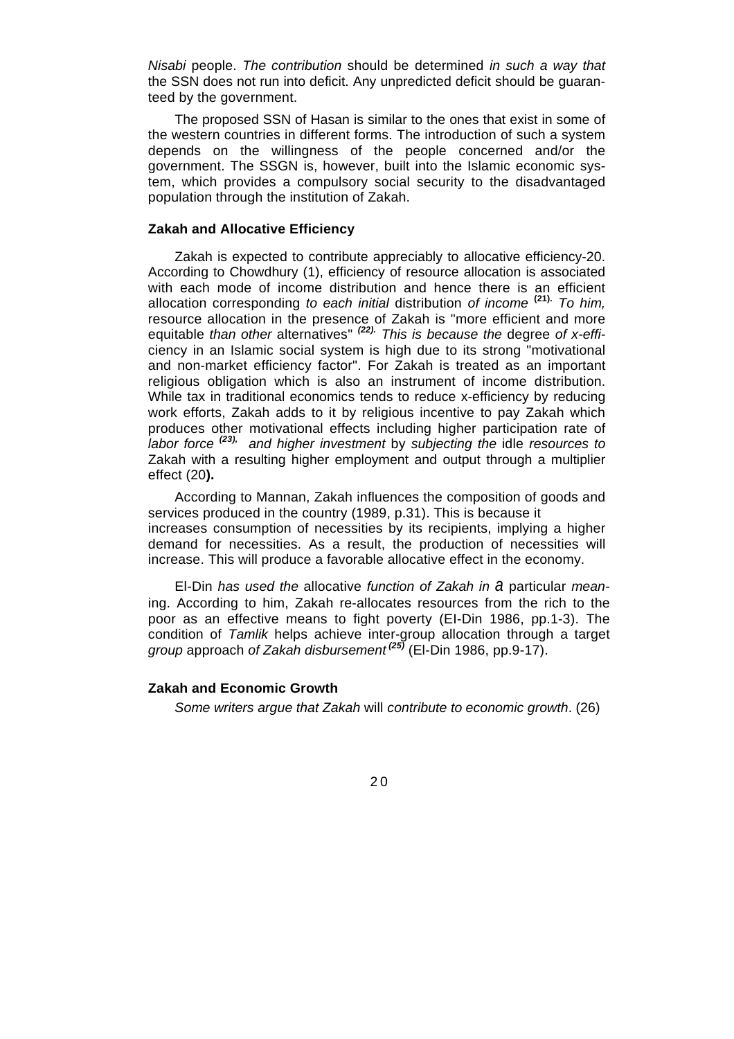*Nisabi* people. *The contribution* should be determined *in such a way that* the SSN does not run into deficit. Any unpredicted deficit should be guaranteed by the government.

The proposed SSN of Hasan is similar to the ones that exist in some of the western countries in different forms. The introduction of such a system depends on the willingness of the people concerned and/or the government. The SSGN is, however, built into the Islamic economic system, which provides a compulsory social security to the disadvantaged population through the institution of Zakah.

**Zakah and Allocative Efficiency**

Zakah is expected to contribute appreciably to allocative efficiency-20. According to Chowdhury (1), efficiency of resource allocation is associated with each mode of income distribution and hence there is an efficient allocation corresponding *to each initial* distribution *of income* [(21).] *To him,* resource allocation in the presence of Zakah is "more efficient and more equitable *than other* alternatives" [(22).] *This is because the* degree *of x-efficiency* in an Islamic social system is high due to its strong "motivational and non-market efficiency factor". For Zakah is treated as an important religious obligation which is also an instrument of income distribution. While tax in traditional economics tends to reduce x-efficiency by reducing work efforts, Zakah adds to it by religious incentive to pay Zakah which produces other motivational effects including higher participation rate of *labor force* [(23),] *and higher investment* by *subjecting the* idle *resources to* Zakah with a resulting higher employment and output through a multiplier effect (20**).**

According to Mannan, Zakah influences the composition of goods and services produced in the country (1989, p.31). This is because it increases consumption of necessities by its recipients, implying a higher demand for necessities. As a result, the production of necessities will increase. This will produce a favorable allocative effect in the economy.

El-Din *has used the* allocative *function of Zakah in a* particular *meaning*. According to him, Zakah re-allocates resources from the rich to the poor as an effective means to fight poverty (EI-Din 1986, pp.1-3). The condition of *Tamlik* helps achieve inter-group allocation through a target *group* approach *of Zakah disbursement* [(25)] (El-Din 1986, pp.9-17).

**Zakah and Economic Growth**

*Some writers argue that Zakah* will *contribute to economic growth*. (26)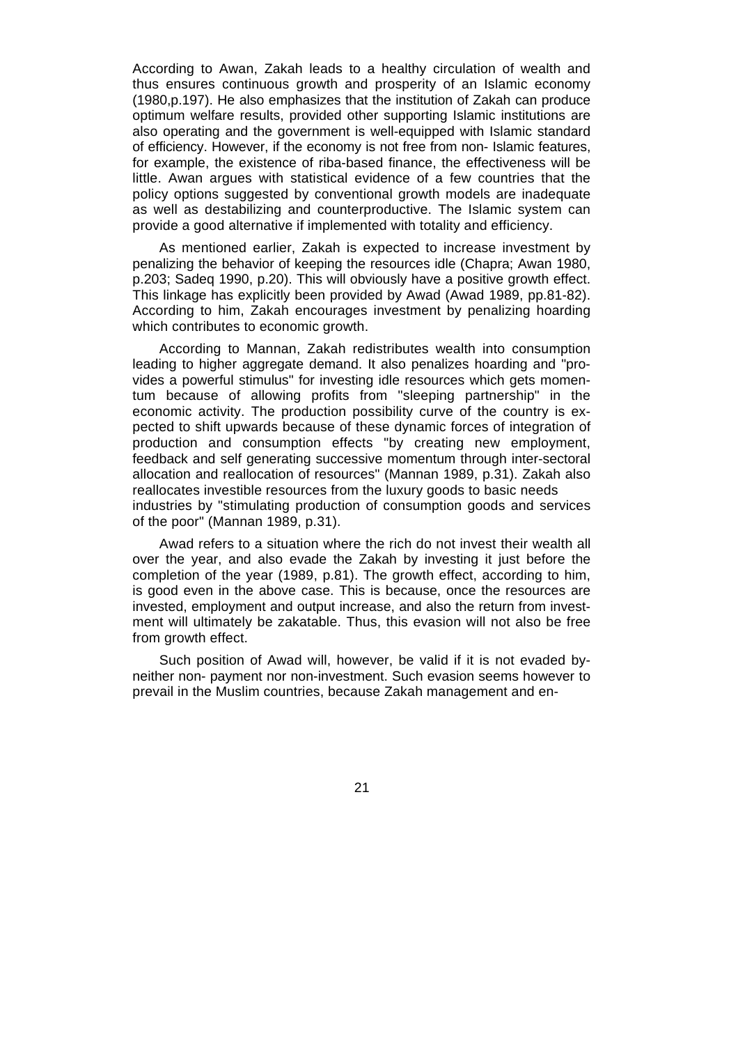According to Awan, Zakah leads to a healthy circulation of wealth and thus ensures continuous growth and prosperity of an Islamic economy (1980,p.197). He also emphasizes that the institution of Zakah can produce optimum welfare results, provided other supporting Islamic institutions are also operating and the government is well-equipped with Islamic standard of efficiency. However, if the economy is not free from non- Islamic features, for example, the existence of riba-based finance, the effectiveness will be little. Awan argues with statistical evidence of a few countries that the policy options suggested by conventional growth models are inadequate as well as destabilizing and counterproductive. The Islamic system can provide a good alternative if implemented with totality and efficiency.

As mentioned earlier, Zakah is expected to increase investment by penalizing the behavior of keeping the resources idle (Chapra; Awan 1980, p.203; Sadeq 1990, p.20). This will obviously have a positive growth effect. This linkage has explicitly been provided by Awad (Awad 1989, pp.81-82). According to him, Zakah encourages investment by penalizing hoarding which contributes to economic growth.

According to Mannan, Zakah redistributes wealth into consumption leading to higher aggregate demand. It also penalizes hoarding and "provides a powerful stimulus" for investing idle resources which gets momentum because of allowing profits from "sleeping partnership" in the economic activity. The production possibility curve of the country is expected to shift upwards because of these dynamic forces of integration of production and consumption effects "by creating new employment, feedback and self generating successive momentum through inter-sectoral allocation and reallocation of resources" (Mannan 1989, p.31). Zakah also reallocates investible resources from the luxury goods to basic needs industries by "stimulating production of consumption goods and services of the poor" (Mannan 1989, p.31).

Awad refers to a situation where the rich do not invest their wealth all over the year, and also evade the Zakah by investing it just before the completion of the year (1989, p.81). The growth effect, according to him, is good even in the above case. This is because, once the resources are invested, employment and output increase, and also the return from investment will ultimately be zakatable. Thus, this evasion will not also be free from growth effect.

Such position of Awad will, however, be valid if it is not evaded by-neither non- payment nor non-investment. Such evasion seems however to prevail in the Muslim countries, because Zakah management and en-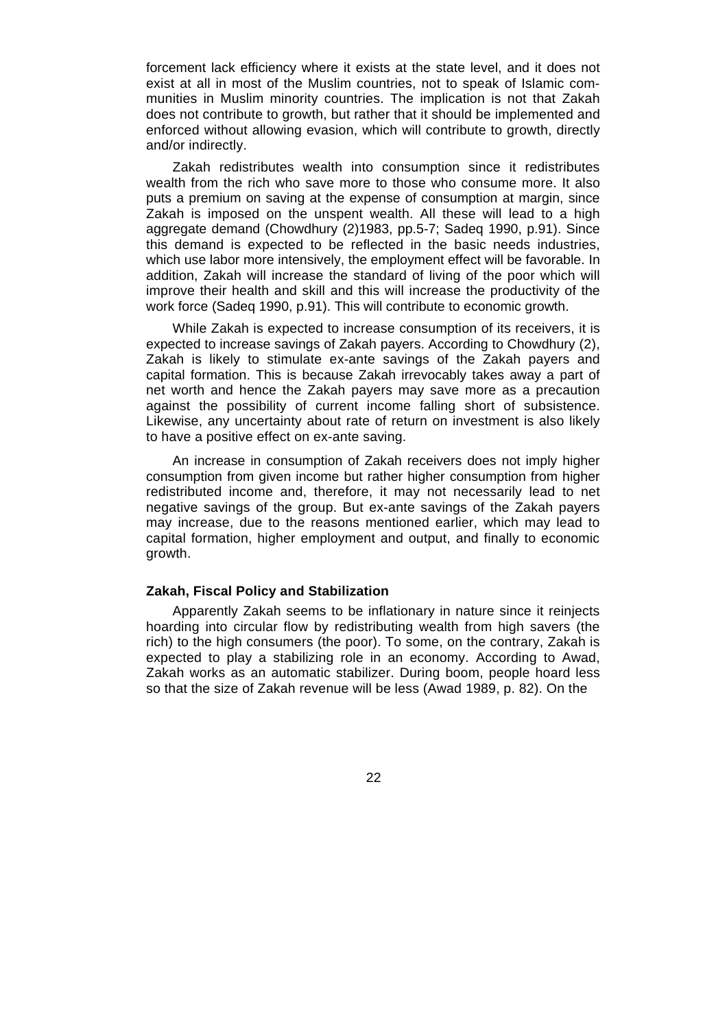forcement lack efficiency where it exists at the state level, and it does not exist at all in most of the Muslim countries, not to speak of Islamic communities in Muslim minority countries. The implication is not that Zakah does not contribute to growth, but rather that it should be implemented and enforced without allowing evasion, which will contribute to growth, directly and/or indirectly.

Zakah redistributes wealth into consumption since it redistributes wealth from the rich who save more to those who consume more. It also puts a premium on saving at the expense of consumption at margin, since Zakah is imposed on the unspent wealth. All these will lead to a high aggregate demand (Chowdhury (2)1983, pp.5-7; Sadeq 1990, p.91). Since this demand is expected to be reflected in the basic needs industries, which use labor more intensively, the employment effect will be favorable. In addition, Zakah will increase the standard of living of the poor which will improve their health and skill and this will increase the productivity of the work force (Sadeq 1990, p.91). This will contribute to economic growth.

While Zakah is expected to increase consumption of its receivers, it is expected to increase savings of Zakah payers. According to Chowdhury (2), Zakah is likely to stimulate ex-ante savings of the Zakah payers and capital formation. This is because Zakah irrevocably takes away a part of net worth and hence the Zakah payers may save more as a precaution against the possibility of current income falling short of subsistence. Likewise, any uncertainty about rate of return on investment is also likely to have a positive effect on ex-ante saving.

An increase in consumption of Zakah receivers does not imply higher consumption from given income but rather higher consumption from higher redistributed income and, therefore, it may not necessarily lead to net negative savings of the group. But ex-ante savings of the Zakah payers may increase, due to the reasons mentioned earlier, which may lead to capital formation, higher employment and output, and finally to economic growth.

### Zakah, Fiscal Policy and Stabilization

Apparently Zakah seems to be inflationary in nature since it reinjects hoarding into circular flow by redistributing wealth from high savers (the rich) to the high consumers (the poor). To some, on the contrary, Zakah is expected to play a stabilizing role in an economy. According to Awad, Zakah works as an automatic stabilizer. During boom, people hoard less so that the size of Zakah revenue will be less (Awad 1989, p. 82). On the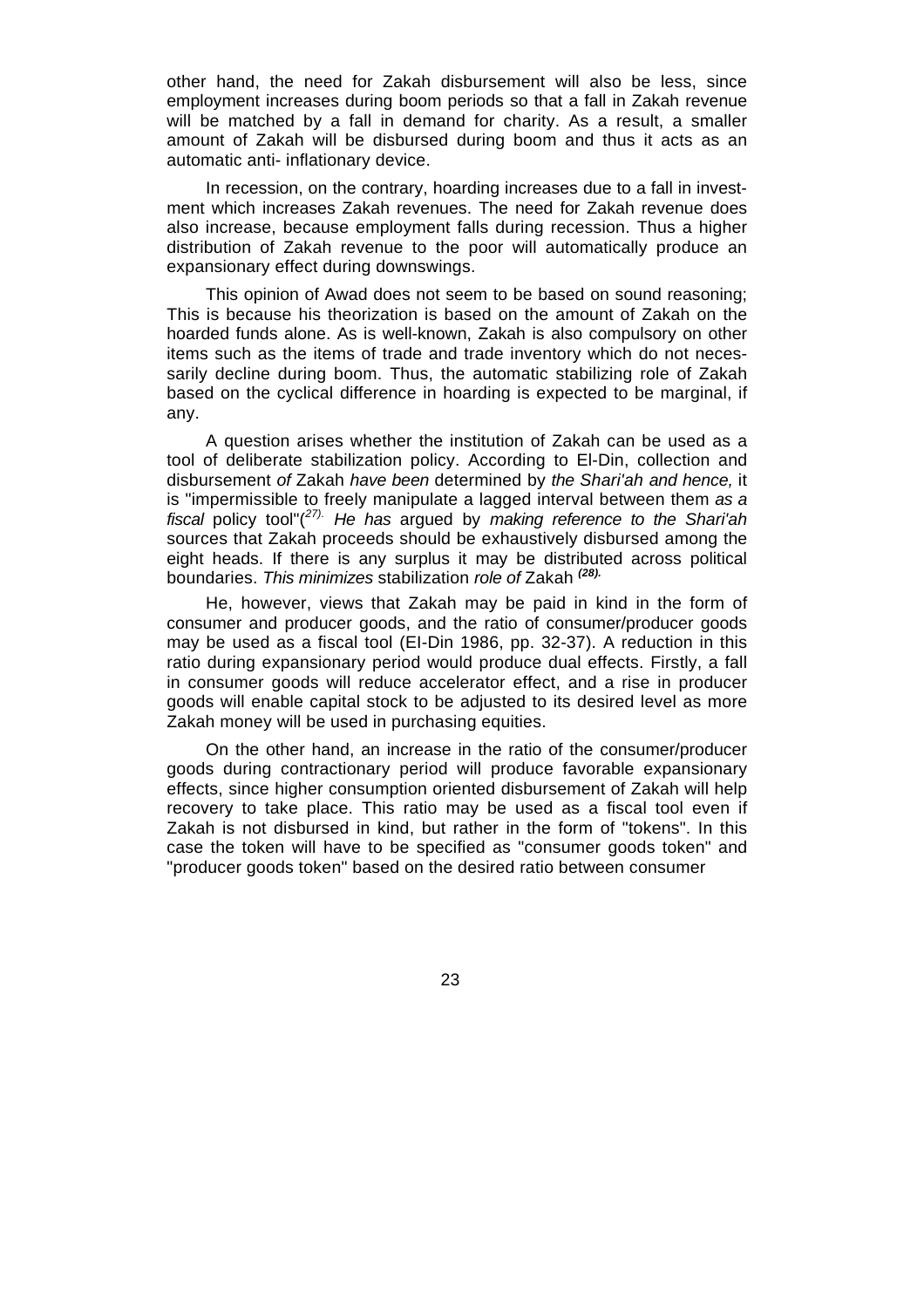other hand, the need for Zakah disbursement will also be less, since employment increases during boom periods so that a fall in Zakah revenue will be matched by a fall in demand for charity. As a result, a smaller amount of Zakah will be disbursed during boom and thus it acts as an automatic anti- inflationary device.

In recession, on the contrary, hoarding increases due to a fall in investment which increases Zakah revenues. The need for Zakah revenue does also increase, because employment falls during recession. Thus a higher distribution of Zakah revenue to the poor will automatically produce an expansionary effect during downswings.

This opinion of Awad does not seem to be based on sound reasoning; This is because his theorization is based on the amount of Zakah on the hoarded funds alone. As is well-known, Zakah is also compulsory on other items such as the items of trade and trade inventory which do not necessarily decline during boom. Thus, the automatic stabilizing role of Zakah based on the cyclical difference in hoarding is expected to be marginal, if any.

A question arises whether the institution of Zakah can be used as a tool of deliberate stabilization policy. According to El-Din, collection and disbursement *of* Zakah *have been* determined by *the Shari'ah and hence,* it is "impermissible to freely manipulate a lagged interval between them *as a fiscal* policy tool"[(27)]. *He has* argued by *making reference to the Shari'ah* sources that Zakah proceeds should be exhaustively disbursed among the eight heads. If there is any surplus it may be distributed across political boundaries. *This minimizes* stabilization *role of* Zakah [(28)].

He, however, views that Zakah may be paid in kind in the form of consumer and producer goods, and the ratio of consumer/producer goods may be used as a fiscal tool (EI-Din 1986, pp. 32-37). A reduction in this ratio during expansionary period would produce dual effects. Firstly, a fall in consumer goods will reduce accelerator effect, and a rise in producer goods will enable capital stock to be adjusted to its desired level as more Zakah money will be used in purchasing equities.

On the other hand, an increase in the ratio of the consumer/producer goods during contractionary period will produce favorable expansionary effects, since higher consumption oriented disbursement of Zakah will help recovery to take place. This ratio may be used as a fiscal tool even if Zakah is not disbursed in kind, but rather in the form of "tokens". In this case the token will have to be specified as "consumer goods token" and "producer goods token" based on the desired ratio between consumer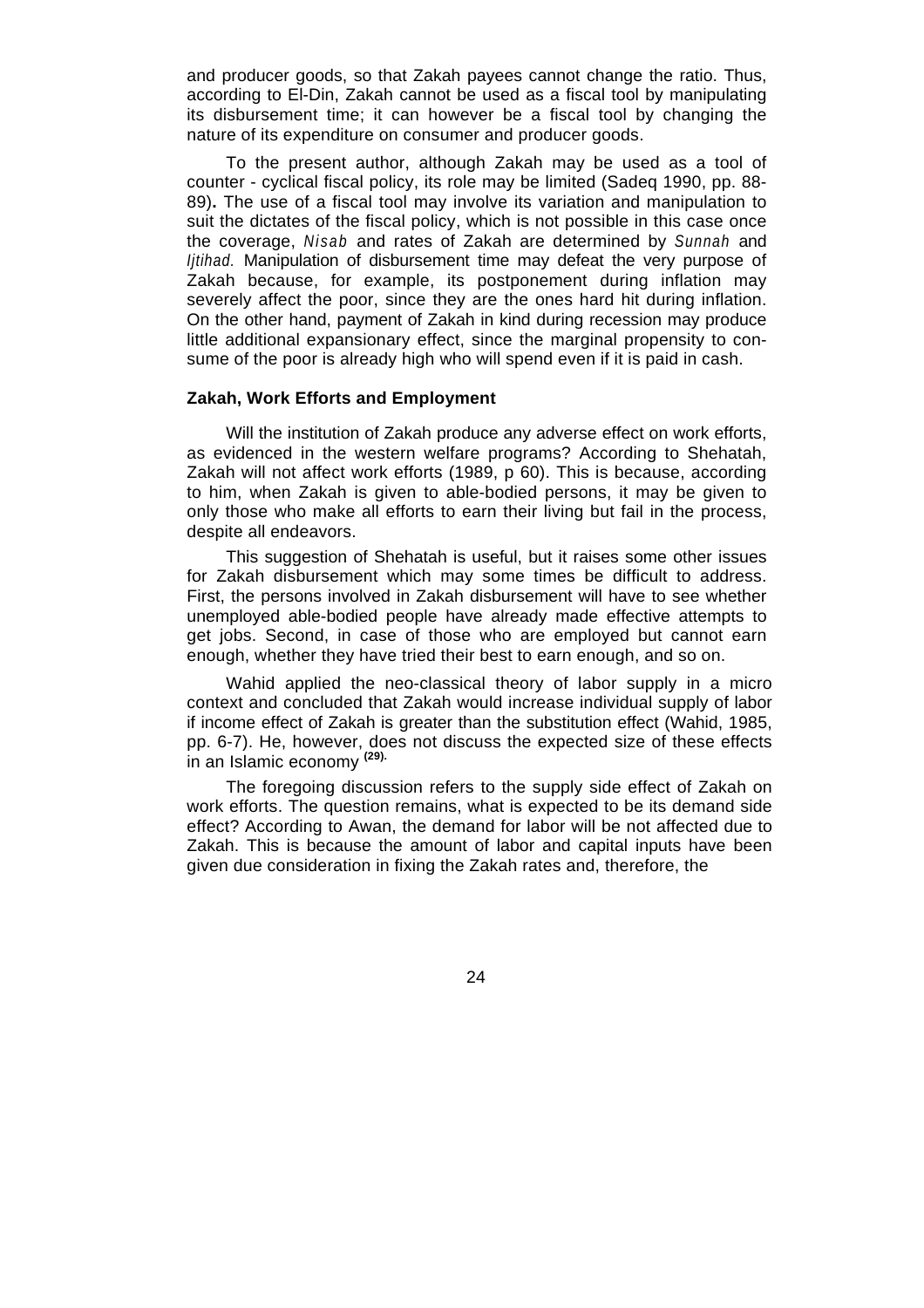and producer goods, so that Zakah payees cannot change the ratio. Thus, according to El-Din, Zakah cannot be used as a fiscal tool by manipulating its disbursement time; it can however be a fiscal tool by changing the nature of its expenditure on consumer and producer goods.

To the present author, although Zakah may be used as a tool of counter - cyclical fiscal policy, its role may be limited (Sadeq 1990, pp. 88-89)**.** The use of a fiscal tool may involve its variation and manipulation to suit the dictates of the fiscal policy, which is not possible in this case once the coverage, *Nisab* and rates of Zakah are determined by *Sunnah* and *Ijtihad.* Manipulation of disbursement time may defeat the very purpose of Zakah because, for example, its postponement during inflation may severely affect the poor, since they are the ones hard hit during inflation. On the other hand, payment of Zakah in kind during recession may produce little additional expansionary effect, since the marginal propensity to consume of the poor is already high who will spend even if it is paid in cash.

**Zakah, Work Efforts and Employment**

Will the institution of Zakah produce any adverse effect on work efforts, as evidenced in the western welfare programs? According to Shehatah, Zakah will not affect work efforts (1989, p 60). This is because, according to him, when Zakah is given to able-bodied persons, it may be given to only those who make all efforts to earn their living but fail in the process, despite all endeavors.

This suggestion of Shehatah is useful, but it raises some other issues for Zakah disbursement which may some times be difficult to address. First, the persons involved in Zakah disbursement will have to see whether unemployed able-bodied people have already made effective attempts to get jobs. Second, in case of those who are employed but cannot earn enough, whether they have tried their best to earn enough, and so on.

Wahid applied the neo-classical theory of labor supply in a micro context and concluded that Zakah would increase individual supply of labor if income effect of Zakah is greater than the substitution effect (Wahid, 1985, pp. 6-7). He, however, does not discuss the expected size of these effects in an Islamic economy [(29).]

The foregoing discussion refers to the supply side effect of Zakah on work efforts. The question remains, what is expected to be its demand side effect? According to Awan, the demand for labor will be not affected due to Zakah. This is because the amount of labor and capital inputs have been given due consideration in fixing the Zakah rates and, therefore, the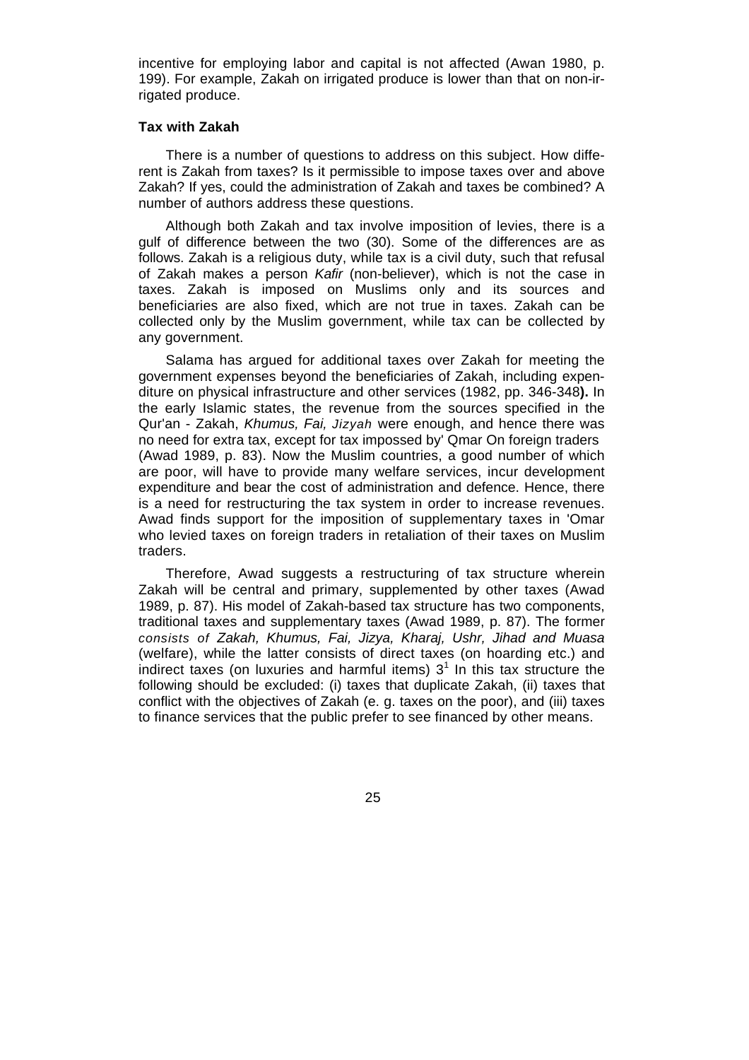incentive for employing labor and capital is not affected (Awan 1980, p. 199). For example, Zakah on irrigated produce is lower than that on non-irrigated produce.

### Tax with Zakah

There is a number of questions to address on this subject. How different is Zakah from taxes? Is it permissible to impose taxes over and above Zakah? If yes, could the administration of Zakah and taxes be combined? A number of authors address these questions.

Although both Zakah and tax involve imposition of levies, there is a gulf of difference between the two (30). Some of the differences are as follows. Zakah is a religious duty, while tax is a civil duty, such that refusal of Zakah makes a person *Kafir* (non-believer), which is not the case in taxes. Zakah is imposed on Muslims only and its sources and beneficiaries are also fixed, which are not true in taxes. Zakah can be collected only by the Muslim government, while tax can be collected by any government.

Salama has argued for additional taxes over Zakah for meeting the government expenses beyond the beneficiaries of Zakah, including expenditure on physical infrastructure and other services (1982, pp. 346-348**).** In the early Islamic states, the revenue from the sources specified in the Qur'an - Zakah, *Khumus, Fai, Jizyah* were enough, and hence there was no need for extra tax, except for tax impossed by' Qmar On foreign traders (Awad 1989, p. 83). Now the Muslim countries, a good number of which are poor, will have to provide many welfare services, incur development expenditure and bear the cost of administration and defence. Hence, there is a need for restructuring the tax system in order to increase revenues. Awad finds support for the imposition of supplementary taxes in 'Omar who levied taxes on foreign traders in retaliation of their taxes on Muslim traders.

Therefore, Awad suggests a restructuring of tax structure wherein Zakah will be central and primary, supplemented by other taxes (Awad 1989, p. 87). His model of Zakah-based tax structure has two components, traditional taxes and supplementary taxes (Awad 1989, p. 87). The former *consists of Zakah, Khumus, Fai, Jizya, Kharaj, Ushr, Jihad and Muasa* (welfare), while the latter consists of direct taxes (on hoarding etc.) and indirect taxes (on luxuries and harmful items) 3[1] In this tax structure the following should be excluded: (i) taxes that duplicate Zakah, (ii) taxes that conflict with the objectives of Zakah (e. g. taxes on the poor), and (iii) taxes to finance services that the public prefer to see financed by other means.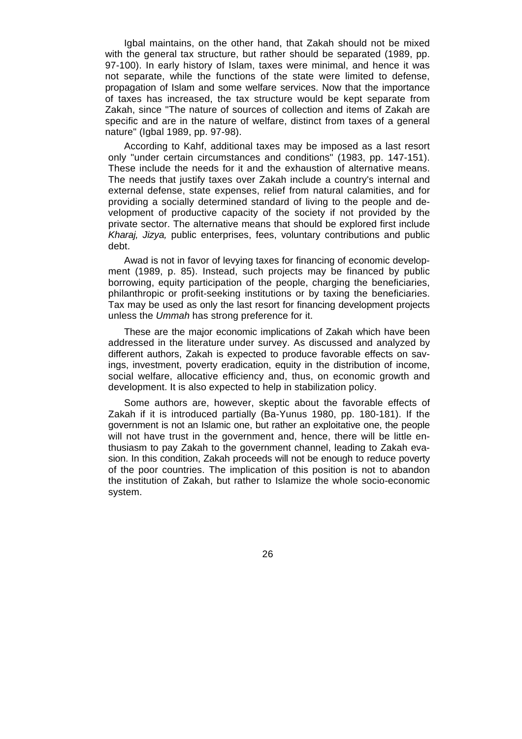Igbal maintains, on the other hand, that Zakah should not be mixed with the general tax structure, but rather should be separated (1989, pp. 97-100). In early history of Islam, taxes were minimal, and hence it was not separate, while the functions of the state were limited to defense, propagation of Islam and some welfare services. Now that the importance of taxes has increased, the tax structure would be kept separate from Zakah, since "The nature of sources of collection and items of Zakah are specific and are in the nature of welfare, distinct from taxes of a general nature" (Igbal 1989, pp. 97-98).

According to Kahf, additional taxes may be imposed as a last resort only "under certain circumstances and conditions" (1983, pp. 147-151). These include the needs for it and the exhaustion of alternative means. The needs that justify taxes over Zakah include a country's internal and external defense, state expenses, relief from natural calamities, and for providing a socially determined standard of living to the people and development of productive capacity of the society if not provided by the private sector. The alternative means that should be explored first include *Kharaj, Jizya,* public enterprises, fees, voluntary contributions and public debt.

Awad is not in favor of levying taxes for financing of economic development (1989, p. 85). Instead, such projects may be financed by public borrowing, equity participation of the people, charging the beneficiaries, philanthropic or profit-seeking institutions or by taxing the beneficiaries. Tax may be used as only the last resort for financing development projects unless the *Ummah* has strong preference for it.

These are the major economic implications of Zakah which have been addressed in the literature under survey. As discussed and analyzed by different authors, Zakah is expected to produce favorable effects on savings, investment, poverty eradication, equity in the distribution of income, social welfare, allocative efficiency and, thus, on economic growth and development. It is also expected to help in stabilization policy.

Some authors are, however, skeptic about the favorable effects of Zakah if it is introduced partially (Ba-Yunus 1980, pp. 180-181). If the government is not an Islamic one, but rather an exploitative one, the people will not have trust in the government and, hence, there will be little enthusiasm to pay Zakah to the government channel, leading to Zakah evasion. In this condition, Zakah proceeds will not be enough to reduce poverty of the poor countries. The implication of this position is not to abandon the institution of Zakah, but rather to Islamize the whole socio-economic system.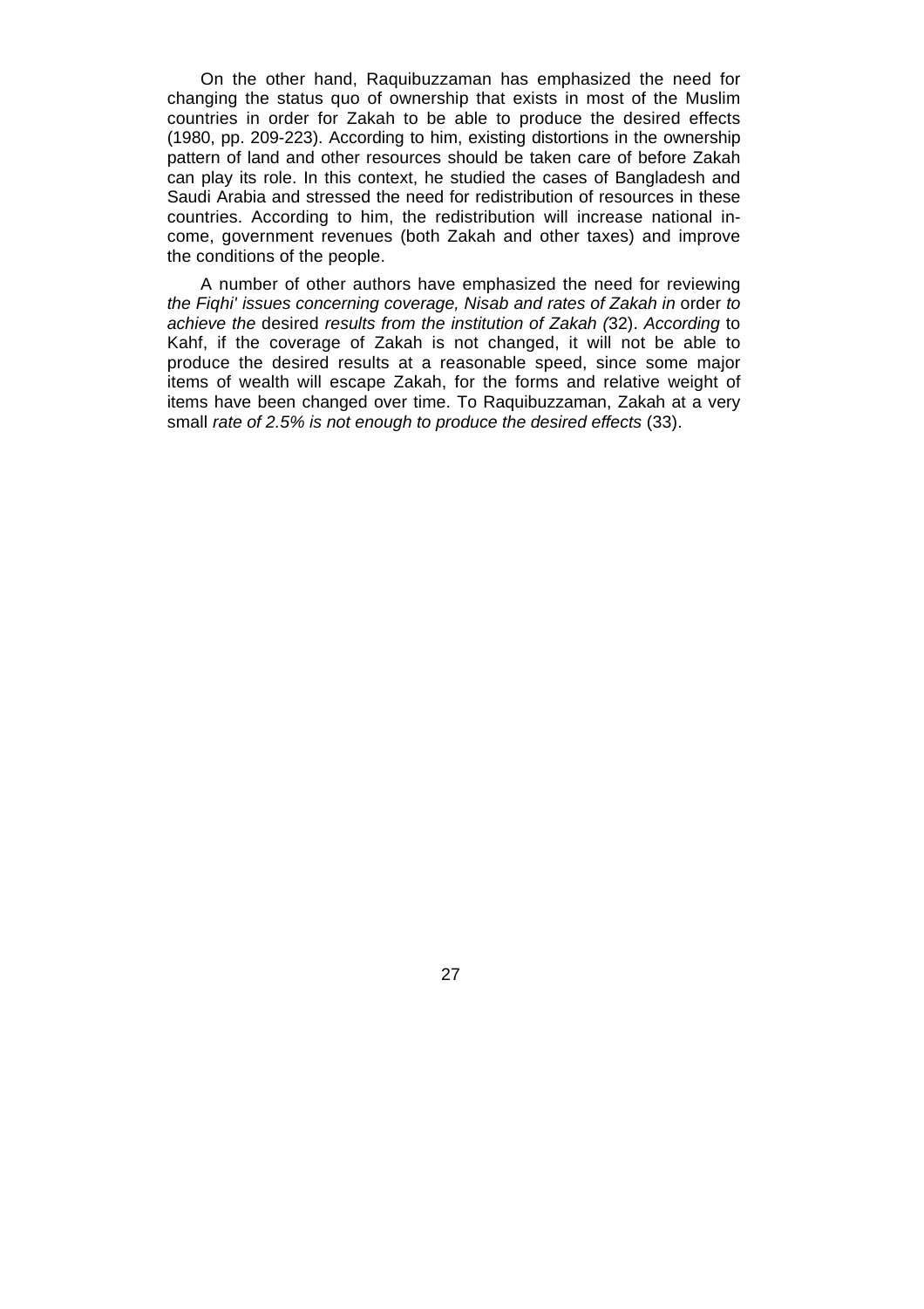On the other hand, Raquibuzzaman has emphasized the need for changing the status quo of ownership that exists in most of the Muslim countries in order for Zakah to be able to produce the desired effects (1980, pp. 209-223). According to him, existing distortions in the ownership pattern of land and other resources should be taken care of before Zakah can play its role. In this context, he studied the cases of Bangladesh and Saudi Arabia and stressed the need for redistribution of resources in these countries. According to him, the redistribution will increase national income, government revenues (both Zakah and other taxes) and improve the conditions of the people.

A number of other authors have emphasized the need for reviewing *the Fiqhi' issues concerning coverage, Nisab and rates of Zakah in* order *to achieve the* desired *results from the institution of Zakah (*32). *According* to Kahf, if the coverage of Zakah is not changed, it will not be able to produce the desired results at a reasonable speed, since some major items of wealth will escape Zakah, for the forms and relative weight of items have been changed over time. To Raquibuzzaman, Zakah at a very small *rate of 2.5% is not enough to produce the desired effects* (33).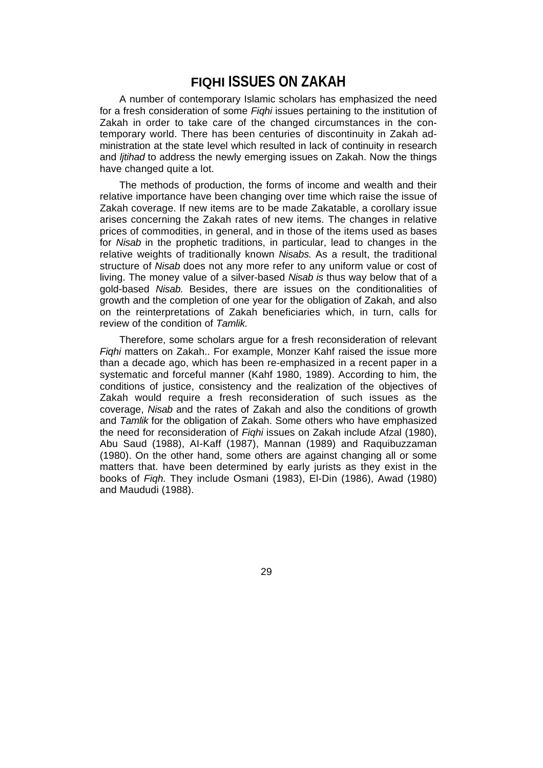# FIQHI ISSUES ON ZAKAH

A number of contemporary Islamic scholars has emphasized the need for a fresh consideration of some *Fiqhi* issues pertaining to the institution of Zakah in order to take care of the changed circumstances in the contemporary world. There has been centuries of discontinuity in Zakah administration at the state level which resulted in lack of continuity in research and *Ijtihad* to address the newly emerging issues on Zakah. Now the things have changed quite a lot.

The methods of production, the forms of income and wealth and their relative importance have been changing over time which raise the issue of Zakah coverage. If new items are to be made Zakatable, a corollary issue arises concerning the Zakah rates of new items. The changes in relative prices of commodities, in general, and in those of the items used as bases for *Nisab* in the prophetic traditions, in particular, lead to changes in the relative weights of traditionally known *Nisabs.* As a result, the traditional structure of *Nisab* does not any more refer to any uniform value or cost of living. The money value of a silver-based *Nisab is* thus way below that of a gold-based *Nisab.* Besides, there are issues on the conditionalities of growth and the completion of one year for the obligation of Zakah, and also on the reinterpretations of Zakah beneficiaries which, in turn, calls for review of the condition of *Tamlik.*

Therefore, some scholars argue for a fresh reconsideration of relevant *Fiqhi* matters on Zakah.. For example, Monzer Kahf raised the issue more than a decade ago, which has been re-emphasized in a recent paper in a systematic and forceful manner (Kahf 1980, 1989). According to him, the conditions of justice, consistency and the realization of the objectives of Zakah would require a fresh reconsideration of such issues as the coverage, *Nisab* and the rates of Zakah and also the conditions of growth and *Tamlik* for the obligation of Zakah. Some others who have emphasized the need for reconsideration of *Fiqhi* issues on Zakah include Afzal (1980), Abu Saud (1988), Al-Kaff (1987), Mannan (1989) and Raquibuzzaman (1980). On the other hand, some others are against changing all or some matters that. have been determined by early jurists as they exist in the books of *Fiqh.* They include Osmani (1983), El-Din (1986), Awad (1980) and Maududi (1988).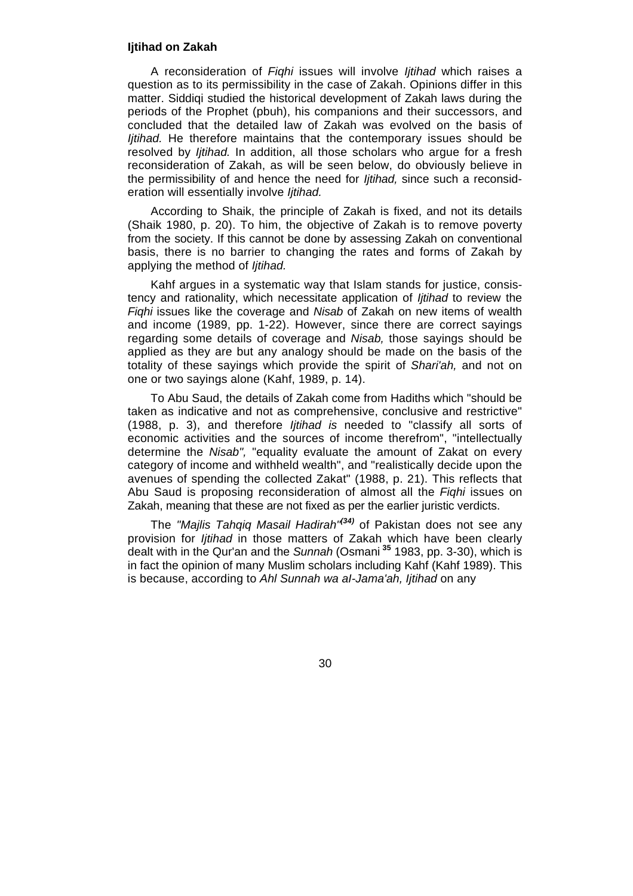**Ijtihad on Zakah**

A reconsideration of *Fiqhi* issues will involve *Ijtihad* which raises a question as to its permissibility in the case of Zakah. Opinions differ in this matter. Siddiqi studied the historical development of Zakah laws during the periods of the Prophet (pbuh), his companions and their successors, and concluded that the detailed law of Zakah was evolved on the basis of *Ijtihad.* He therefore maintains that the contemporary issues should be resolved by *Ijtihad.* In addition, all those scholars who argue for a fresh reconsideration of Zakah, as will be seen below, do obviously believe in the permissibility of and hence the need for *Ijtihad,* since such a reconsideration will essentially involve *Ijtihad.*

According to Shaik, the principle of Zakah is fixed, and not its details (Shaik 1980, p. 20). To him, the objective of Zakah is to remove poverty from the society. If this cannot be done by assessing Zakah on conventional basis, there is no barrier to changing the rates and forms of Zakah by applying the method of *Ijtihad.*

Kahf argues in a systematic way that Islam stands for justice, consistency and rationality, which necessitate application of *Ijtihad* to review the *Fiqhi* issues like the coverage and *Nisab* of Zakah on new items of wealth and income (1989, pp. 1-22). However, since there are correct sayings regarding some details of coverage and *Nisab,* those sayings should be applied as they are but any analogy should be made on the basis of the totality of these sayings which provide the spirit of *Shari'ah,* and not on one or two sayings alone (Kahf, 1989, p. 14).

To Abu Saud, the details of Zakah come from Hadiths which "should be taken as indicative and not as comprehensive, conclusive and restrictive" (1988, p. 3), and therefore *Ijtihad is* needed to "classify all sorts of economic activities and the sources of income therefrom", "intellectually determine the *Nisab",* "equality evaluate the amount of Zakat on every category of income and withheld wealth", and "realistically decide upon the avenues of spending the collected Zakat" (1988, p. 21). This reflects that Abu Saud is proposing reconsideration of almost all the *Fiqhi* issues on Zakah, meaning that these are not fixed as per the earlier juristic verdicts.

The *"Majlis Tahqiq Masail Hadirah"*[(34)] of Pakistan does not see any provision for *Ijtihad* in those matters of Zakah which have been clearly dealt with in the Qur'an and the *Sunnah* (Osmani [35] 1983, pp. 3-30), which is in fact the opinion of many Muslim scholars including Kahf (Kahf 1989). This is because, according to *Ahl Sunnah wa al-Jama'ah, Ijtihad* on any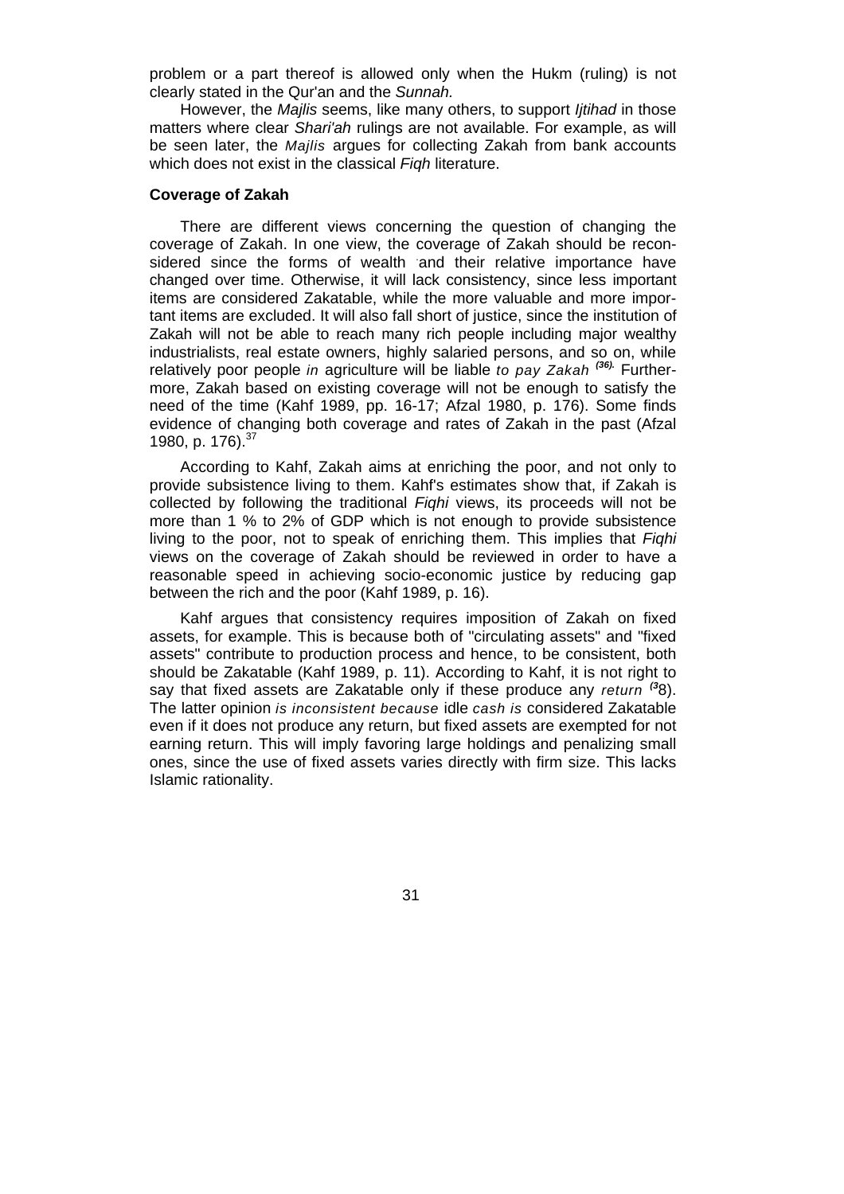problem or a part thereof is allowed only when the Hukm (ruling) is not clearly stated in the Qur'an and the *Sunnah.*

However, the *Majlis* seems, like many others, to support *Ijtihad* in those matters where clear *Shari'ah* rulings are not available. For example, as will be seen later, the *Majlis* argues for collecting Zakah from bank accounts which does not exist in the classical *Fiqh* literature.

**Coverage of Zakah**

There are different views concerning the question of changing the coverage of Zakah. In one view, the coverage of Zakah should be reconsidered since the forms of wealth and their relative importance have changed over time. Otherwise, it will lack consistency, since less important items are considered Zakatable, while the more valuable and more important items are excluded. It will also fall short of justice, since the institution of Zakah will not be able to reach many rich people including major wealthy industrialists, real estate owners, highly salaried persons, and so on, while relatively poor people *in* agriculture will be liable *to pay Zakah* [(36)]. Furthermore, Zakah based on existing coverage will not be enough to satisfy the need of the time (Kahf 1989, pp. 16-17; Afzal 1980, p. 176). Some finds evidence of changing both coverage and rates of Zakah in the past (Afzal 1980, p. 176).[37]

According to Kahf, Zakah aims at enriching the poor, and not only to provide subsistence living to them. Kahf's estimates show that, if Zakah is collected by following the traditional *Fiqhi* views, its proceeds will not be more than 1 % to 2% of GDP which is not enough to provide subsistence living to the poor, not to speak of enriching them. This implies that *Fiqhi* views on the coverage of Zakah should be reviewed in order to have a reasonable speed in achieving socio-economic justice by reducing gap between the rich and the poor (Kahf 1989, p. 16).

Kahf argues that consistency requires imposition of Zakah on fixed assets, for example. This is because both of "circulating assets" and "fixed assets" contribute to production process and hence, to be consistent, both should be Zakatable (Kahf 1989, p. 11). According to Kahf, it is not right to say that fixed assets are Zakatable only if these produce any *return* [(38)]. The latter opinion *is inconsistent because* idle *cash is* considered Zakatable even if it does not produce any return, but fixed assets are exempted for not earning return. This will imply favoring large holdings and penalizing small ones, since the use of fixed assets varies directly with firm size. This lacks Islamic rationality.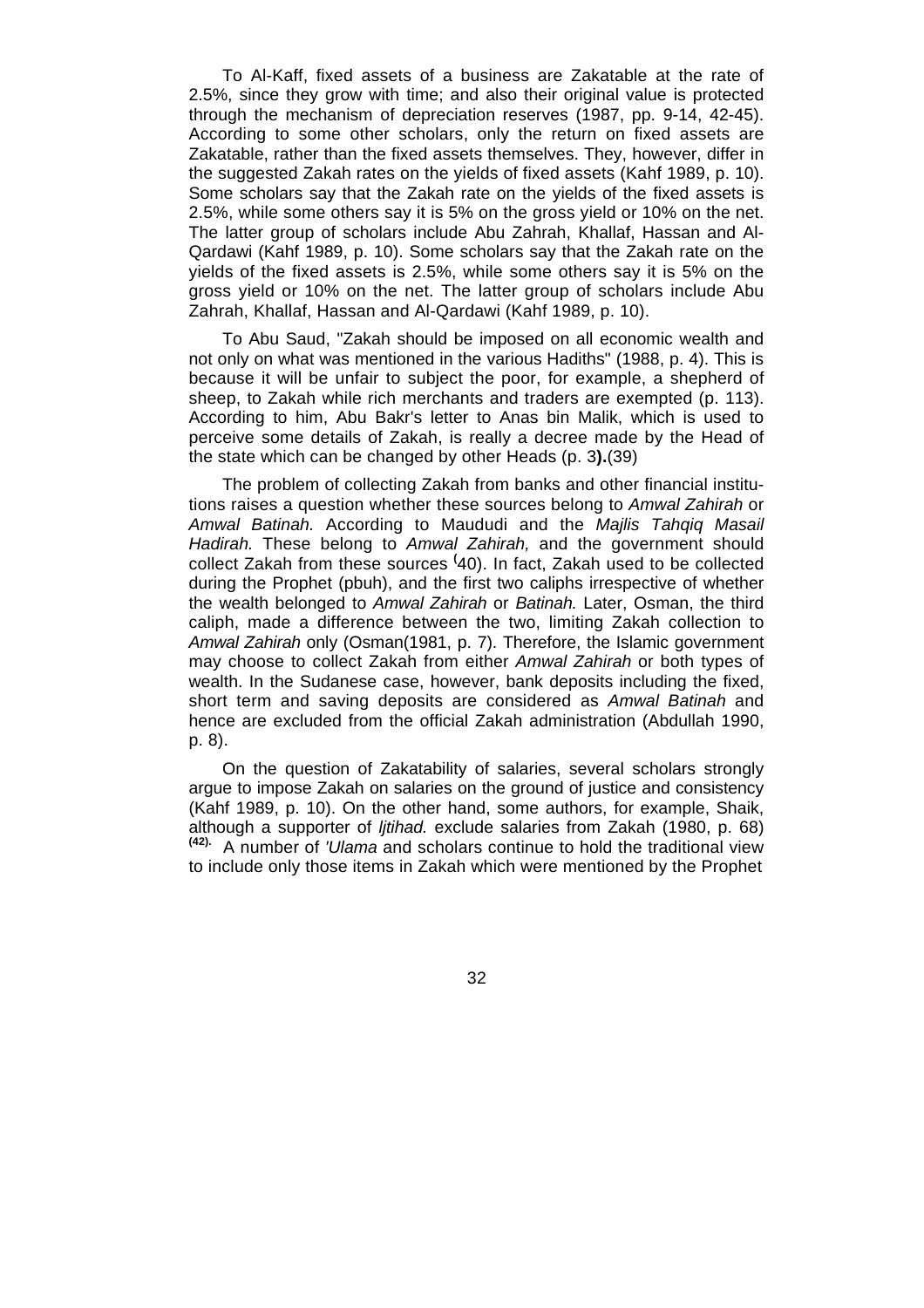To Al-Kaff, fixed assets of a business are Zakatable at the rate of 2.5%, since they grow with time; and also their original value is protected through the mechanism of depreciation reserves (1987, pp. 9-14, 42-45). According to some other scholars, only the return on fixed assets are Zakatable, rather than the fixed assets themselves. They, however, differ in the suggested Zakah rates on the yields of fixed assets (Kahf 1989, p. 10). Some scholars say that the Zakah rate on the yields of the fixed assets is 2.5%, while some others say it is 5% on the gross yield or 10% on the net. The latter group of scholars include Abu Zahrah, Khallaf, Hassan and Al-Qardawi (Kahf 1989, p. 10). Some scholars say that the Zakah rate on the yields of the fixed assets is 2.5%, while some others say it is 5% on the gross yield or 10% on the net. The latter group of scholars include Abu Zahrah, Khallaf, Hassan and Al-Qardawi (Kahf 1989, p. 10).

To Abu Saud, "Zakah should be imposed on all economic wealth and not only on what was mentioned in the various Hadiths" (1988, p. 4). This is because it will be unfair to subject the poor, for example, a shepherd of sheep, to Zakah while rich merchants and traders are exempted (p. 113). According to him, Abu Bakr's letter to Anas bin Malik, which is used to perceive some details of Zakah, is really a decree made by the Head of the state which can be changed by other Heads (p. 3**).**(39)

The problem of collecting Zakah from banks and other financial institutions raises a question whether these sources belong to *Amwal Zahirah* or *Amwal Batinah*. According to Maududi and the *Majlis Tahqiq Masail Hadirah.* These belong to *Amwal Zahirah,* and the government should collect Zakah from these sources (40). In fact, Zakah used to be collected during the Prophet (pbuh), and the first two caliphs irrespective of whether the wealth belonged to *Amwal Zahirah* or *Batinah.* Later, Osman, the third caliph, made a difference between the two, limiting Zakah collection to *Amwal Zahirah* only (Osman(1981, p. 7). Therefore, the Islamic government may choose to collect Zakah from either *Amwal Zahirah* or both types of wealth. In the Sudanese case, however, bank deposits including the fixed, short term and saving deposits are considered as *Amwal Batinah* and hence are excluded from the official Zakah administration (Abdullah 1990, p. 8).

On the question of Zakatability of salaries, several scholars strongly argue to impose Zakah on salaries on the ground of justice and consistency (Kahf 1989, p. 10). On the other hand, some authors, for example, Shaik, although a supporter of *Ijtihad.* exclude salaries from Zakah (1980, p. 68) **(42).** A number of *'Ulama* and scholars continue to hold the traditional view to include only those items in Zakah which were mentioned by the Prophet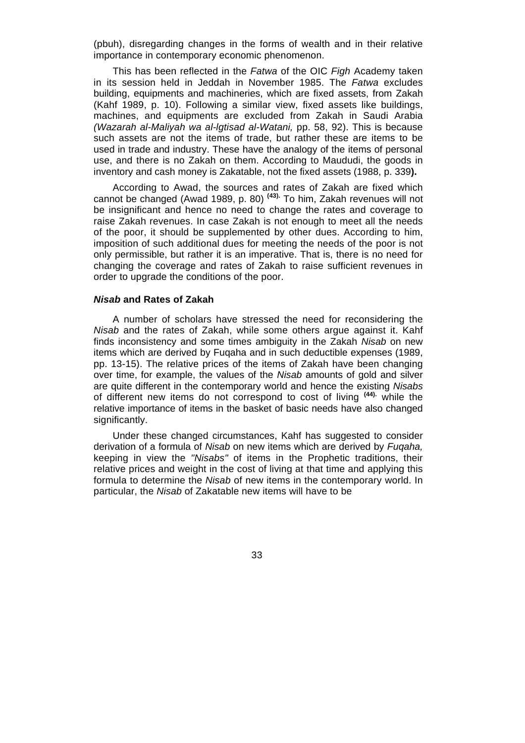(pbuh), disregarding changes in the forms of wealth and in their relative importance in contemporary economic phenomenon.

This has been reflected in the *Fatwa* of the OIC *Figh* Academy taken in its session held in Jeddah in November 1985. The *Fatwa* excludes building, equipments and machineries, which are fixed assets, from Zakah (Kahf 1989, p. 10). Following a similar view, fixed assets like buildings, machines, and equipments are excluded from Zakah in Saudi Arabia *(Wazarah al-Maliyah wa al-lgtisad al-Watani,* pp. 58, 92). This is because such assets are not the items of trade, but rather these are items to be used in trade and industry. These have the analogy of the items of personal use, and there is no Zakah on them. According to Maududi, the goods in inventory and cash money is Zakatable, not the fixed assets (1988, p. 339**).**

According to Awad, the sources and rates of Zakah are fixed which cannot be changed (Awad 1989, p. 80) **[43].** To him, Zakah revenues will not be insignificant and hence no need to change the rates and coverage to raise Zakah revenues. In case Zakah is not enough to meet all the needs of the poor, it should be supplemented by other dues. According to him, imposition of such additional dues for meeting the needs of the poor is not only permissible, but rather it is an imperative. That is, there is no need for changing the coverage and rates of Zakah to raise sufficient revenues in order to upgrade the conditions of the poor.

### ***Nisab*** **and Rates of Zakah**

A number of scholars have stressed the need for reconsidering the *Nisab* and the rates of Zakah, while some others argue against it. Kahf finds inconsistency and some times ambiguity in the Zakah *Nisab* on new items which are derived by Fuqaha and in such deductible expenses (1989, pp. 13-15). The relative prices of the items of Zakah have been changing over time, for example, the values of the *Nisab* amounts of gold and silver are quite different in the contemporary world and hence the existing *Nisabs* of different new items do not correspond to cost of living **[44].** while the relative importance of items in the basket of basic needs have also changed significantly.

Under these changed circumstances, Kahf has suggested to consider derivation of a formula of *Nisab* on new items which are derived by *Fuqaha,* keeping in view the *"Nisabs"* of items in the Prophetic traditions, their relative prices and weight in the cost of living at that time and applying this formula to determine the *Nisab* of new items in the contemporary world. In particular, the *Nisab* of Zakatable new items will have to be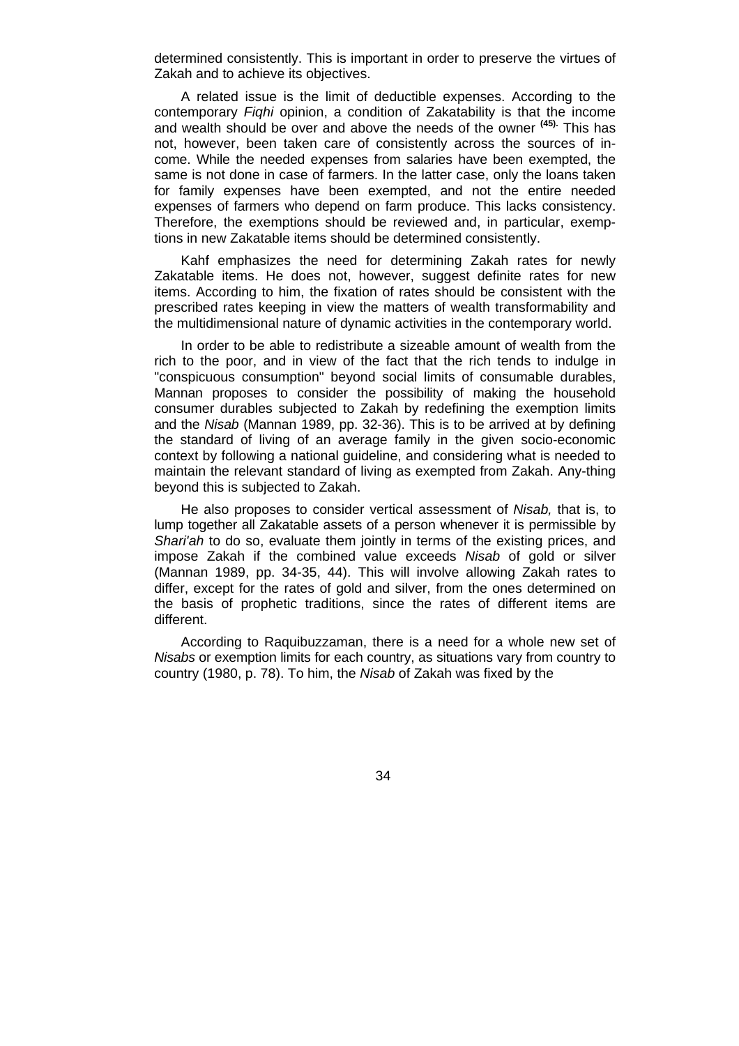determined consistently. This is important in order to preserve the virtues of Zakah and to achieve its objectives.

A related issue is the limit of deductible expenses. According to the contemporary *Fiqhi* opinion, a condition of Zakatability is that the income and wealth should be over and above the needs of the owner [(45).] This has not, however, been taken care of consistently across the sources of income. While the needed expenses from salaries have been exempted, the same is not done in case of farmers. In the latter case, only the loans taken for family expenses have been exempted, and not the entire needed expenses of farmers who depend on farm produce. This lacks consistency. Therefore, the exemptions should be reviewed and, in particular, exemptions in new Zakatable items should be determined consistently.

Kahf emphasizes the need for determining Zakah rates for newly Zakatable items. He does not, however, suggest definite rates for new items. According to him, the fixation of rates should be consistent with the prescribed rates keeping in view the matters of wealth transformability and the multidimensional nature of dynamic activities in the contemporary world.

In order to be able to redistribute a sizeable amount of wealth from the rich to the poor, and in view of the fact that the rich tends to indulge in "conspicuous consumption" beyond social limits of consumable durables, Mannan proposes to consider the possibility of making the household consumer durables subjected to Zakah by redefining the exemption limits and the *Nisab* (Mannan 1989, pp. 32-36). This is to be arrived at by defining the standard of living of an average family in the given socio-economic context by following a national guideline, and considering what is needed to maintain the relevant standard of living as exempted from Zakah. Any-thing beyond this is subjected to Zakah.

He also proposes to consider vertical assessment of *Nisab,* that is, to lump together all Zakatable assets of a person whenever it is permissible by *Shari'ah* to do so, evaluate them jointly in terms of the existing prices, and impose Zakah if the combined value exceeds *Nisab* of gold or silver (Mannan 1989, pp. 34-35, 44). This will involve allowing Zakah rates to differ, except for the rates of gold and silver, from the ones determined on the basis of prophetic traditions, since the rates of different items are different.

According to Raquibuzzaman, there is a need for a whole new set of *Nisabs* or exemption limits for each country, as situations vary from country to country (1980, p. 78). To him, the *Nisab* of Zakah was fixed by the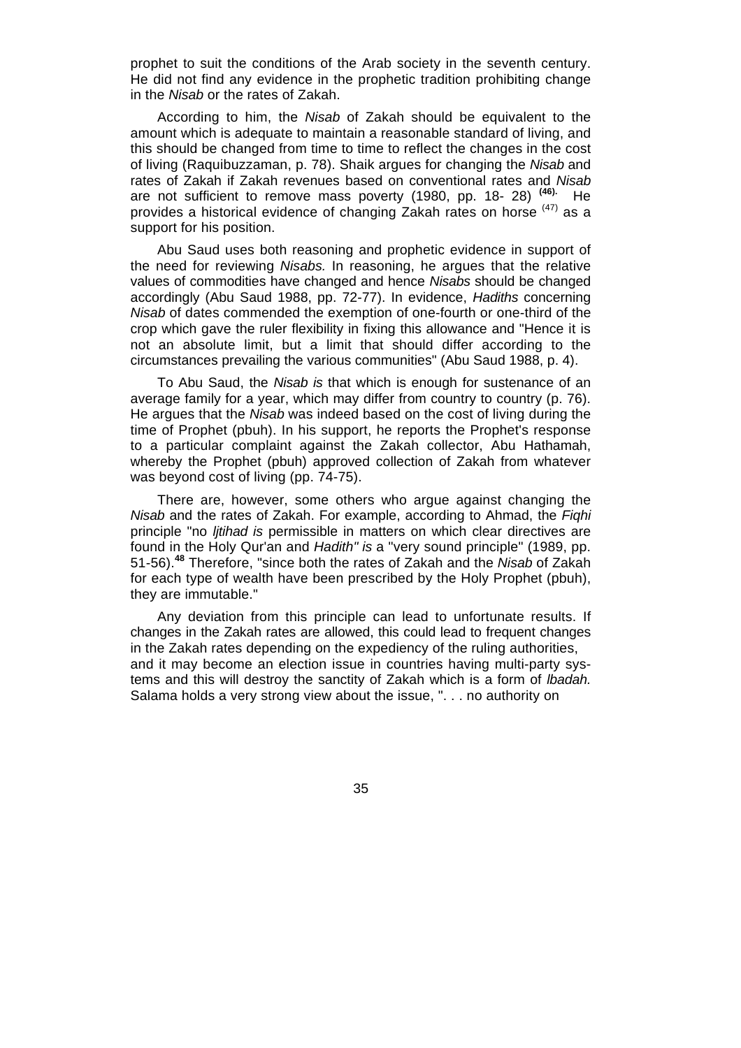prophet to suit the conditions of the Arab society in the seventh century. He did not find any evidence in the prophetic tradition prohibiting change in the *Nisab* or the rates of Zakah.

According to him, the *Nisab* of Zakah should be equivalent to the amount which is adequate to maintain a reasonable standard of living, and this should be changed from time to time to reflect the changes in the cost of living (Raquibuzzaman, p. 78). Shaik argues for changing the *Nisab* and rates of Zakah if Zakah revenues based on conventional rates and *Nisab* are not sufficient to remove mass poverty (1980, pp. 18- 28) [(46).] He provides a historical evidence of changing Zakah rates on horse [(47)] as a support for his position.

Abu Saud uses both reasoning and prophetic evidence in support of the need for reviewing *Nisabs.* In reasoning, he argues that the relative values of commodities have changed and hence *Nisabs* should be changed accordingly (Abu Saud 1988, pp. 72-77). In evidence, *Hadiths* concerning *Nisab* of dates commended the exemption of one-fourth or one-third of the crop which gave the ruler flexibility in fixing this allowance and "Hence it is not an absolute limit, but a limit that should differ according to the circumstances prevailing the various communities" (Abu Saud 1988, p. 4).

To Abu Saud, the *Nisab is* that which is enough for sustenance of an average family for a year, which may differ from country to country (p. 76). He argues that the *Nisab* was indeed based on the cost of living during the time of Prophet (pbuh). In his support, he reports the Prophet's response to a particular complaint against the Zakah collector, Abu Hathamah, whereby the Prophet (pbuh) approved collection of Zakah from whatever was beyond cost of living (pp. 74-75).

There are, however, some others who argue against changing the *Nisab* and the rates of Zakah. For example, according to Ahmad, the *Fiqhi* principle "no *Ijtihad is* permissible in matters on which clear directives are found in the Holy Qur'an and *Hadith" is* a "very sound principle" (1989, pp. 51-56).[48] Therefore, "since both the rates of Zakah and the *Nisab* of Zakah for each type of wealth have been prescribed by the Holy Prophet (pbuh), they are immutable."

Any deviation from this principle can lead to unfortunate results. If changes in the Zakah rates are allowed, this could lead to frequent changes in the Zakah rates depending on the expediency of the ruling authorities, and it may become an election issue in countries having multi-party systems and this will destroy the sanctity of Zakah which is a form of *Ibadah.* Salama holds a very strong view about the issue, ". . . no authority on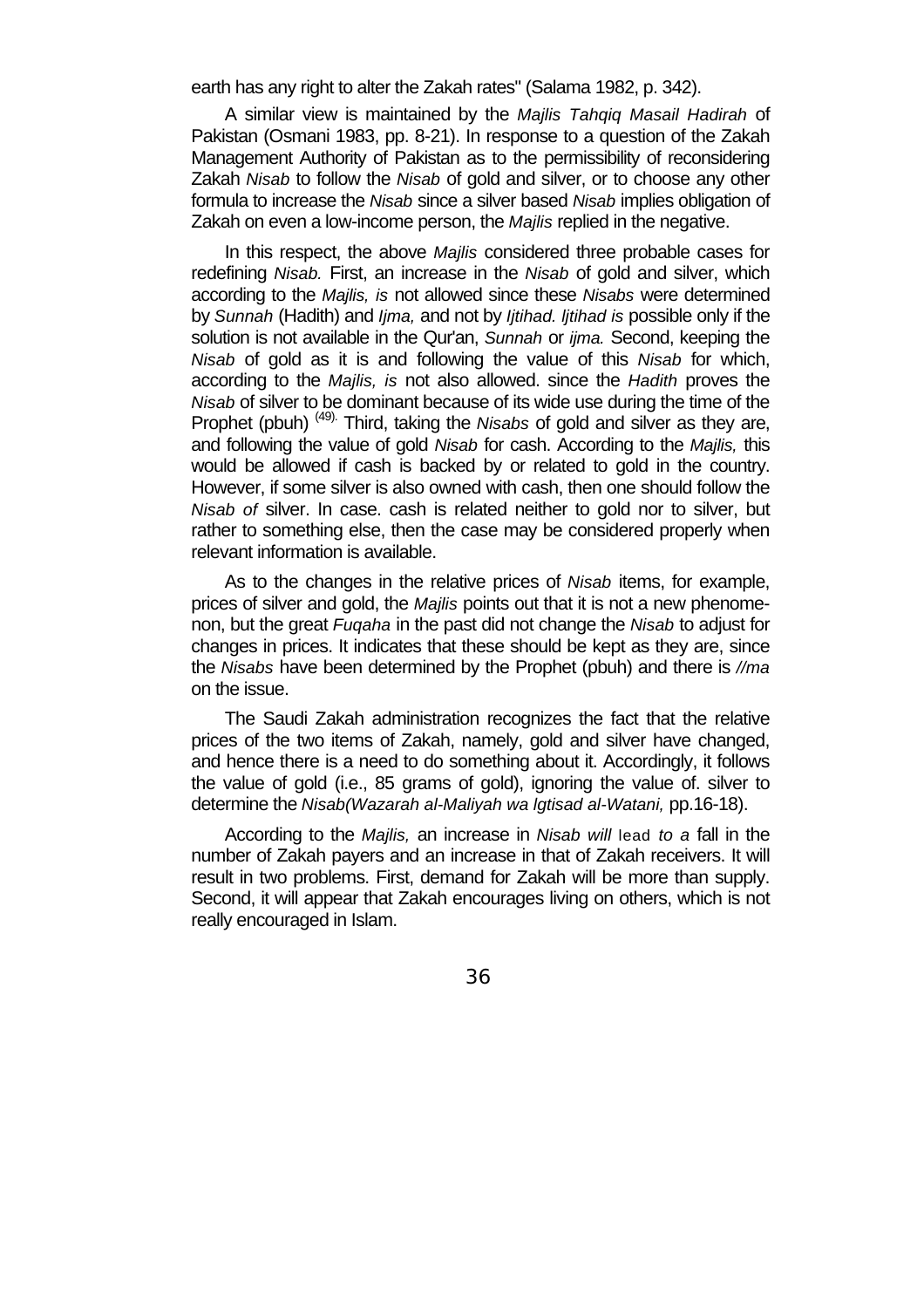earth has any right to alter the Zakah rates" (Salama 1982, p. 342).

A similar view is maintained by the *Majlis Tahqiq Masail Hadirah* of Pakistan (Osmani 1983, pp. 8-21). In response to a question of the Zakah Management Authority of Pakistan as to the permissibility of reconsidering Zakah *Nisab* to follow the *Nisab* of gold and silver, or to choose any other formula to increase the *Nisab* since a silver based *Nisab* implies obligation of Zakah on even a low-income person, the *Majlis* replied in the negative.

In this respect, the above *Majlis* considered three probable cases for redefining *Nisab.* First, an increase in the *Nisab* of gold and silver, which according to the *Majlis, is* not allowed since these *Nisabs* were determined by *Sunnah* (Hadith) and *Ijma,* and not by *Ijtihad. ljtihad is* possible only if the solution is not available in the Qur'an, *Sunnah* or *ijma.* Second, keeping the *Nisab* of gold as it is and following the value of this *Nisab* for which, according to the *Majlis, is* not also allowed. since the *Hadith* proves the *Nisab* of silver to be dominant because of its wide use during the time of the Prophet (pbuh) [(49).] Third, taking the *Nisabs* of gold and silver as they are, and following the value of gold *Nisab* for cash. According to the *Majlis,* this would be allowed if cash is backed by or related to gold in the country. However, if some silver is also owned with cash, then one should follow the *Nisab of* silver. In case. cash is related neither to gold nor to silver, but rather to something else, then the case may be considered properly when relevant information is available.

As to the changes in the relative prices of *Nisab* items, for example, prices of silver and gold, the *Majlis* points out that it is not a new phenomenon, but the great *Fuqaha* in the past did not change the *Nisab* to adjust for changes in prices. It indicates that these should be kept as they are, since the *Nisabs* have been determined by the Prophet (pbuh) and there is *//ma* on the issue.

The Saudi Zakah administration recognizes the fact that the relative prices of the two items of Zakah, namely, gold and silver have changed, and hence there is a need to do something about it. Accordingly, it follows the value of gold (i.e., 85 grams of gold), ignoring the value of. silver to determine the *Nisab(Wazarah al-Maliyah wa lgtisad al-Watani,* pp.16-18).

According to the *Majlis,* an increase in *Nisab will* lead *to a* fall in the number of Zakah payers and an increase in that of Zakah receivers. It will result in two problems. First, demand for Zakah will be more than supply. Second, it will appear that Zakah encourages living on others, which is not really encouraged in Islam.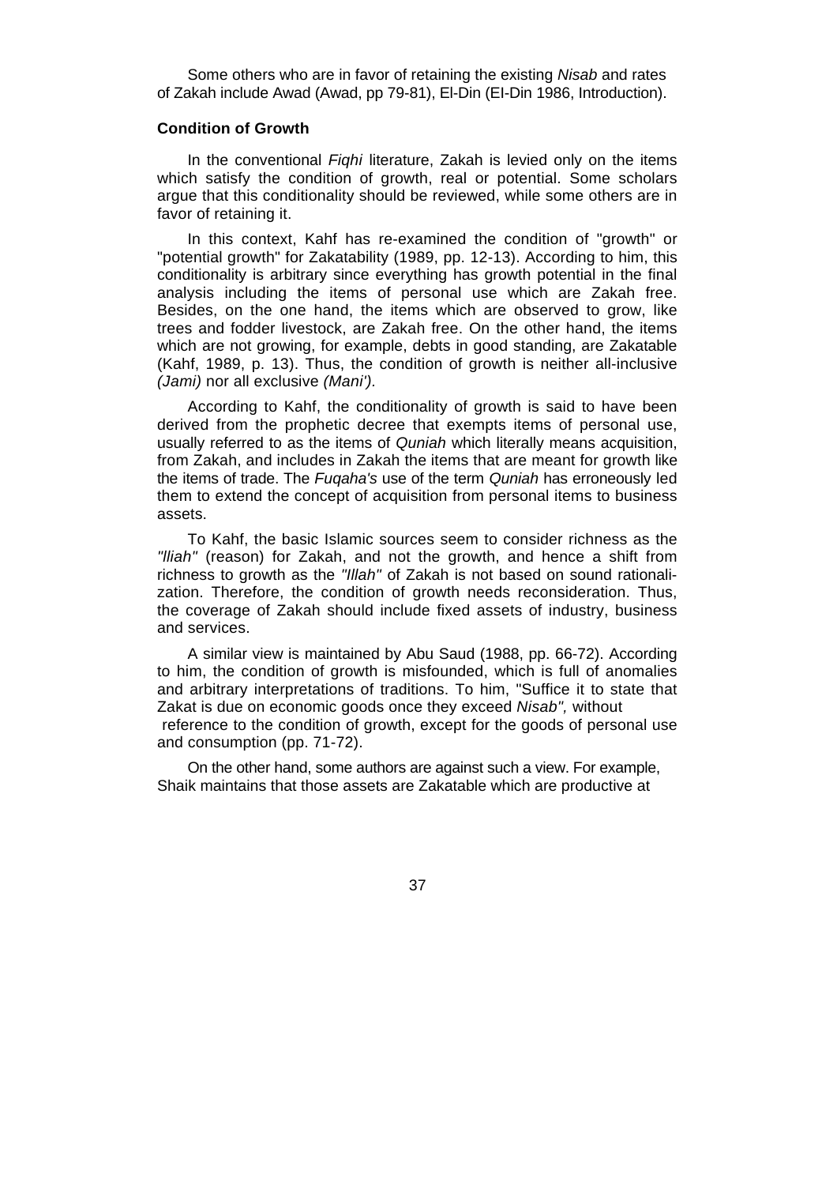Some others who are in favor of retaining the existing *Nisab* and rates of Zakah include Awad (Awad, pp 79-81), El-Din (El-Din 1986, Introduction).

**Condition of Growth**

In the conventional *Fiqhi* literature, Zakah is levied only on the items which satisfy the condition of growth, real or potential. Some scholars argue that this conditionality should be reviewed, while some others are in favor of retaining it.

In this context, Kahf has re-examined the condition of "growth" or "potential growth" for Zakatability (1989, pp. 12-13). According to him, this conditionality is arbitrary since everything has growth potential in the final analysis including the items of personal use which are Zakah free. Besides, on the one hand, the items which are observed to grow, like trees and fodder livestock, are Zakah free. On the other hand, the items which are not growing, for example, debts in good standing, are Zakatable (Kahf, 1989, p. 13). Thus, the condition of growth is neither all-inclusive *(Jami)* nor all exclusive *(Mani').*

According to Kahf, the conditionality of growth is said to have been derived from the prophetic decree that exempts items of personal use, usually referred to as the items of *Quniah* which literally means acquisition, from Zakah, and includes in Zakah the items that are meant for growth like the items of trade. The *Fuqaha's* use of the term *Quniah* has erroneously led them to extend the concept of acquisition from personal items to business assets.

To Kahf, the basic Islamic sources seem to consider richness as the *"lliah"* (reason) for Zakah, and not the growth, and hence a shift from richness to growth as the *"Illah"* of Zakah is not based on sound rationalization. Therefore, the condition of growth needs reconsideration. Thus, the coverage of Zakah should include fixed assets of industry, business and services.

A similar view is maintained by Abu Saud (1988, pp. 66-72). According to him, the condition of growth is misfounded, which is full of anomalies and arbitrary interpretations of traditions. To him, "Suffice it to state that Zakat is due on economic goods once they exceed *Nisab",* without reference to the condition of growth, except for the goods of personal use and consumption (pp. 71-72).

On the other hand, some authors are against such a view. For example, Shaik maintains that those assets are Zakatable which are productive at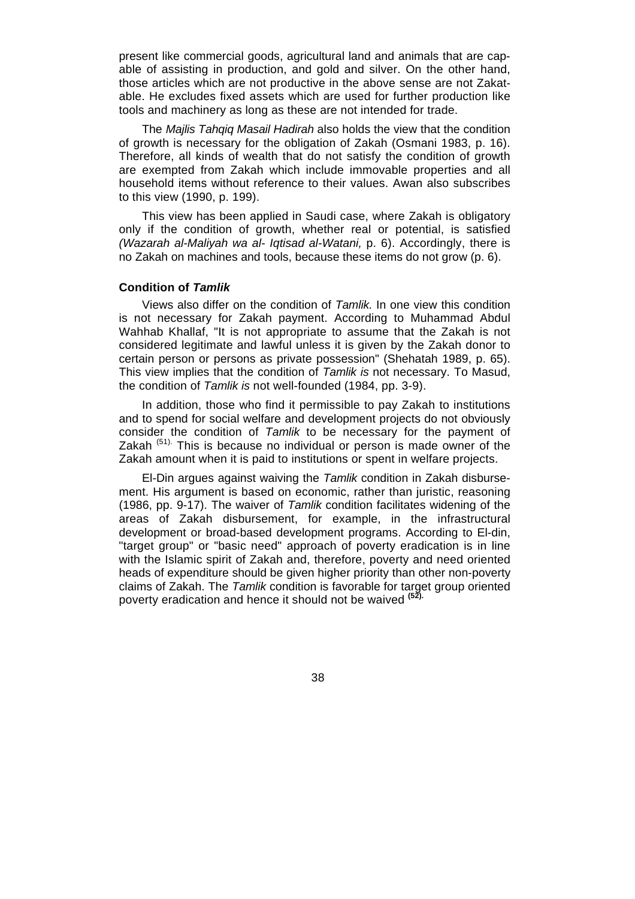present like commercial goods, agricultural land and animals that are capable of assisting in production, and gold and silver. On the other hand, those articles which are not productive in the above sense are not Zakatable. He excludes fixed assets which are used for further production like tools and machinery as long as these are not intended for trade.

The *Majlis Tahqiq Masail Hadirah* also holds the view that the condition of growth is necessary for the obligation of Zakah (Osmani 1983, p. 16). Therefore, all kinds of wealth that do not satisfy the condition of growth are exempted from Zakah which include immovable properties and all household items without reference to their values. Awan also subscribes to this view (1990, p. 199).

This view has been applied in Saudi case, where Zakah is obligatory only if the condition of growth, whether real or potential, is satisfied *(Wazarah al-Maliyah wa al- Iqtisad al-Watani,* p. 6). Accordingly, there is no Zakah on machines and tools, because these items do not grow (p. 6).

**Condition of *Tamlik***

Views also differ on the condition of *Tamlik.* In one view this condition is not necessary for Zakah payment. According to Muhammad Abdul Wahhab Khallaf, "It is not appropriate to assume that the Zakah is not considered legitimate and lawful unless it is given by the Zakah donor to certain person or persons as private possession" (Shehatah 1989, p. 65). This view implies that the condition of *Tamlik is* not necessary. To Masud, the condition of *Tamlik is* not well-founded (1984, pp. 3-9).

In addition, those who find it permissible to pay Zakah to institutions and to spend for social welfare and development projects do not obviously consider the condition of *Tamlik* to be necessary for the payment of Zakah [(51).] This is because no individual or person is made owner of the Zakah amount when it is paid to institutions or spent in welfare projects.

El-Din argues against waiving the *Tamlik* condition in Zakah disbursement. His argument is based on economic, rather than juristic, reasoning (1986, pp. 9-17). The waiver of *Tamlik* condition facilitates widening of the areas of Zakah disbursement, for example, in the infrastructural development or broad-based development programs. According to El-din, "target group" or "basic need" approach of poverty eradication is in line with the Islamic spirit of Zakah and, therefore, poverty and need oriented heads of expenditure should be given higher priority than other non-poverty claims of Zakah. The *Tamlik* condition is favorable for target group oriented poverty eradication and hence it should not be waived **[(52).]**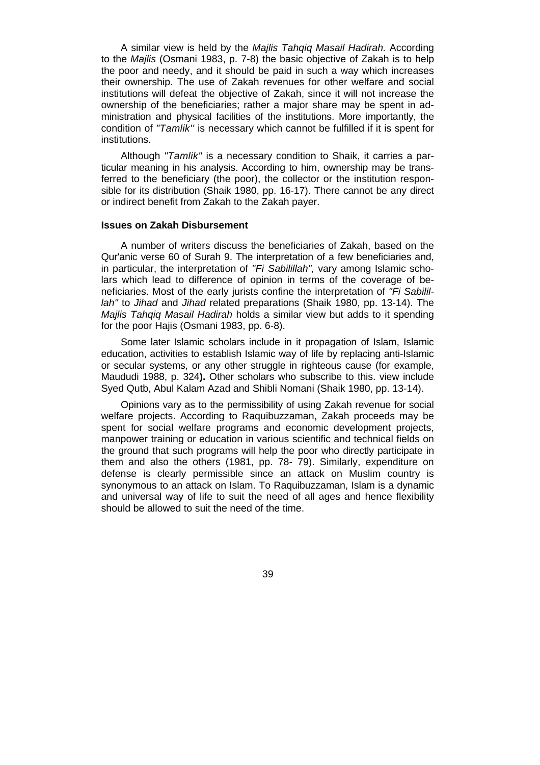A similar view is held by the *Majlis Tahqiq Masail Hadirah.* According to the *Majlis* (Osmani 1983, p. 7-8) the basic objective of Zakah is to help the poor and needy, and it should be paid in such a way which increases their ownership. The use of Zakah revenues for other welfare and social institutions will defeat the objective of Zakah, since it will not increase the ownership of the beneficiaries; rather a major share may be spent in administration and physical facilities of the institutions. More importantly, the condition of *"Tamlik"* is necessary which cannot be fulfilled if it is spent for institutions.

Although *"Tamlik"* is a necessary condition to Shaik, it carries a particular meaning in his analysis. According to him, ownership may be transferred to the beneficiary (the poor), the collector or the institution responsible for its distribution (Shaik 1980, pp. 16-17). There cannot be any direct or indirect benefit from Zakah to the Zakah payer.

**Issues on Zakah Disbursement**

A number of writers discuss the beneficiaries of Zakah, based on the Qur'anic verse 60 of Surah 9. The interpretation of a few beneficiaries and, in particular, the interpretation of *"Fi Sabilillah",* vary among Islamic scholars which lead to difference of opinion in terms of the coverage of beneficiaries. Most of the early jurists confine the interpretation of *"Fi Sabilillah"* to *Jihad* and *Jihad* related preparations (Shaik 1980, pp. 13-14). The *Majlis Tahqiq Masail Hadirah* holds a similar view but adds to it spending for the poor Hajis (Osmani 1983, pp. 6-8).

Some later Islamic scholars include in it propagation of Islam, Islamic education, activities to establish Islamic way of life by replacing anti-Islamic or secular systems, or any other struggle in righteous cause (for example, Maududi 1988, p. 324**).** Other scholars who subscribe to this. view include Syed Qutb, Abul Kalam Azad and Shibli Nomani (Shaik 1980, pp. 13-14).

Opinions vary as to the permissibility of using Zakah revenue for social welfare projects. According to Raquibuzzaman, Zakah proceeds may be spent for social welfare programs and economic development projects, manpower training or education in various scientific and technical fields on the ground that such programs will help the poor who directly participate in them and also the others (1981, pp. 78- 79). Similarly, expenditure on defense is clearly permissible since an attack on Muslim country is synonymous to an attack on Islam. To Raquibuzzaman, Islam is a dynamic and universal way of life to suit the need of all ages and hence flexibility should be allowed to suit the need of the time.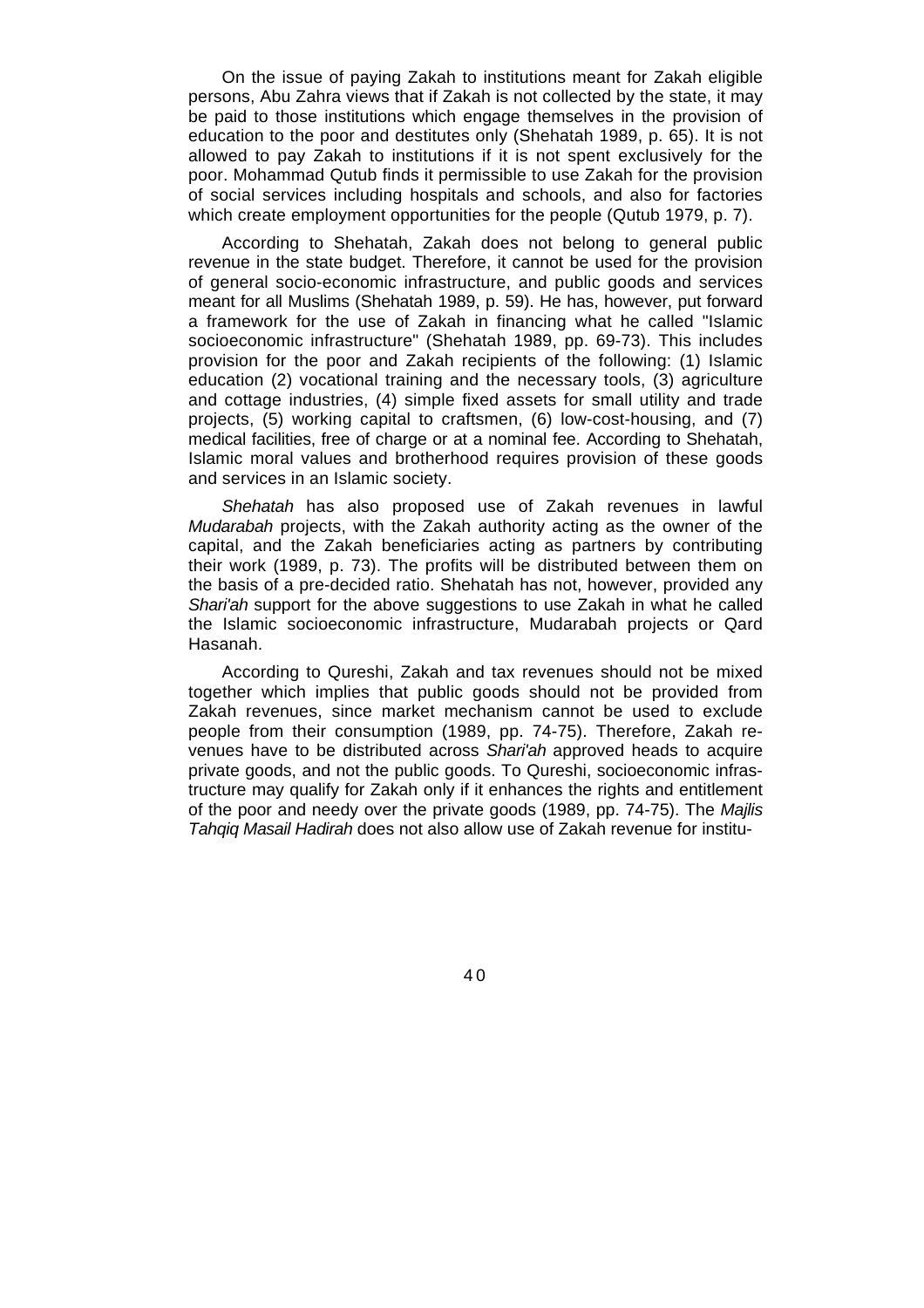On the issue of paying Zakah to institutions meant for Zakah eligible persons, Abu Zahra views that if Zakah is not collected by the state, it may be paid to those institutions which engage themselves in the provision of education to the poor and destitutes only (Shehatah 1989, p. 65). It is not allowed to pay Zakah to institutions if it is not spent exclusively for the poor. Mohammad Qutub finds it permissible to use Zakah for the provision of social services including hospitals and schools, and also for factories which create employment opportunities for the people (Qutub 1979, p. 7).

According to Shehatah, Zakah does not belong to general public revenue in the state budget. Therefore, it cannot be used for the provision of general socio-economic infrastructure, and public goods and services meant for all Muslims (Shehatah 1989, p. 59). He has, however, put forward a framework for the use of Zakah in financing what he called "Islamic socioeconomic infrastructure" (Shehatah 1989, pp. 69-73). This includes provision for the poor and Zakah recipients of the following: (1) Islamic education (2) vocational training and the necessary tools, (3) agriculture and cottage industries, (4) simple fixed assets for small utility and trade projects, (5) working capital to craftsmen, (6) low-cost-housing, and (7) medical facilities, free of charge or at a nominal fee. According to Shehatah, Islamic moral values and brotherhood requires provision of these goods and services in an Islamic society.

*Shehatah* has also proposed use of Zakah revenues in lawful *Mudarabah* projects, with the Zakah authority acting as the owner of the capital, and the Zakah beneficiaries acting as partners by contributing their work (1989, p. 73). The profits will be distributed between them on the basis of a pre-decided ratio. Shehatah has not, however, provided any *Shari'ah* support for the above suggestions to use Zakah in what he called the Islamic socioeconomic infrastructure, Mudarabah projects or Qard Hasanah.

According to Qureshi, Zakah and tax revenues should not be mixed together which implies that public goods should not be provided from Zakah revenues, since market mechanism cannot be used to exclude people from their consumption (1989, pp. 74-75). Therefore, Zakah revenues have to be distributed across *Shari'ah* approved heads to acquire private goods, and not the public goods. To Qureshi, socioeconomic infrastructure may qualify for Zakah only if it enhances the rights and entitlement of the poor and needy over the private goods (1989, pp. 74-75). The *Majlis Tahqiq Masail Hadirah* does not also allow use of Zakah revenue for institu-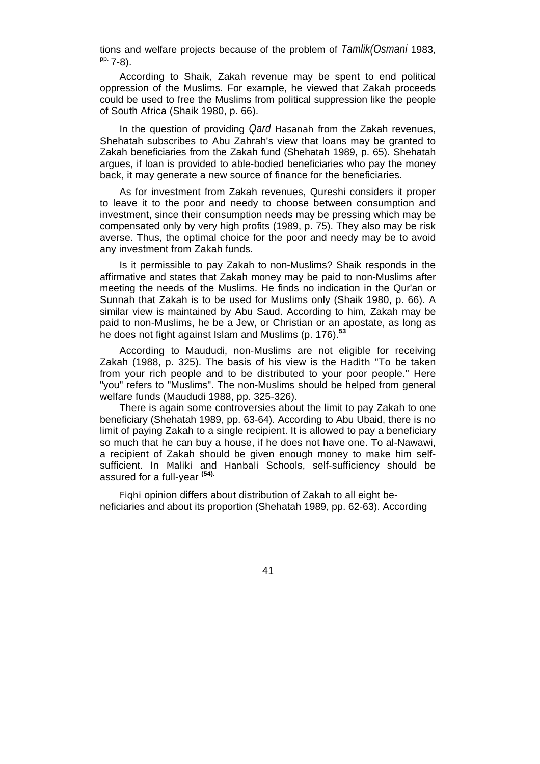tions and welfare projects because of the problem of *Tamlik(Osmani* 1983, pp. 7-8).

According to Shaik, Zakah revenue may be spent to end political oppression of the Muslims. For example, he viewed that Zakah proceeds could be used to free the Muslims from political suppression like the people of South Africa (Shaik 1980, p. 66).

In the question of providing *Qard* Hasanah from the Zakah revenues, Shehatah subscribes to Abu Zahrah's view that loans may be granted to Zakah beneficiaries from the Zakah fund (Shehatah 1989, p. 65). Shehatah argues, if loan is provided to able-bodied beneficiaries who pay the money back, it may generate a new source of finance for the beneficiaries.

As for investment from Zakah revenues, Qureshi considers it proper to leave it to the poor and needy to choose between consumption and investment, since their consumption needs may be pressing which may be compensated only by very high profits (1989, p. 75). They also may be risk averse. Thus, the optimal choice for the poor and needy may be to avoid any investment from Zakah funds.

Is it permissible to pay Zakah to non-Muslims? Shaik responds in the affirmative and states that Zakah money may be paid to non-Muslims after meeting the needs of the Muslims. He finds no indication in the Qur'an or Sunnah that Zakah is to be used for Muslims only (Shaik 1980, p. 66). A similar view is maintained by Abu Saud. According to him, Zakah may be paid to non-Muslims, he be a Jew, or Christian or an apostate, as long as he does not fight against Islam and Muslims (p. 176).[53]

According to Maududi, non-Muslims are not eligible for receiving Zakah (1988, p. 325). The basis of his view is the Hadith "To be taken from your rich people and to be distributed to your poor people." Here "you" refers to "Muslims". The non-Muslims should be helped from general welfare funds (Maududi 1988, pp. 325-326).

There is again some controversies about the limit to pay Zakah to one beneficiary (Shehatah 1989, pp. 63-64). According to Abu Ubaid, there is no limit of paying Zakah to a single recipient. It is allowed to pay a beneficiary so much that he can buy a house, if he does not have one. To al-Nawawi, a recipient of Zakah should be given enough money to make him self-sufficient. In Maliki and Hanbali Schools, self-sufficiency should be assured for a full-year [(54).]

Fiqhi opinion differs about distribution of Zakah to all eight beneficiaries and about its proportion (Shehatah 1989, pp. 62-63). According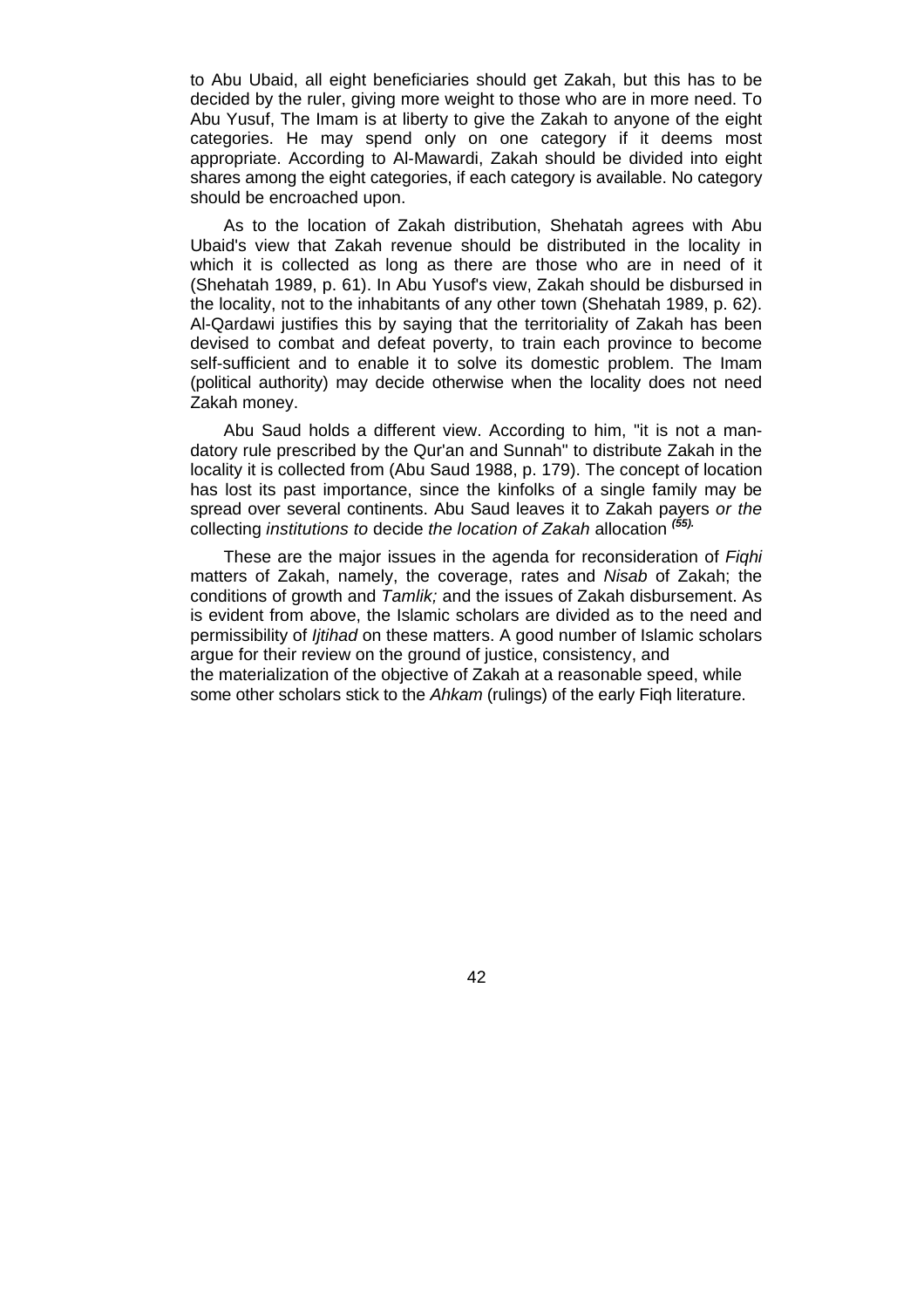to Abu Ubaid, all eight beneficiaries should get Zakah, but this has to be decided by the ruler, giving more weight to those who are in more need. To Abu Yusuf, The Imam is at liberty to give the Zakah to anyone of the eight categories. He may spend only on one category if it deems most appropriate. According to Al-Mawardi, Zakah should be divided into eight shares among the eight categories, if each category is available. No category should be encroached upon.

As to the location of Zakah distribution, Shehatah agrees with Abu Ubaid's view that Zakah revenue should be distributed in the locality in which it is collected as long as there are those who are in need of it (Shehatah 1989, p. 61). In Abu Yusof's view, Zakah should be disbursed in the locality, not to the inhabitants of any other town (Shehatah 1989, p. 62). Al-Qardawi justifies this by saying that the territoriality of Zakah has been devised to combat and defeat poverty, to train each province to become self-sufficient and to enable it to solve its domestic problem. The Imam (political authority) may decide otherwise when the locality does not need Zakah money.

Abu Saud holds a different view. According to him, "it is not a mandatory rule prescribed by the Qur'an and Sunnah" to distribute Zakah in the locality it is collected from (Abu Saud 1988, p. 179). The concept of location has lost its past importance, since the kinfolks of a single family may be spread over several continents. Abu Saud leaves it to Zakah payers *or the* collecting *institutions to* decide *the location of Zakah* allocation [(55)].

These are the major issues in the agenda for reconsideration of *Fiqhi* matters of Zakah, namely, the coverage, rates and *Nisab* of Zakah; the conditions of growth and *Tamlik;* and the issues of Zakah disbursement. As is evident from above, the Islamic scholars are divided as to the need and permissibility of *Ijtihad* on these matters. A good number of Islamic scholars argue for their review on the ground of justice, consistency, and the materialization of the objective of Zakah at a reasonable speed, while some other scholars stick to the *Ahkam* (rulings) of the early Fiqh literature.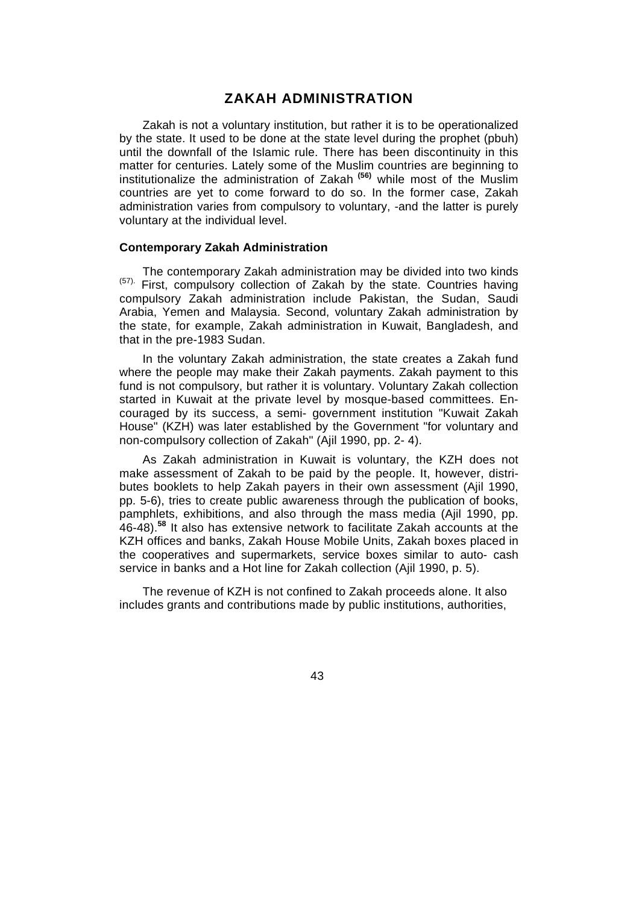# ZAKAH ADMINISTRATION

Zakah is not a voluntary institution, but rather it is to be operationalized by the state. It used to be done at the state level during the prophet (pbuh) until the downfall of the Islamic rule. There has been discontinuity in this matter for centuries. Lately some of the Muslim countries are beginning to institutionalize the administration of Zakah [(56)] while most of the Muslim countries are yet to come forward to do so. In the former case, Zakah administration varies from compulsory to voluntary, -and the latter is purely voluntary at the individual level.

### Contemporary Zakah Administration

The contemporary Zakah administration may be divided into two kinds [(57).] First, compulsory collection of Zakah by the state. Countries having compulsory Zakah administration include Pakistan, the Sudan, Saudi Arabia, Yemen and Malaysia. Second, voluntary Zakah administration by the state, for example, Zakah administration in Kuwait, Bangladesh, and that in the pre-1983 Sudan.

In the voluntary Zakah administration, the state creates a Zakah fund where the people may make their Zakah payments. Zakah payment to this fund is not compulsory, but rather it is voluntary. Voluntary Zakah collection started in Kuwait at the private level by mosque-based committees. Encouraged by its success, a semi- government institution "Kuwait Zakah House" (KZH) was later established by the Government "for voluntary and non-compulsory collection of Zakah" (Ajil 1990, pp. 2- 4).

As Zakah administration in Kuwait is voluntary, the KZH does not make assessment of Zakah to be paid by the people. It, however, distributes booklets to help Zakah payers in their own assessment (Ajil 1990, pp. 5-6), tries to create public awareness through the publication of books, pamphlets, exhibitions, and also through the mass media (Ajil 1990, pp. 46-48).[58] It also has extensive network to facilitate Zakah accounts at the KZH offices and banks, Zakah House Mobile Units, Zakah boxes placed in the cooperatives and supermarkets, service boxes similar to auto- cash service in banks and a Hot line for Zakah collection (Ajil 1990, p. 5).

The revenue of KZH is not confined to Zakah proceeds alone. It also includes grants and contributions made by public institutions, authorities,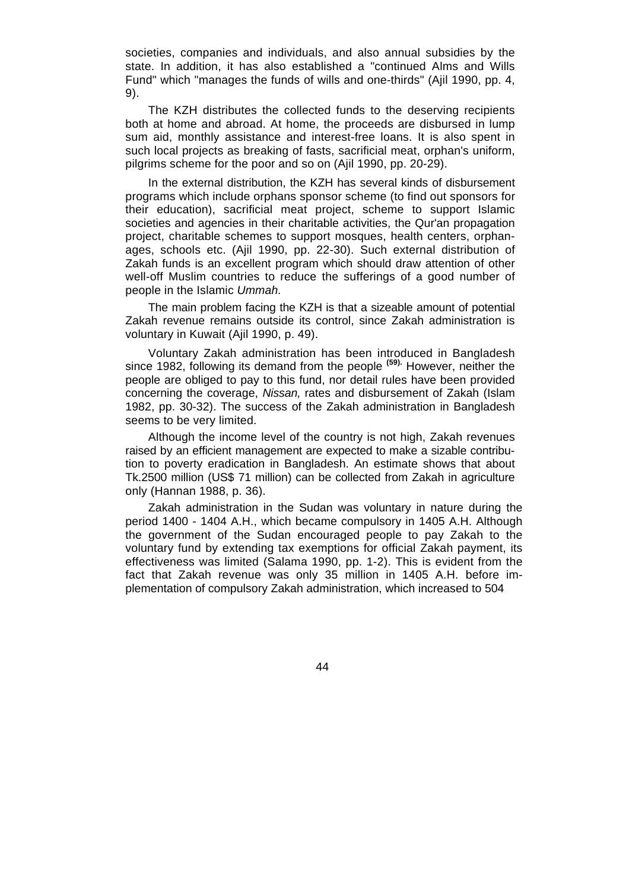societies, companies and individuals, and also annual subsidies by the state. In addition, it has also established a "continued Alms and Wills Fund" which "manages the funds of wills and one-thirds" (Ajil 1990, pp. 4, 9).

The KZH distributes the collected funds to the deserving recipients both at home and abroad. At home, the proceeds are disbursed in lump sum aid, monthly assistance and interest-free loans. It is also spent in such local projects as breaking of fasts, sacrificial meat, orphan's uniform, pilgrims scheme for the poor and so on (Ajil 1990, pp. 20-29).

In the external distribution, the KZH has several kinds of disbursement programs which include orphans sponsor scheme (to find out sponsors for their education), sacrificial meat project, scheme to support Islamic societies and agencies in their charitable activities, the Qur'an propagation project, charitable schemes to support mosques, health centers, orphanages, schools etc. (Ajil 1990, pp. 22-30). Such external distribution of Zakah funds is an excellent program which should draw attention of other well-off Muslim countries to reduce the sufferings of a good number of people in the Islamic *Ummah.*

The main problem facing the KZH is that a sizeable amount of potential Zakah revenue remains outside its control, since Zakah administration is voluntary in Kuwait (Ajil 1990, p. 49).

Voluntary Zakah administration has been introduced in Bangladesh since 1982, following its demand from the people [(59).] However, neither the people are obliged to pay to this fund, nor detail rules have been provided concerning the coverage, *Nissan,* rates and disbursement of Zakah (Islam 1982, pp. 30-32). The success of the Zakah administration in Bangladesh seems to be very limited.

Although the income level of the country is not high, Zakah revenues raised by an efficient management are expected to make a sizable contribution to poverty eradication in Bangladesh. An estimate shows that about Tk.2500 million (US$ 71 million) can be collected from Zakah in agriculture only (Hannan 1988, p. 36).

Zakah administration in the Sudan was voluntary in nature during the period 1400 - 1404 A.H., which became compulsory in 1405 A.H. Although the government of the Sudan encouraged people to pay Zakah to the voluntary fund by extending tax exemptions for official Zakah payment, its effectiveness was limited (Salama 1990, pp. 1-2). This is evident from the fact that Zakah revenue was only 35 million in 1405 A.H. before implementation of compulsory Zakah administration, which increased to 504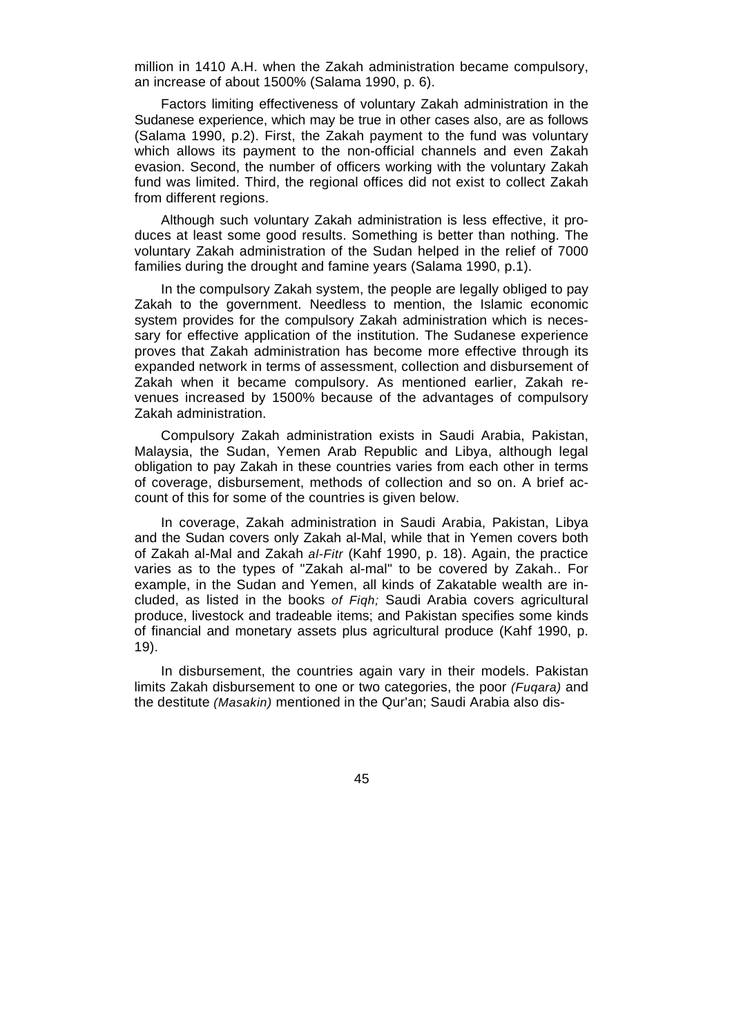million in 1410 A.H. when the Zakah administration became compulsory, an increase of about 1500% (Salama 1990, p. 6).

Factors limiting effectiveness of voluntary Zakah administration in the Sudanese experience, which may be true in other cases also, are as follows (Salama 1990, p.2). First, the Zakah payment to the fund was voluntary which allows its payment to the non-official channels and even Zakah evasion. Second, the number of officers working with the voluntary Zakah fund was limited. Third, the regional offices did not exist to collect Zakah from different regions.

Although such voluntary Zakah administration is less effective, it produces at least some good results. Something is better than nothing. The voluntary Zakah administration of the Sudan helped in the relief of 7000 families during the drought and famine years (Salama 1990, p.1).

In the compulsory Zakah system, the people are legally obliged to pay Zakah to the government. Needless to mention, the Islamic economic system provides for the compulsory Zakah administration which is necessary for effective application of the institution. The Sudanese experience proves that Zakah administration has become more effective through its expanded network in terms of assessment, collection and disbursement of Zakah when it became compulsory. As mentioned earlier, Zakah revenues increased by 1500% because of the advantages of compulsory Zakah administration.

Compulsory Zakah administration exists in Saudi Arabia, Pakistan, Malaysia, the Sudan, Yemen Arab Republic and Libya, although legal obligation to pay Zakah in these countries varies from each other in terms of coverage, disbursement, methods of collection and so on. A brief account of this for some of the countries is given below.

In coverage, Zakah administration in Saudi Arabia, Pakistan, Libya and the Sudan covers only Zakah al-Mal, while that in Yemen covers both of Zakah al-Mal and Zakah *al-Fitr* (Kahf 1990, p. 18). Again, the practice varies as to the types of "Zakah al-mal" to be covered by Zakah.. For example, in the Sudan and Yemen, all kinds of Zakatable wealth are included, as listed in the books *of Fiqh;* Saudi Arabia covers agricultural produce, livestock and tradeable items; and Pakistan specifies some kinds of financial and monetary assets plus agricultural produce (Kahf 1990, p. 19).

In disbursement, the countries again vary in their models. Pakistan limits Zakah disbursement to one or two categories, the poor *(Fuqara)* and the destitute *(Masakin)* mentioned in the Qur'an; Saudi Arabia also dis-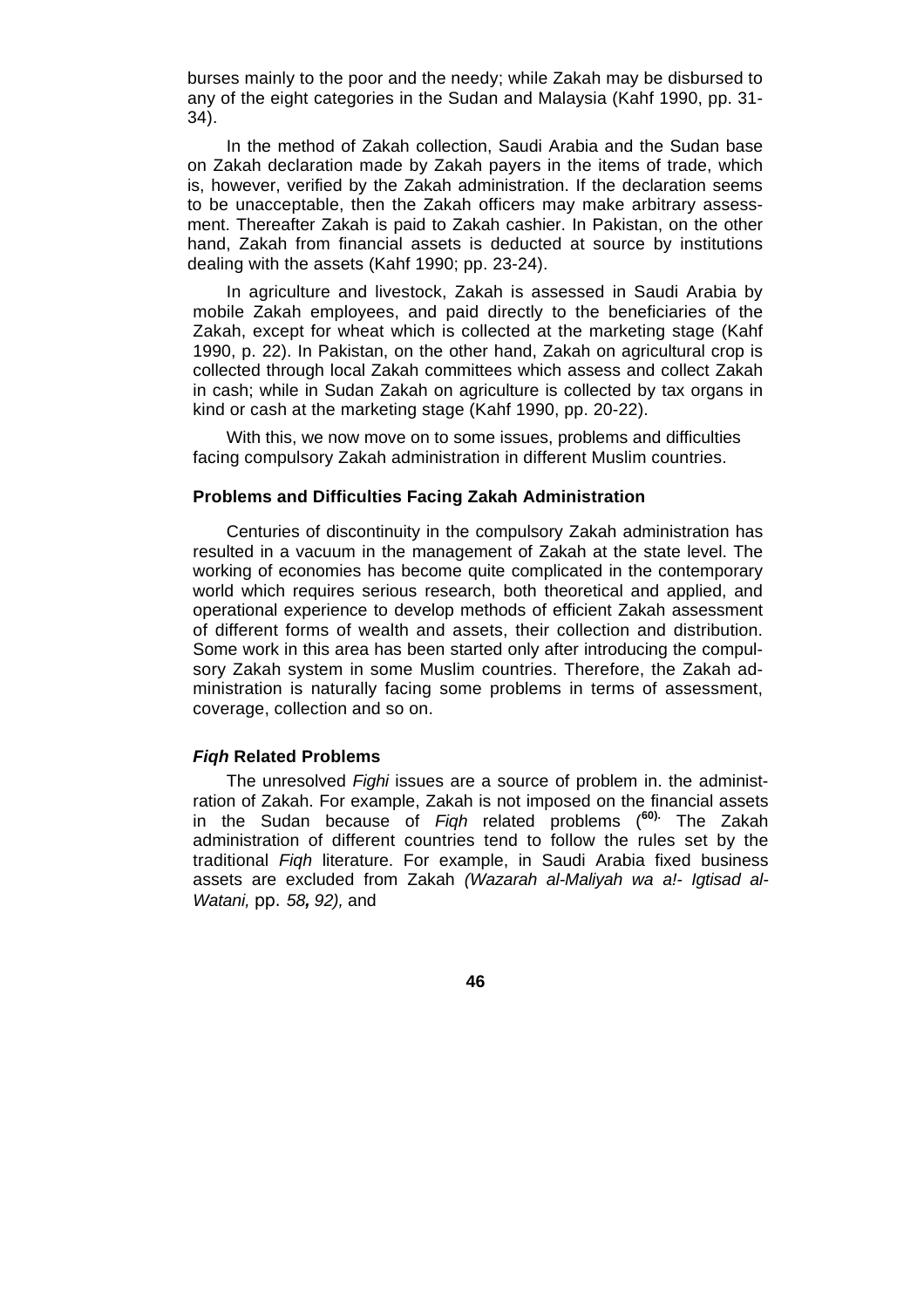burses mainly to the poor and the needy; while Zakah may be disbursed to any of the eight categories in the Sudan and Malaysia (Kahf 1990, pp. 31-34).

In the method of Zakah collection, Saudi Arabia and the Sudan base on Zakah declaration made by Zakah payers in the items of trade, which is, however, verified by the Zakah administration. If the declaration seems to be unacceptable, then the Zakah officers may make arbitrary assessment. Thereafter Zakah is paid to Zakah cashier. In Pakistan, on the other hand, Zakah from financial assets is deducted at source by institutions dealing with the assets (Kahf 1990; pp. 23-24).

In agriculture and livestock, Zakah is assessed in Saudi Arabia by mobile Zakah employees, and paid directly to the beneficiaries of the Zakah, except for wheat which is collected at the marketing stage (Kahf 1990, p. 22). In Pakistan, on the other hand, Zakah on agricultural crop is collected through local Zakah committees which assess and collect Zakah in cash; while in Sudan Zakah on agriculture is collected by tax organs in kind or cash at the marketing stage (Kahf 1990, pp. 20-22).

With this, we now move on to some issues, problems and difficulties facing compulsory Zakah administration in different Muslim countries.

### Problems and Difficulties Facing Zakah Administration

Centuries of discontinuity in the compulsory Zakah administration has resulted in a vacuum in the management of Zakah at the state level. The working of economies has become quite complicated in the contemporary world which requires serious research, both theoretical and applied, and operational experience to develop methods of efficient Zakah assessment of different forms of wealth and assets, their collection and distribution. Some work in this area has been started only after introducing the compulsory Zakah system in some Muslim countries. Therefore, the Zakah administration is naturally facing some problems in terms of assessment, coverage, collection and so on.

#### *Fiqh* Related Problems

The unresolved *Fighi* issues are a source of problem in. the administration of Zakah. For example, Zakah is not imposed on the financial assets in the Sudan because of *Fiqh* related problems ([60]. The Zakah administration of different countries tend to follow the rules set by the traditional *Fiqh* literature. For example, in Saudi Arabia fixed business assets are excluded from Zakah *(Wazarah al-Maliyah wa a!- Igtisad al-Watani,* pp. *58, 92),* and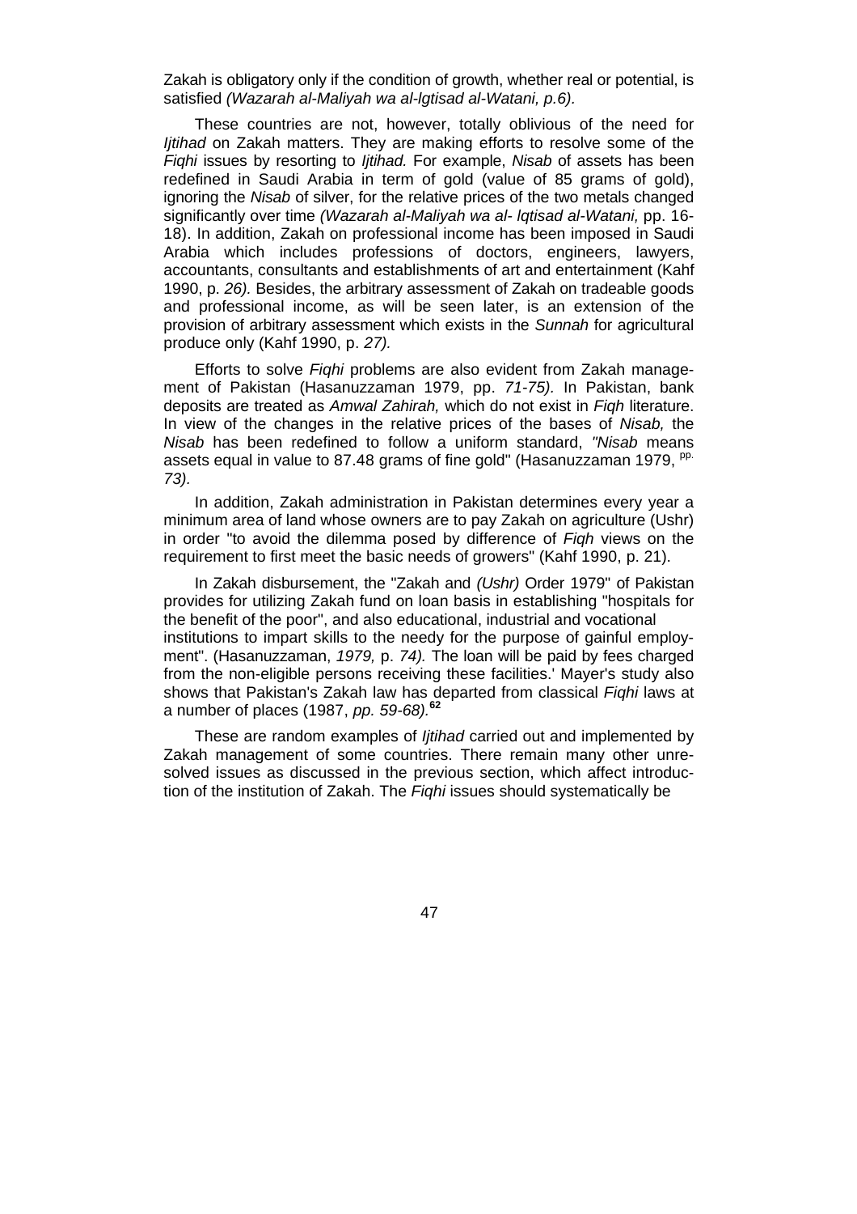Zakah is obligatory only if the condition of growth, whether real or potential, is satisfied *(Wazarah al-Maliyah wa al-lgtisad al-Watani, p.6).*

These countries are not, however, totally oblivious of the need for *Ijtihad* on Zakah matters. They are making efforts to resolve some of the *Fiqhi* issues by resorting to *Ijtihad.* For example, *Nisab* of assets has been redefined in Saudi Arabia in term of gold (value of 85 grams of gold), ignoring the *Nisab* of silver, for the relative prices of the two metals changed significantly over time *(Wazarah al-Maliyah wa al- lqtisad al-Watani,* pp. 16-18). In addition, Zakah on professional income has been imposed in Saudi Arabia which includes professions of doctors, engineers, lawyers, accountants, consultants and establishments of art and entertainment (Kahf 1990, p. *26).* Besides, the arbitrary assessment of Zakah on tradeable goods and professional income, as will be seen later, is an extension of the provision of arbitrary assessment which exists in the *Sunnah* for agricultural produce only (Kahf 1990, p. *27).*

Efforts to solve *Fiqhi* problems are also evident from Zakah management of Pakistan (Hasanuzzaman 1979, pp. *71-75)*. In Pakistan, bank deposits are treated as *Amwal Zahirah,* which do not exist in *Fiqh* literature. In view of the changes in the relative prices of the bases of *Nisab,* the *Nisab* has been redefined to follow a uniform standard, *"Nisab* means assets equal in value to 87.48 grams of fine gold" (Hasanuzzaman 1979, pp. *73).*

In addition, Zakah administration in Pakistan determines every year a minimum area of land whose owners are to pay Zakah on agriculture (Ushr) in order "to avoid the dilemma posed by difference of *Fiqh* views on the requirement to first meet the basic needs of growers" (Kahf 1990, p. 21).

In Zakah disbursement, the "Zakah and *(Ushr)* Order 1979" of Pakistan provides for utilizing Zakah fund on loan basis in establishing "hospitals for the benefit of the poor", and also educational, industrial and vocational institutions to impart skills to the needy for the purpose of gainful employment". (Hasanuzzaman, *1979,* p. *74).* The loan will be paid by fees charged from the non-eligible persons receiving these facilities.' Mayer's study also shows that Pakistan's Zakah law has departed from classical *Fiqhi* laws at a number of places (1987, *pp. 59-68).*[62]

These are random examples of *Ijtihad* carried out and implemented by Zakah management of some countries. There remain many other unresolved issues as discussed in the previous section, which affect introduction of the institution of Zakah. The *Fiqhi* issues should systematically be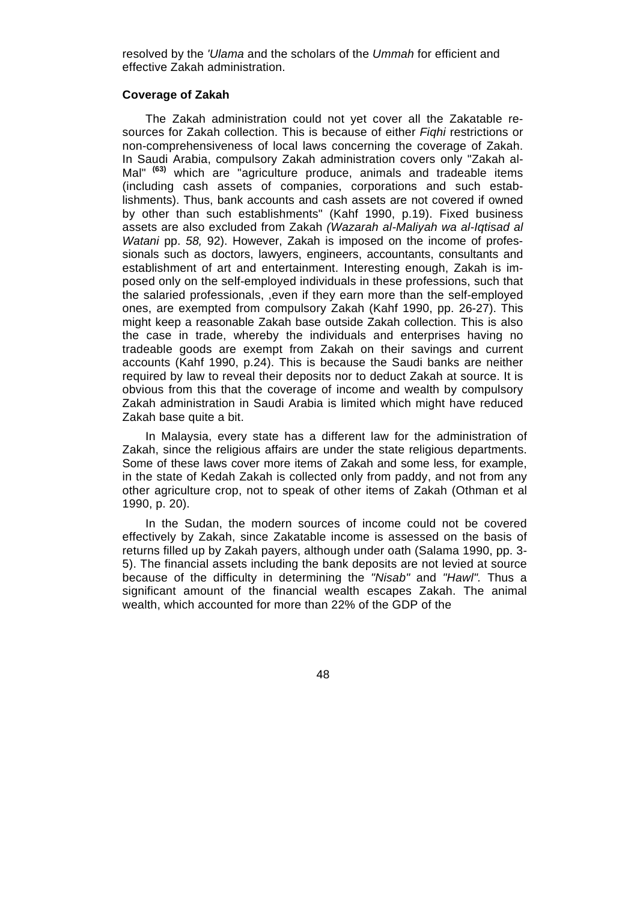resolved by the *'Ulama* and the scholars of the *Ummah* for efficient and effective Zakah administration.

**Coverage of Zakah**

The Zakah administration could not yet cover all the Zakatable resources for Zakah collection. This is because of either *Fiqhi* restrictions or non-comprehensiveness of local laws concerning the coverage of Zakah. In Saudi Arabia, compulsory Zakah administration covers only "Zakah al-Mal" **(63)** which are "agriculture produce, animals and tradeable items (including cash assets of companies, corporations and such establishments). Thus, bank accounts and cash assets are not covered if owned by other than such establishments" (Kahf 1990, p.19). Fixed business assets are also excluded from Zakah *(Wazarah al-Maliyah wa al-Iqtisad al Watani* pp. *58,* 92). However, Zakah is imposed on the income of professionals such as doctors, lawyers, engineers, accountants, consultants and establishment of art and entertainment. Interesting enough, Zakah is imposed only on the self-employed individuals in these professions, such that the salaried professionals, ,even if they earn more than the self-employed ones, are exempted from compulsory Zakah (Kahf 1990, pp. 26-27). This might keep a reasonable Zakah base outside Zakah collection. This is also the case in trade, whereby the individuals and enterprises having no tradeable goods are exempt from Zakah on their savings and current accounts (Kahf 1990, p.24). This is because the Saudi banks are neither required by law to reveal their deposits nor to deduct Zakah at source. It is obvious from this that the coverage of income and wealth by compulsory Zakah administration in Saudi Arabia is limited which might have reduced Zakah base quite a bit.

In Malaysia, every state has a different law for the administration of Zakah, since the religious affairs are under the state religious departments. Some of these laws cover more items of Zakah and some less, for example, in the state of Kedah Zakah is collected only from paddy, and not from any other agriculture crop, not to speak of other items of Zakah (Othman et al 1990, p. 20).

In the Sudan, the modern sources of income could not be covered effectively by Zakah, since Zakatable income is assessed on the basis of returns filled up by Zakah payers, although under oath (Salama 1990, pp. 3-5). The financial assets including the bank deposits are not levied at source because of the difficulty in determining the *"Nisab"* and *"Hawl".* Thus a significant amount of the financial wealth escapes Zakah. The animal wealth, which accounted for more than 22% of the GDP of the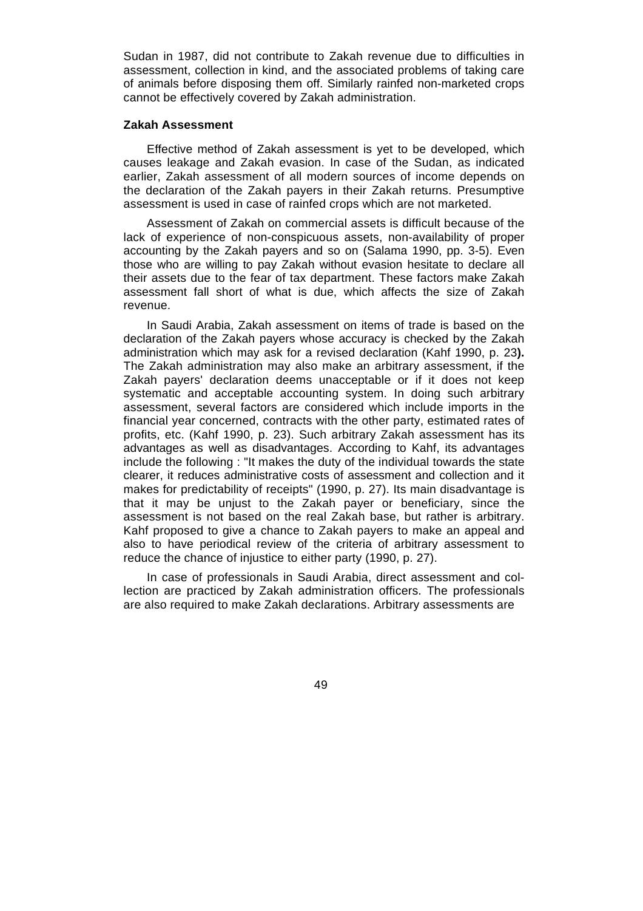Sudan in 1987, did not contribute to Zakah revenue due to difficulties in assessment, collection in kind, and the associated problems of taking care of animals before disposing them off. Similarly rainfed non-marketed crops cannot be effectively covered by Zakah administration.

### Zakah Assessment

Effective method of Zakah assessment is yet to be developed, which causes leakage and Zakah evasion. In case of the Sudan, as indicated earlier, Zakah assessment of all modern sources of income depends on the declaration of the Zakah payers in their Zakah returns. Presumptive assessment is used in case of rainfed crops which are not marketed.

Assessment of Zakah on commercial assets is difficult because of the lack of experience of non-conspicuous assets, non-availability of proper accounting by the Zakah payers and so on (Salama 1990, pp. 3-5). Even those who are willing to pay Zakah without evasion hesitate to declare all their assets due to the fear of tax department. These factors make Zakah assessment fall short of what is due, which affects the size of Zakah revenue.

In Saudi Arabia, Zakah assessment on items of trade is based on the declaration of the Zakah payers whose accuracy is checked by the Zakah administration which may ask for a revised declaration (Kahf 1990, p. 23**).** The Zakah administration may also make an arbitrary assessment, if the Zakah payers' declaration deems unacceptable or if it does not keep systematic and acceptable accounting system. In doing such arbitrary assessment, several factors are considered which include imports in the financial year concerned, contracts with the other party, estimated rates of profits, etc. (Kahf 1990, p. 23). Such arbitrary Zakah assessment has its advantages as well as disadvantages. According to Kahf, its advantages include the following : "It makes the duty of the individual towards the state clearer, it reduces administrative costs of assessment and collection and it makes for predictability of receipts" (1990, p. 27). Its main disadvantage is that it may be unjust to the Zakah payer or beneficiary, since the assessment is not based on the real Zakah base, but rather is arbitrary. Kahf proposed to give a chance to Zakah payers to make an appeal and also to have periodical review of the criteria of arbitrary assessment to reduce the chance of injustice to either party (1990, p. 27).

In case of professionals in Saudi Arabia, direct assessment and collection are practiced by Zakah administration officers. The professionals are also required to make Zakah declarations. Arbitrary assessments are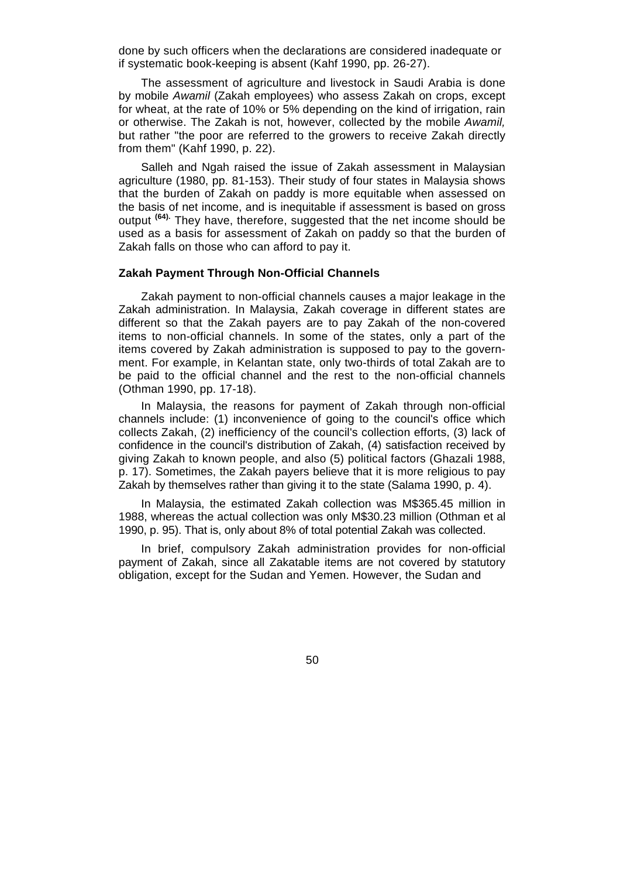done by such officers when the declarations are considered inadequate or if systematic book-keeping is absent (Kahf 1990, pp. 26-27).

The assessment of agriculture and livestock in Saudi Arabia is done by mobile *Awamil* (Zakah employees) who assess Zakah on crops, except for wheat, at the rate of 10% or 5% depending on the kind of irrigation, rain or otherwise. The Zakah is not, however, collected by the mobile *Awamil,* but rather "the poor are referred to the growers to receive Zakah directly from them" (Kahf 1990, p. 22).

Salleh and Ngah raised the issue of Zakah assessment in Malaysian agriculture (1980, pp. 81-153). Their study of four states in Malaysia shows that the burden of Zakah on paddy is more equitable when assessed on the basis of net income, and is inequitable if assessment is based on gross output [(64).] They have, therefore, suggested that the net income should be used as a basis for assessment of Zakah on paddy so that the burden of Zakah falls on those who can afford to pay it.

### Zakah Payment Through Non-Official Channels

Zakah payment to non-official channels causes a major leakage in the Zakah administration. In Malaysia, Zakah coverage in different states are different so that the Zakah payers are to pay Zakah of the non-covered items to non-official channels. In some of the states, only a part of the items covered by Zakah administration is supposed to pay to the government. For example, in Kelantan state, only two-thirds of total Zakah are to be paid to the official channel and the rest to the non-official channels (Othman 1990, pp. 17-18).

In Malaysia, the reasons for payment of Zakah through non-official channels include: (1) inconvenience of going to the council's office which collects Zakah, (2) inefficiency of the council's collection efforts, (3) lack of confidence in the council's distribution of Zakah, (4) satisfaction received by giving Zakah to known people, and also (5) political factors (Ghazali 1988, p. 17). Sometimes, the Zakah payers believe that it is more religious to pay Zakah by themselves rather than giving it to the state (Salama 1990, p. 4).

In Malaysia, the estimated Zakah collection was M$365.45 million in 1988, whereas the actual collection was only M$30.23 million (Othman et al 1990, p. 95). That is, only about 8% of total potential Zakah was collected.

In brief, compulsory Zakah administration provides for non-official payment of Zakah, since all Zakatable items are not covered by statutory obligation, except for the Sudan and Yemen. However, the Sudan and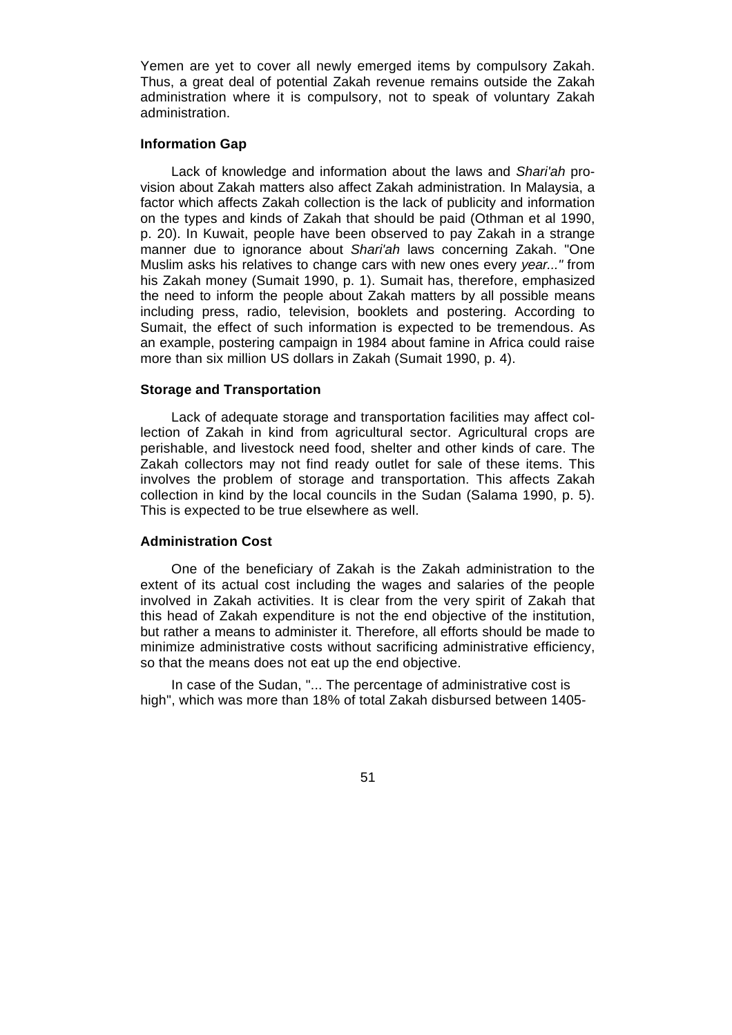Yemen are yet to cover all newly emerged items by compulsory Zakah. Thus, a great deal of potential Zakah revenue remains outside the Zakah administration where it is compulsory, not to speak of voluntary Zakah administration.

### Information Gap

Lack of knowledge and information about the laws and *Shari'ah* provision about Zakah matters also affect Zakah administration. In Malaysia, a factor which affects Zakah collection is the lack of publicity and information on the types and kinds of Zakah that should be paid (Othman et al 1990, p. 20). In Kuwait, people have been observed to pay Zakah in a strange manner due to ignorance about *Shari'ah* laws concerning Zakah. "One Muslim asks his relatives to change cars with new ones every *year..."* from his Zakah money (Sumait 1990, p. 1). Sumait has, therefore, emphasized the need to inform the people about Zakah matters by all possible means including press, radio, television, booklets and postering. According to Sumait, the effect of such information is expected to be tremendous. As an example, postering campaign in 1984 about famine in Africa could raise more than six million US dollars in Zakah (Sumait 1990, p. 4).

### Storage and Transportation

Lack of adequate storage and transportation facilities may affect collection of Zakah in kind from agricultural sector. Agricultural crops are perishable, and livestock need food, shelter and other kinds of care. The Zakah collectors may not find ready outlet for sale of these items. This involves the problem of storage and transportation. This affects Zakah collection in kind by the local councils in the Sudan (Salama 1990, p. 5). This is expected to be true elsewhere as well.

### Administration Cost

One of the beneficiary of Zakah is the Zakah administration to the extent of its actual cost including the wages and salaries of the people involved in Zakah activities. It is clear from the very spirit of Zakah that this head of Zakah expenditure is not the end objective of the institution, but rather a means to administer it. Therefore, all efforts should be made to minimize administrative costs without sacrificing administrative efficiency, so that the means does not eat up the end objective.

In case of the Sudan, "... The percentage of administrative cost is high", which was more than 18% of total Zakah disbursed between 1405-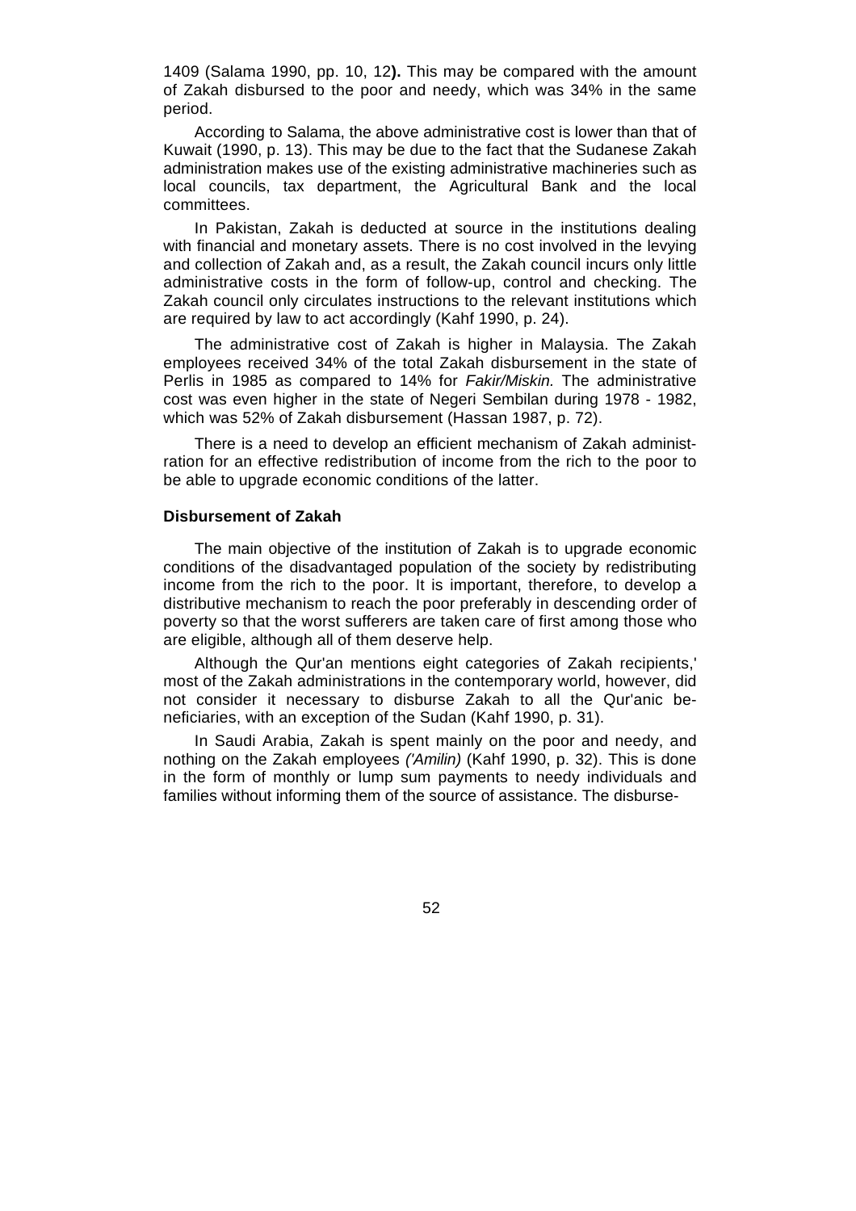1409 (Salama 1990, pp. 10, 12**).** This may be compared with the amount of Zakah disbursed to the poor and needy, which was 34% in the same period.

According to Salama, the above administrative cost is lower than that of Kuwait (1990, p. 13). This may be due to the fact that the Sudanese Zakah administration makes use of the existing administrative machineries such as local councils, tax department, the Agricultural Bank and the local committees.

In Pakistan, Zakah is deducted at source in the institutions dealing with financial and monetary assets. There is no cost involved in the levying and collection of Zakah and, as a result, the Zakah council incurs only little administrative costs in the form of follow-up, control and checking. The Zakah council only circulates instructions to the relevant institutions which are required by law to act accordingly (Kahf 1990, p. 24).

The administrative cost of Zakah is higher in Malaysia. The Zakah employees received 34% of the total Zakah disbursement in the state of Perlis in 1985 as compared to 14% for *Fakir/Miskin.* The administrative cost was even higher in the state of Negeri Sembilan during 1978 - 1982, which was 52% of Zakah disbursement (Hassan 1987, p. 72).

There is a need to develop an efficient mechanism of Zakah administration for an effective redistribution of income from the rich to the poor to be able to upgrade economic conditions of the latter.

**Disbursement of Zakah**

The main objective of the institution of Zakah is to upgrade economic conditions of the disadvantaged population of the society by redistributing income from the rich to the poor. It is important, therefore, to develop a distributive mechanism to reach the poor preferably in descending order of poverty so that the worst sufferers are taken care of first among those who are eligible, although all of them deserve help.

Although the Qur'an mentions eight categories of Zakah recipients,' most of the Zakah administrations in the contemporary world, however, did not consider it necessary to disburse Zakah to all the Qur'anic beneficiaries, with an exception of the Sudan (Kahf 1990, p. 31).

In Saudi Arabia, Zakah is spent mainly on the poor and needy, and nothing on the Zakah employees *('Amilin)* (Kahf 1990, p. 32). This is done in the form of monthly or lump sum payments to needy individuals and families without informing them of the source of assistance. The disburse-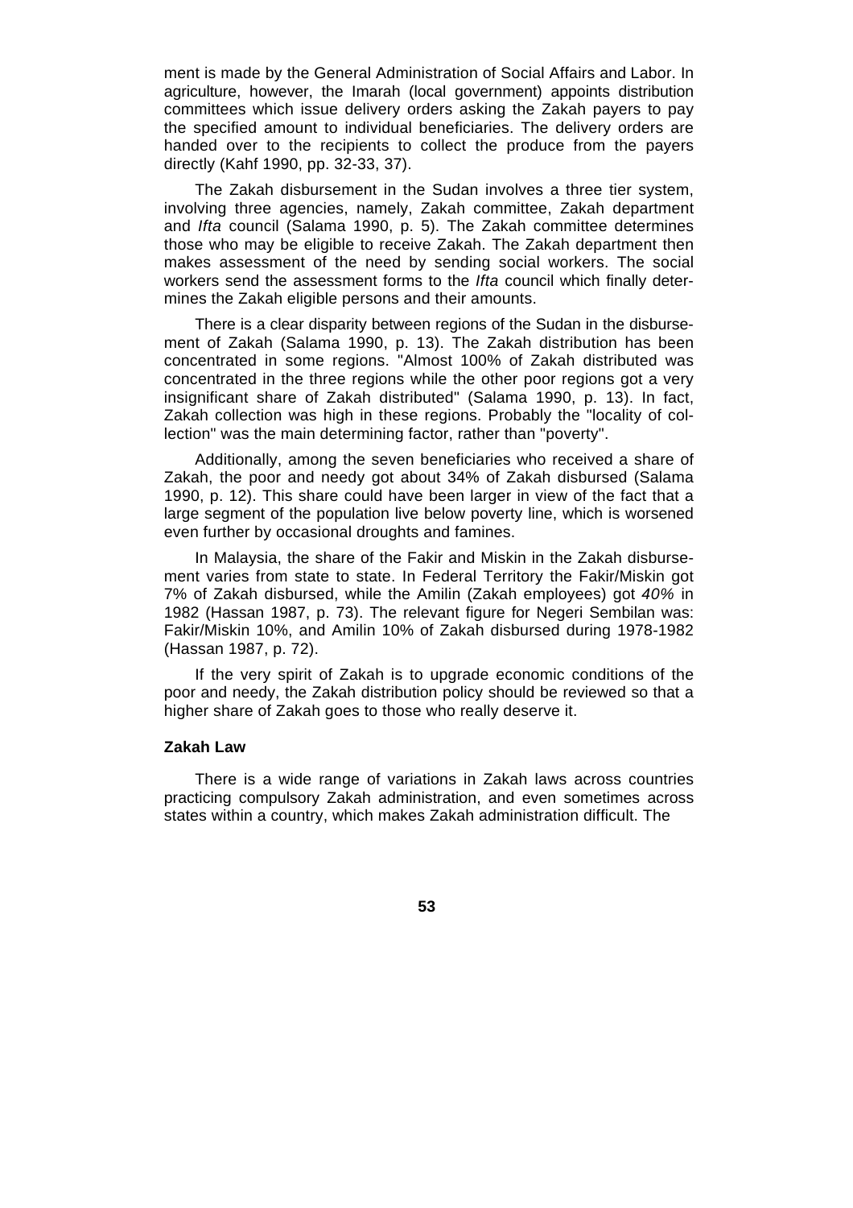ment is made by the General Administration of Social Affairs and Labor. In agriculture, however, the Imarah (local government) appoints distribution committees which issue delivery orders asking the Zakah payers to pay the specified amount to individual beneficiaries. The delivery orders are handed over to the recipients to collect the produce from the payers directly (Kahf 1990, pp. 32-33, 37).

The Zakah disbursement in the Sudan involves a three tier system, involving three agencies, namely, Zakah committee, Zakah department and *Ifta* council (Salama 1990, p. 5). The Zakah committee determines those who may be eligible to receive Zakah. The Zakah department then makes assessment of the need by sending social workers. The social workers send the assessment forms to the *Ifta* council which finally determines the Zakah eligible persons and their amounts.

There is a clear disparity between regions of the Sudan in the disbursement of Zakah (Salama 1990, p. 13). The Zakah distribution has been concentrated in some regions. "Almost 100% of Zakah distributed was concentrated in the three regions while the other poor regions got a very insignificant share of Zakah distributed" (Salama 1990, p. 13). In fact, Zakah collection was high in these regions. Probably the "locality of collection" was the main determining factor, rather than "poverty".

Additionally, among the seven beneficiaries who received a share of Zakah, the poor and needy got about 34% of Zakah disbursed (Salama 1990, p. 12). This share could have been larger in view of the fact that a large segment of the population live below poverty line, which is worsened even further by occasional droughts and famines.

In Malaysia, the share of the Fakir and Miskin in the Zakah disbursement varies from state to state. In Federal Territory the Fakir/Miskin got 7% of Zakah disbursed, while the Amilin (Zakah employees) got *40%* in 1982 (Hassan 1987, p. 73). The relevant figure for Negeri Sembilan was: Fakir/Miskin 10%, and Amilin 10% of Zakah disbursed during 1978-1982 (Hassan 1987, p. 72).

If the very spirit of Zakah is to upgrade economic conditions of the poor and needy, the Zakah distribution policy should be reviewed so that a higher share of Zakah goes to those who really deserve it.

#### Zakah Law

There is a wide range of variations in Zakah laws across countries practicing compulsory Zakah administration, and even sometimes across states within a country, which makes Zakah administration difficult. The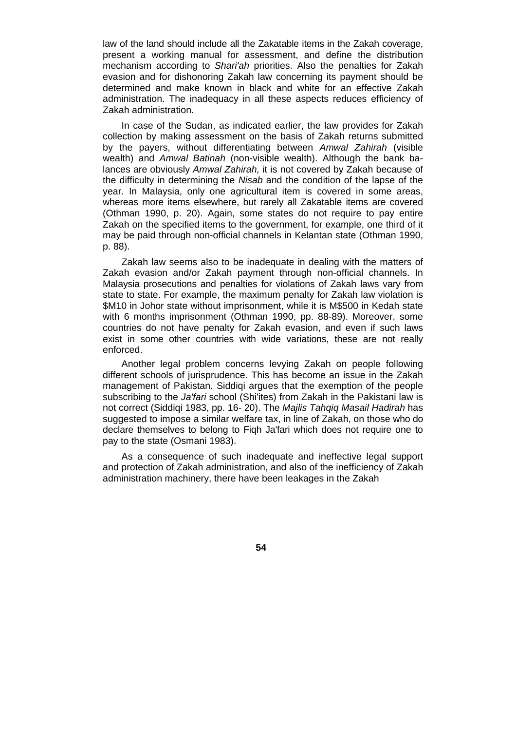law of the land should include all the Zakatable items in the Zakah coverage, present a working manual for assessment, and define the distribution mechanism according to *Shari'ah* priorities. Also the penalties for Zakah evasion and for dishonoring Zakah law concerning its payment should be determined and make known in black and white for an effective Zakah administration. The inadequacy in all these aspects reduces efficiency of Zakah administration.

In case of the Sudan, as indicated earlier, the law provides for Zakah collection by making assessment on the basis of Zakah returns submitted by the payers, without differentiating between *Amwal Zahirah* (visible wealth) and *Amwal Batinah* (non-visible wealth). Although the bank balances are obviously *Amwal Zahirah,* it is not covered by Zakah because of the difficulty in determining the *Nisab* and the condition of the lapse of the year. In Malaysia, only one agricultural item is covered in some areas, whereas more items elsewhere, but rarely all Zakatable items are covered (Othman 1990, p. 20). Again, some states do not require to pay entire Zakah on the specified items to the government, for example, one third of it may be paid through non-official channels in Kelantan state (Othman 1990, p. 88).

Zakah law seems also to be inadequate in dealing with the matters of Zakah evasion and/or Zakah payment through non-official channels. In Malaysia prosecutions and penalties for violations of Zakah laws vary from state to state. For example, the maximum penalty for Zakah law violation is $M10 in Johor state without imprisonment, while it is M$500 in Kedah state with 6 months imprisonment (Othman 1990, pp. 88-89). Moreover, some countries do not have penalty for Zakah evasion, and even if such laws exist in some other countries with wide variations, these are not really enforced.

Another legal problem concerns levying Zakah on people following different schools of jurisprudence. This has become an issue in the Zakah management of Pakistan. Siddiqi argues that the exemption of the people subscribing to the *Ja'fari* school (Shi'ites) from Zakah in the Pakistani law is not correct (Siddiqi 1983, pp. 16- 20). The *Majlis Tahqiq Masail Hadirah* has suggested to impose a similar welfare tax, in line of Zakah, on those who do declare themselves to belong to Fiqh Ja'fari which does not require one to pay to the state (Osmani 1983).

As a consequence of such inadequate and ineffective legal support and protection of Zakah administration, and also of the inefficiency of Zakah administration machinery, there have been leakages in the Zakah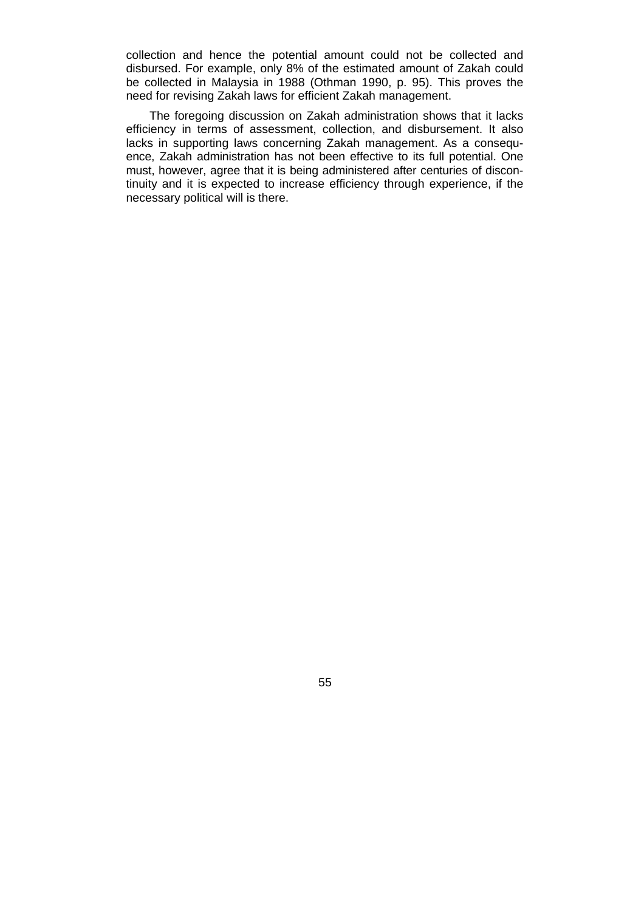collection and hence the potential amount could not be collected and disbursed. For example, only 8% of the estimated amount of Zakah could be collected in Malaysia in 1988 (Othman 1990, p. 95). This proves the need for revising Zakah laws for efficient Zakah management.

The foregoing discussion on Zakah administration shows that it lacks efficiency in terms of assessment, collection, and disbursement. It also lacks in supporting laws concerning Zakah management. As a consequence, Zakah administration has not been effective to its full potential. One must, however, agree that it is being administered after centuries of discontinuity and it is expected to increase efficiency through experience, if the necessary political will is there.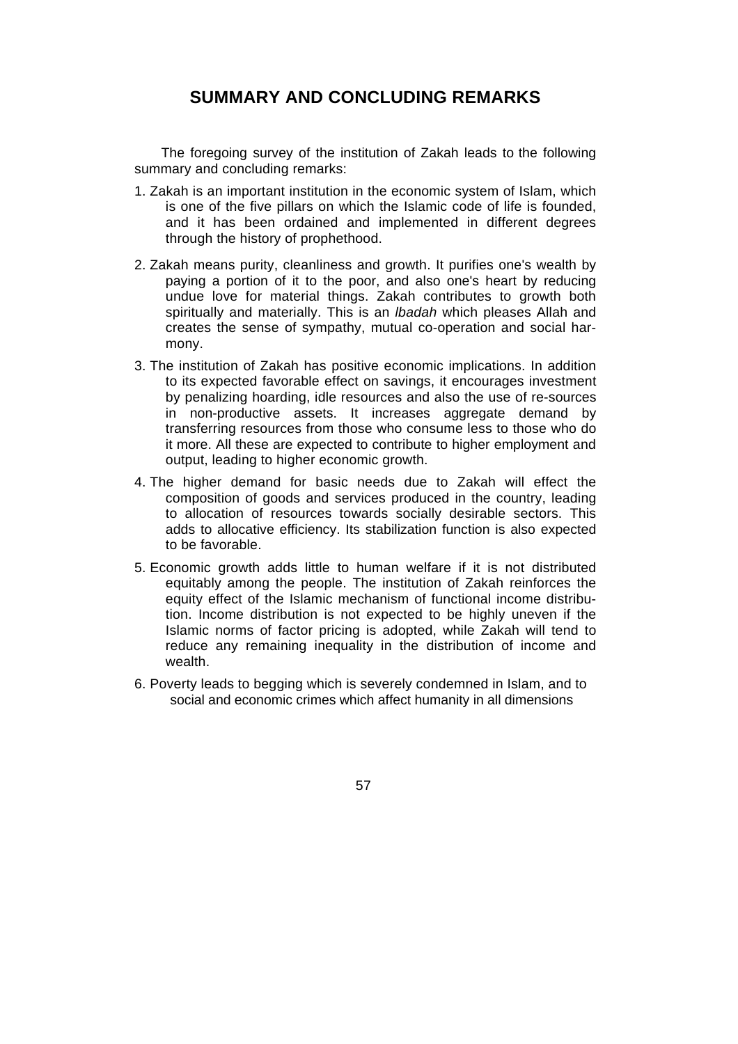## SUMMARY AND CONCLUDING REMARKS

The foregoing survey of the institution of Zakah leads to the following summary and concluding remarks:

1. Zakah is an important institution in the economic system of Islam, which is one of the five pillars on which the Islamic code of life is founded, and it has been ordained and implemented in different degrees through the history of prophethood.

2. Zakah means purity, cleanliness and growth. It purifies one's wealth by paying a portion of it to the poor, and also one's heart by reducing undue love for material things. Zakah contributes to growth both spiritually and materially. This is an *Ibadah* which pleases Allah and creates the sense of sympathy, mutual co-operation and social harmony.

3. The institution of Zakah has positive economic implications. In addition to its expected favorable effect on savings, it encourages investment by penalizing hoarding, idle resources and also the use of re-sources in non-productive assets. It increases aggregate demand by transferring resources from those who consume less to those who do it more. All these are expected to contribute to higher employment and output, leading to higher economic growth.

4. The higher demand for basic needs due to Zakah will effect the composition of goods and services produced in the country, leading to allocation of resources towards socially desirable sectors. This adds to allocative efficiency. Its stabilization function is also expected to be favorable.

5. Economic growth adds little to human welfare if it is not distributed equitably among the people. The institution of Zakah reinforces the equity effect of the Islamic mechanism of functional income distribution. Income distribution is not expected to be highly uneven if the Islamic norms of factor pricing is adopted, while Zakah will tend to reduce any remaining inequality in the distribution of income and wealth.

6. Poverty leads to begging which is severely condemned in Islam, and to social and economic crimes which affect humanity in all dimensions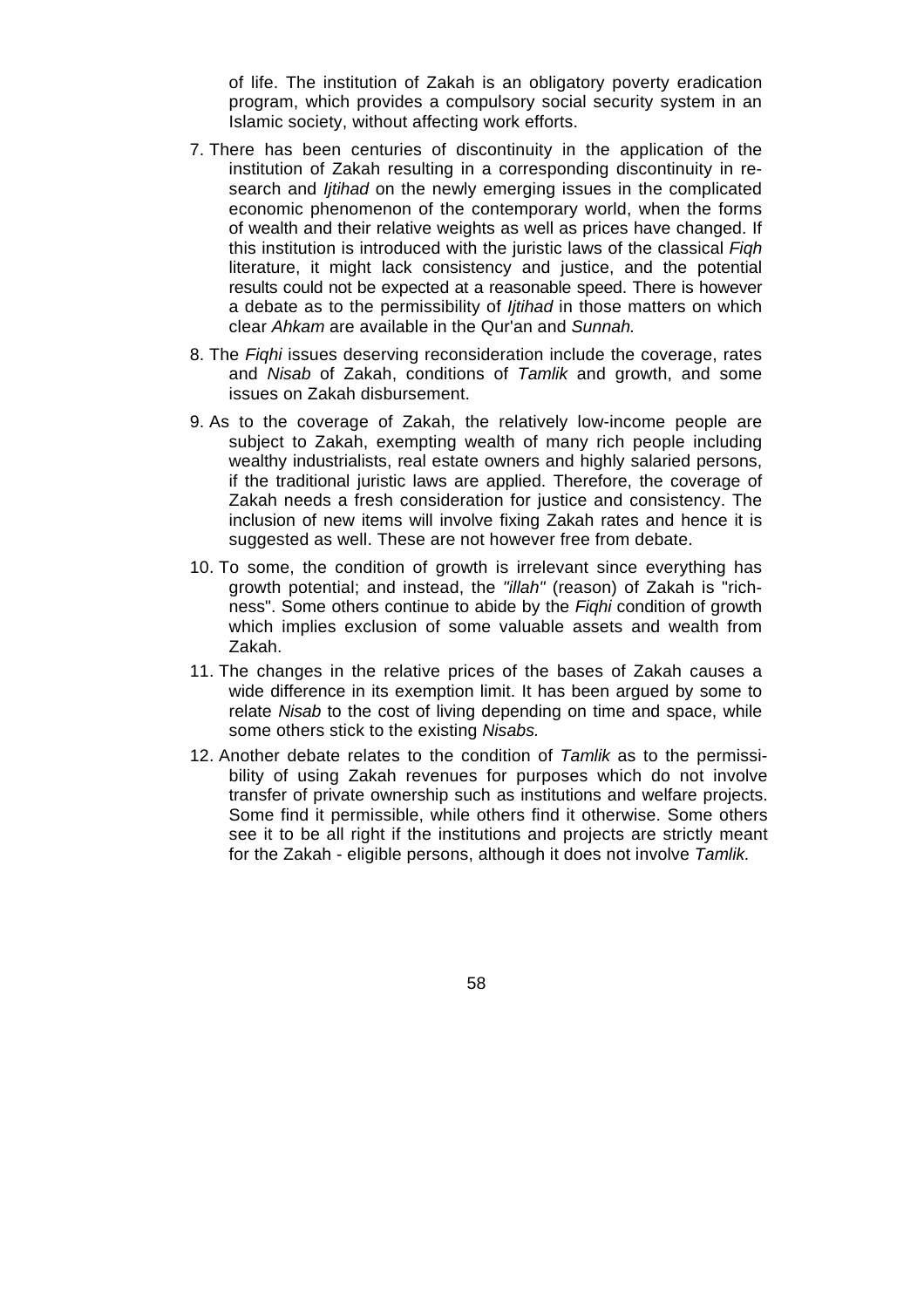of life. The institution of Zakah is an obligatory poverty eradication program, which provides a compulsory social security system in an Islamic society, without affecting work efforts.

7. There has been centuries of discontinuity in the application of the institution of Zakah resulting in a corresponding discontinuity in research and *Ijtihad* on the newly emerging issues in the complicated economic phenomenon of the contemporary world, when the forms of wealth and their relative weights as well as prices have changed. If this institution is introduced with the juristic laws of the classical *Fiqh* literature, it might lack consistency and justice, and the potential results could not be expected at a reasonable speed. There is however a debate as to the permissibility of *Ijtihad* in those matters on which clear *Ahkam* are available in the Qur'an and *Sunnah.*

8. The *Fiqhi* issues deserving reconsideration include the coverage, rates and *Nisab* of Zakah, conditions of *Tamlik* and growth, and some issues on Zakah disbursement.

9. As to the coverage of Zakah, the relatively low-income people are subject to Zakah, exempting wealth of many rich people including wealthy industrialists, real estate owners and highly salaried persons, if the traditional juristic laws are applied. Therefore, the coverage of Zakah needs a fresh consideration for justice and consistency. The inclusion of new items will involve fixing Zakah rates and hence it is suggested as well. These are not however free from debate.

10. To some, the condition of growth is irrelevant since everything has growth potential; and instead, the *"illah"* (reason) of Zakah is "richness". Some others continue to abide by the *Fiqhi* condition of growth which implies exclusion of some valuable assets and wealth from Zakah.

11. The changes in the relative prices of the bases of Zakah causes a wide difference in its exemption limit. It has been argued by some to relate *Nisab* to the cost of living depending on time and space, while some others stick to the existing *Nisabs.*

12. Another debate relates to the condition of *Tamlik* as to the permissibility of using Zakah revenues for purposes which do not involve transfer of private ownership such as institutions and welfare projects. Some find it permissible, while others find it otherwise. Some others see it to be all right if the institutions and projects are strictly meant for the Zakah - eligible persons, although it does not involve *Tamlik.*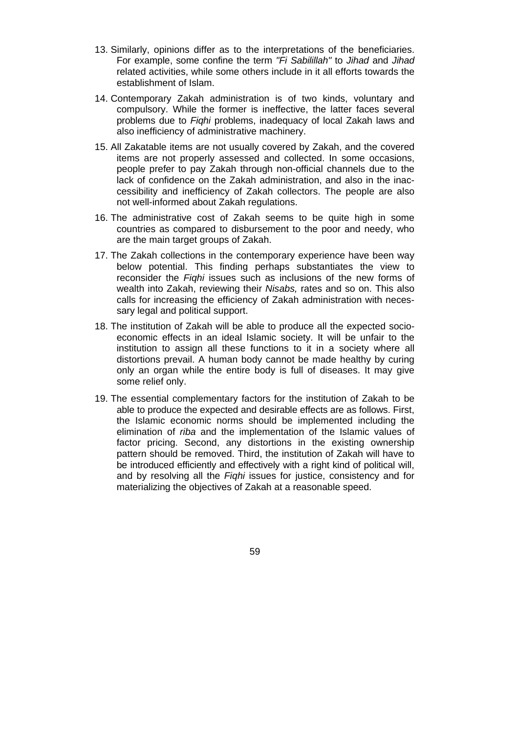13. Similarly, opinions differ as to the interpretations of the beneficiaries. For example, some confine the term *"Fi Sabilillah"* to *Jihad* and *Jihad* related activities, while some others include in it all efforts towards the establishment of Islam.
14. Contemporary Zakah administration is of two kinds, voluntary and compulsory. While the former is ineffective, the latter faces several problems due to *Fiqhi* problems, inadequacy of local Zakah laws and also inefficiency of administrative machinery.
15. All Zakatable items are not usually covered by Zakah, and the covered items are not properly assessed and collected. In some occasions, people prefer to pay Zakah through non-official channels due to the lack of confidence on the Zakah administration, and also in the inaccessibility and inefficiency of Zakah collectors. The people are also not well-informed about Zakah regulations.
16. The administrative cost of Zakah seems to be quite high in some countries as compared to disbursement to the poor and needy, who are the main target groups of Zakah.
17. The Zakah collections in the contemporary experience have been way below potential. This finding perhaps substantiates the view to reconsider the *Fiqhi* issues such as inclusions of the new forms of wealth into Zakah, reviewing their *Nisabs,* rates and so on. This also calls for increasing the efficiency of Zakah administration with necessary legal and political support.
18. The institution of Zakah will be able to produce all the expected socio-economic effects in an ideal Islamic society. It will be unfair to the institution to assign all these functions to it in a society where all distortions prevail. A human body cannot be made healthy by curing only an organ while the entire body is full of diseases. It may give some relief only.
19. The essential complementary factors for the institution of Zakah to be able to produce the expected and desirable effects are as follows. First, the Islamic economic norms should be implemented including the elimination of *riba* and the implementation of the Islamic values of factor pricing. Second, any distortions in the existing ownership pattern should be removed. Third, the institution of Zakah will have to be introduced efficiently and effectively with a right kind of political will, and by resolving all the *Fiqhi* issues for justice, consistency and for materializing the objectives of Zakah at a reasonable speed.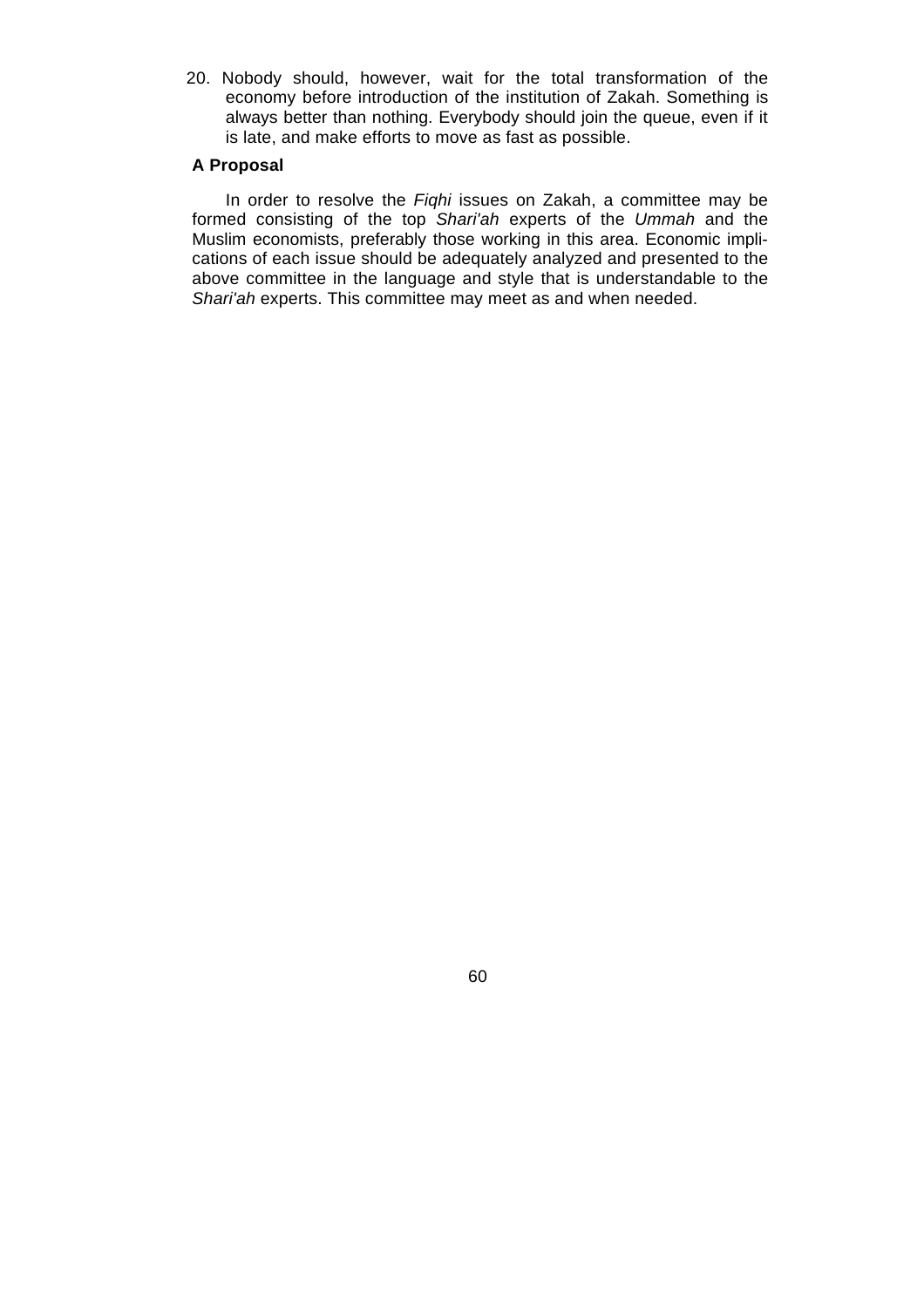20. Nobody should, however, wait for the total transformation of the economy before introduction of the institution of Zakah. Something is always better than nothing. Everybody should join the queue, even if it is late, and make efforts to move as fast as possible.

### A Proposal

In order to resolve the *Fiqhi* issues on Zakah, a committee may be formed consisting of the top *Shari'ah* experts of the *Ummah* and the Muslim economists, preferably those working in this area. Economic implications of each issue should be adequately analyzed and presented to the above committee in the language and style that is understandable to the *Shari'ah* experts. This committee may meet as and when needed.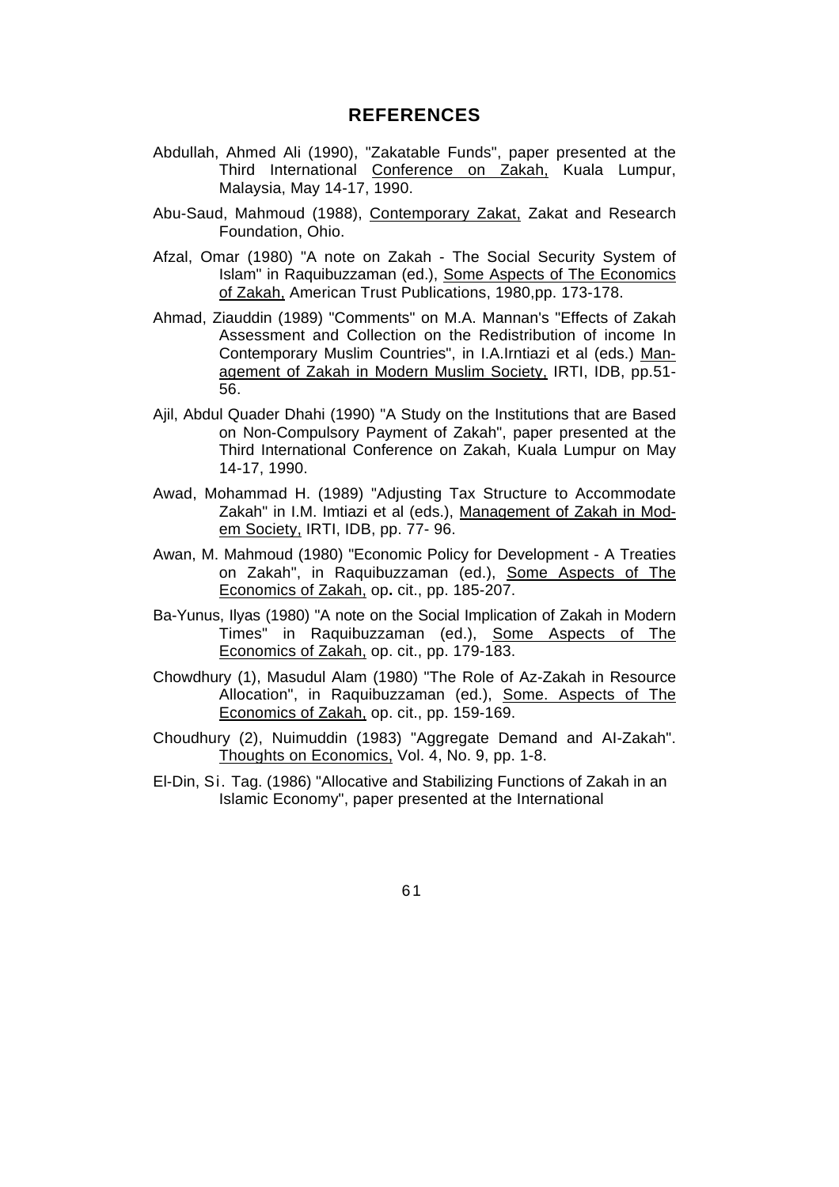# REFERENCES

Abdullah, Ahmed Ali (1990), "Zakatable Funds", paper presented at the Third International Conference on Zakah, Kuala Lumpur, Malaysia, May 14-17, 1990.

Abu-Saud, Mahmoud (1988), Contemporary Zakat, Zakat and Research Foundation, Ohio.

Afzal, Omar (1980) "A note on Zakah - The Social Security System of Islam" in Raquibuzzaman (ed.), Some Aspects of The Economics of Zakah, American Trust Publications, 1980,pp. 173-178.

Ahmad, Ziauddin (1989) "Comments" on M.A. Mannan's "Effects of Zakah Assessment and Collection on the Redistribution of income In Contemporary Muslim Countries", in I.A.Irntiazi et al (eds.) Management of Zakah in Modern Muslim Society, IRTI, IDB, pp.51-56.

Ajil, Abdul Quader Dhahi (1990) "A Study on the Institutions that are Based on Non-Compulsory Payment of Zakah", paper presented at the Third International Conference on Zakah, Kuala Lumpur on May 14-17, 1990.

Awad, Mohammad H. (1989) "Adjusting Tax Structure to Accommodate Zakah" in I.M. Imtiazi et al (eds.), Management of Zakah in Modem Society, IRTI, IDB, pp. 77- 96.

Awan, M. Mahmoud (1980) "Economic Policy for Development - A Treaties on Zakah", in Raquibuzzaman (ed.), Some Aspects of The Economics of Zakah, op**.** cit., pp. 185-207.

Ba-Yunus, Ilyas (1980) "A note on the Social Implication of Zakah in Modern Times" in Raquibuzzaman (ed.), Some Aspects of The Economics of Zakah, op. cit., pp. 179-183.

Chowdhury (1), Masudul Alam (1980) "The Role of Az-Zakah in Resource Allocation", in Raquibuzzaman (ed.), Some. Aspects of The Economics of Zakah, op. cit., pp. 159-169.

Choudhury (2), Nuimuddin (1983) "Aggregate Demand and AI-Zakah". Thoughts on Economics, Vol. 4, No. 9, pp. 1-8.

El-Din, Si. Tag. (1986) "Allocative and Stabilizing Functions of Zakah in an Islamic Economy", paper presented at the International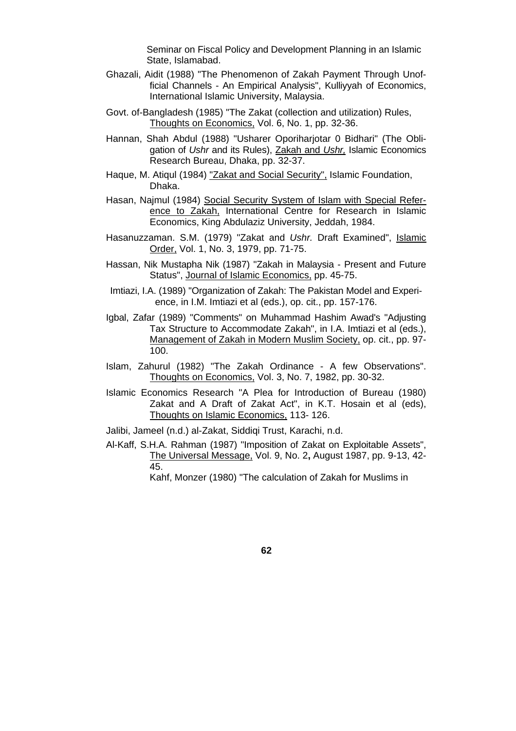Seminar on Fiscal Policy and Development Planning in an Islamic State, Islamabad.

Ghazali, Aidit (1988) "The Phenomenon of Zakah Payment Through Unofficial Channels - An Empirical Analysis", Kulliyyah of Economics, International Islamic University, Malaysia.

Govt. of-Bangladesh (1985) "The Zakat (collection and utilization) Rules, Thoughts on Economics, Vol. 6, No. 1, pp. 32-36.

Hannan, Shah Abdul (1988) "Usharer Oporiharjotar 0 Bidhari" (The Obligation of *Ushr* and its Rules), Zakah and *Ushr,* Islamic Economics Research Bureau, Dhaka, pp. 32-37.

Haque, M. Atiqul (1984) "Zakat and Social Security", Islamic Foundation, Dhaka.

Hasan, Najmul (1984) Social Security System of Islam with Special Reference to Zakah, International Centre for Research in Islamic Economics, King Abdulaziz University, Jeddah, 1984.

Hasanuzzaman. S.M. (1979) "Zakat and *Ushr.* Draft Examined", Islamic Order, Vol. 1, No. 3, 1979, pp. 71-75.

Hassan, Nik Mustapha Nik (1987) "Zakah in Malaysia - Present and Future Status", Journal of Islamic Economics, pp. 45-75.

Imtiazi, I.A. (1989) "Organization of Zakah: The Pakistan Model and Experience, in I.M. Imtiazi et al (eds.), op. cit., pp. 157-176.

Igbal, Zafar (1989) "Comments" on Muhammad Hashim Awad's "Adjusting Tax Structure to Accommodate Zakah", in I.A. Imtiazi et al (eds.), Management of Zakah in Modern Muslim Society, op. cit., pp. 97-100.

Islam, Zahurul (1982) "The Zakah Ordinance - A few Observations". Thoughts on Economics, Vol. 3, No. 7, 1982, pp. 30-32.

Islamic Economics Research "A Plea for Introduction of Bureau (1980) Zakat and A Draft of Zakat Act", in K.T. Hosain et al (eds), Thoughts on Islamic Economics, 113- 126.

Jalibi, Jameel (n.d.) al-Zakat, Siddiqi Trust, Karachi, n.d.

Al-Kaff, S.H.A. Rahman (1987) "Imposition of Zakat on Exploitable Assets", The Universal Message, Vol. 9, No. 2**,** August 1987, pp. 9-13, 42-45.

Kahf, Monzer (1980) "The calculation of Zakah for Muslims in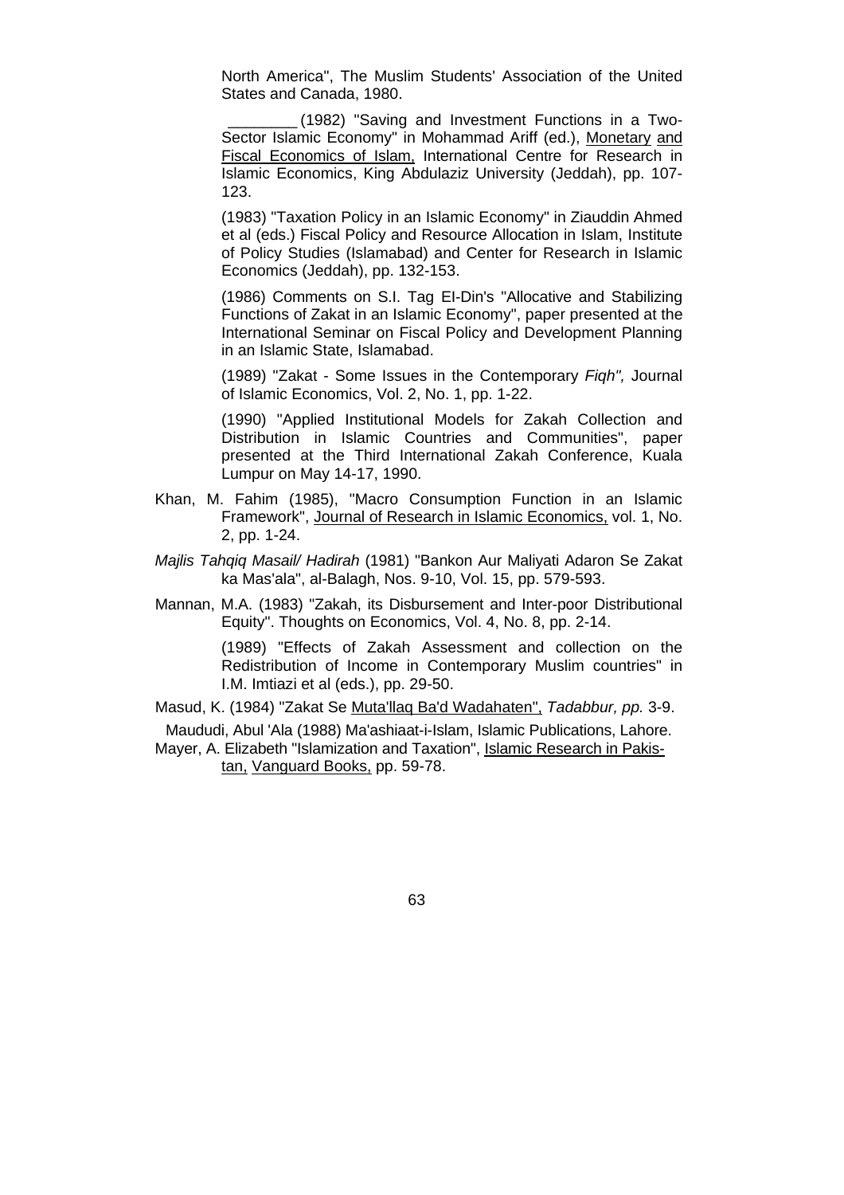North America", The Muslim Students' Association of the United States and Canada, 1980.

________ (1982) "Saving and Investment Functions in a Two-Sector Islamic Economy" in Mohammad Ariff (ed.), Monetary and Fiscal Economics of Islam, International Centre for Research in Islamic Economics, King Abdulaziz University (Jeddah), pp. 107-123.

(1983) "Taxation Policy in an Islamic Economy" in Ziauddin Ahmed et al (eds.) Fiscal Policy and Resource Allocation in Islam, Institute of Policy Studies (Islamabad) and Center for Research in Islamic Economics (Jeddah), pp. 132-153.

(1986) Comments on S.I. Tag El-Din's "Allocative and Stabilizing Functions of Zakat in an Islamic Economy", paper presented at the International Seminar on Fiscal Policy and Development Planning in an Islamic State, Islamabad.

(1989) "Zakat - Some Issues in the Contemporary *Fiqh",* Journal of Islamic Economics, Vol. 2, No. 1, pp. 1-22.

(1990) "Applied Institutional Models for Zakah Collection and Distribution in Islamic Countries and Communities", paper presented at the Third International Zakah Conference, Kuala Lumpur on May 14-17, 1990.

Khan, M. Fahim (1985), "Macro Consumption Function in an Islamic Framework", Journal of Research in Islamic Economics, vol. 1, No. 2, pp. 1-24.

*Majlis Tahqiq Masail/ Hadirah* (1981) "Bankon Aur Maliyati Adaron Se Zakat ka Mas'ala", al-Balagh, Nos. 9-10, Vol. 15, pp. 579-593.

Mannan, M.A. (1983) "Zakah, its Disbursement and Inter-poor Distributional Equity". Thoughts on Economics, Vol. 4, No. 8, pp. 2-14.

(1989) "Effects of Zakah Assessment and collection on the Redistribution of Income in Contemporary Muslim countries" in I.M. Imtiazi et al (eds.), pp. 29-50.

Masud, K. (1984) "Zakat Se Muta'llaq Ba'd Wadahaten", *Tadabbur, pp.* 3-9.

Maududi, Abul 'Ala (1988) Ma'ashiaat-i-Islam, Islamic Publications, Lahore.

Mayer, A. Elizabeth "Islamization and Taxation", Islamic Research in Pakistan, Vanguard Books, pp. 59-78.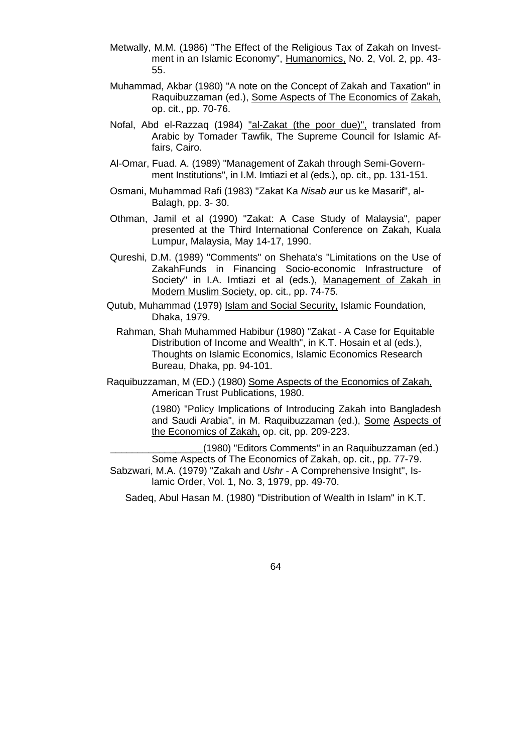Metwally, M.M. (1986) "The Effect of the Religious Tax of Zakah on Investment in an Islamic Economy", Humanomics, No. 2, Vol. 2, pp. 43-55.

Muhammad, Akbar (1980) "A note on the Concept of Zakah and Taxation" in Raquibuzzaman (ed.), Some Aspects of The Economics of Zakah, op. cit., pp. 70-76.

Nofal, Abd el-Razzaq (1984) "al-Zakat (the poor due)", translated from Arabic by Tomader Tawfik, The Supreme Council for Islamic Affairs, Cairo.

Al-Omar, Fuad. A. (1989) "Management of Zakah through Semi-Government Institutions", in I.M. Imtiazi et al (eds.), op. cit., pp. 131-151.

Osmani, Muhammad Rafi (1983) "Zakat Ka *Nisab a*ur us ke Masarif", al-Balagh, pp. 3- 30.

Othman, Jamil et al (1990) "Zakat: A Case Study of Malaysia", paper presented at the Third International Conference on Zakah, Kuala Lumpur, Malaysia, May 14-17, 1990.

Qureshi, D.M. (1989) "Comments" on Shehata's "Limitations on the Use of ZakahFunds in Financing Socio-economic Infrastructure of Society" in I.A. Imtiazi et al (eds.), Management of Zakah in Modern Muslim Society, op. cit., pp. 74-75.

Qutub, Muhammad (1979) Islam and Social Security, Islamic Foundation, Dhaka, 1979.

Rahman, Shah Muhammed Habibur (1980) "Zakat - A Case for Equitable Distribution of Income and Wealth", in K.T. Hosain et al (eds.), Thoughts on Islamic Economics, Islamic Economics Research Bureau, Dhaka, pp. 94-101.

Raquibuzzaman, M (ED.) (1980) Some Aspects of the Economics of Zakah, American Trust Publications, 1980.

(1980) "Policy Implications of Introducing Zakah into Bangladesh and Saudi Arabia", in M. Raquibuzzaman (ed.), Some Aspects of the Economics of Zakah, op. cit, pp. 209-223.

_________________(1980) "Editors Comments" in an Raquibuzzaman (ed.) Some Aspects of The Economics of Zakah, op. cit., pp. 77-79.

Sabzwari, M.A. (1979) "Zakah and *Ushr* - A Comprehensive Insight", Islamic Order, Vol. 1, No. 3, 1979, pp. 49-70.

Sadeq, Abul Hasan M. (1980) "Distribution of Wealth in Islam" in K.T.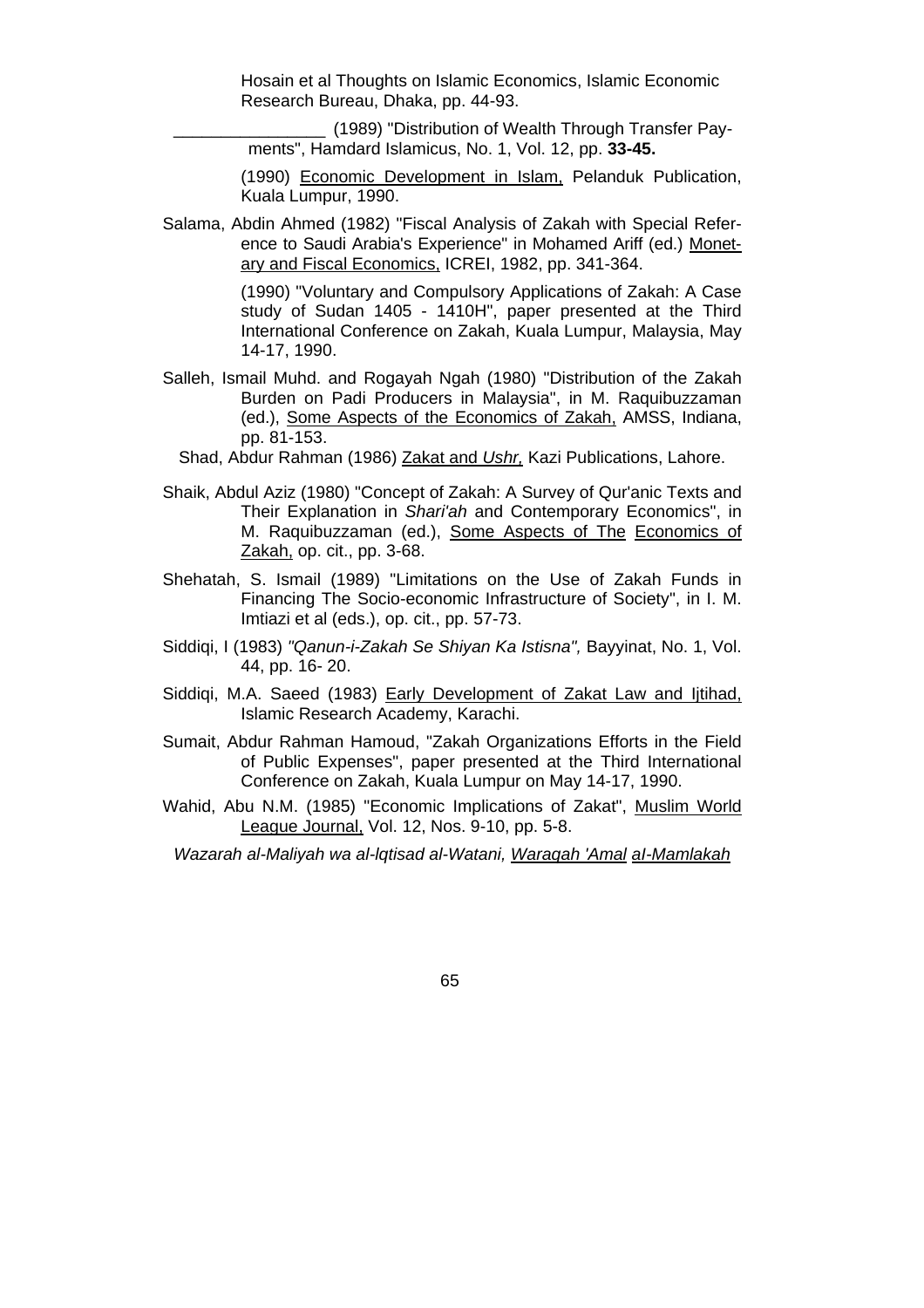Hosain et al Thoughts on Islamic Economics, Islamic Economic Research Bureau, Dhaka, pp. 44-93.

________________ (1989) "Distribution of Wealth Through Transfer Payments", Hamdard Islamicus, No. 1, Vol. 12, pp. **33-45.**

(1990) Economic Development in Islam, Pelanduk Publication, Kuala Lumpur, 1990.

Salama, Abdin Ahmed (1982) "Fiscal Analysis of Zakah with Special Reference to Saudi Arabia's Experience" in Mohamed Ariff (ed.) Monetary and Fiscal Economics, ICREI, 1982, pp. 341-364.

(1990) "Voluntary and Compulsory Applications of Zakah: A Case study of Sudan 1405 - 1410H", paper presented at the Third International Conference on Zakah, Kuala Lumpur, Malaysia, May 14-17, 1990.

Salleh, Ismail Muhd. and Rogayah Ngah (1980) "Distribution of the Zakah Burden on Padi Producers in Malaysia", in M. Raquibuzzaman (ed.), Some Aspects of the Economics of Zakah, AMSS, Indiana, pp. 81-153.

Shad, Abdur Rahman (1986) Zakat and *Ushr,* Kazi Publications, Lahore.

Shaik, Abdul Aziz (1980) "Concept of Zakah: A Survey of Qur'anic Texts and Their Explanation in *Shari'ah* and Contemporary Economics", in M. Raquibuzzaman (ed.), Some Aspects of The Economics of Zakah, op. cit., pp. 3-68.

Shehatah, S. Ismail (1989) "Limitations on the Use of Zakah Funds in Financing The Socio-economic Infrastructure of Society", in I. M. Imtiazi et al (eds.), op. cit., pp. 57-73.

Siddiqi, I (1983) *"Qanun-i-Zakah Se Shiyan Ka Istisna",* Bayyinat, No. 1, Vol. 44, pp. 16- 20.

Siddiqi, M.A. Saeed (1983) Early Development of Zakat Law and Ijtihad, Islamic Research Academy, Karachi.

Sumait, Abdur Rahman Hamoud, "Zakah Organizations Efforts in the Field of Public Expenses", paper presented at the Third International Conference on Zakah, Kuala Lumpur on May 14-17, 1990.

Wahid, Abu N.M. (1985) "Economic Implications of Zakat", Muslim World League Journal, Vol. 12, Nos. 9-10, pp. 5-8.

*Wazarah al-Maliyah wa al-lqtisad al-Watani, Waraqah 'Amal al-Mamlakah*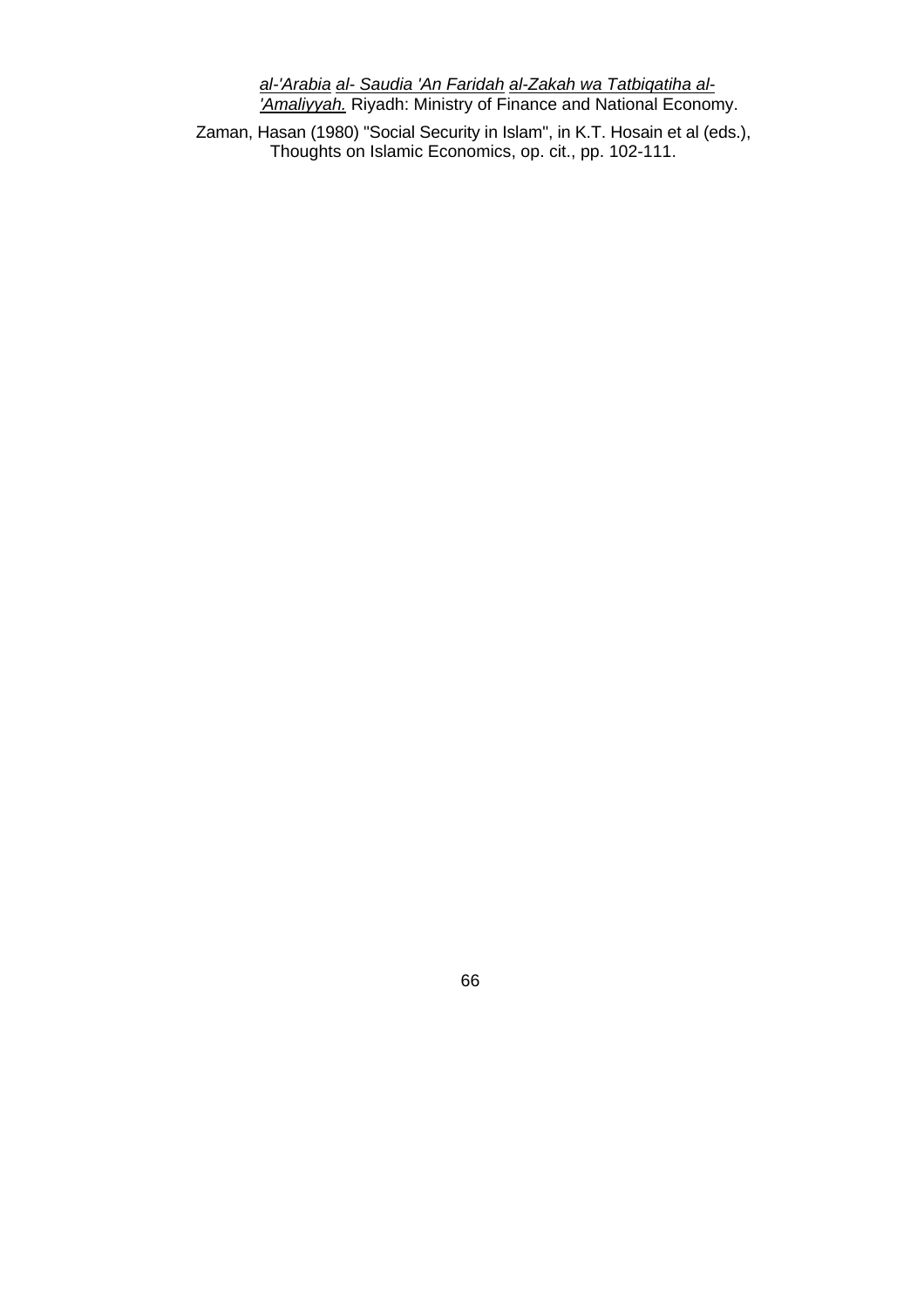*al-'Arabia al- Saudia 'An Faridah al-Zakah wa Tatbiqatiha al-'Amaliyyah.* Riyadh: Ministry of Finance and National Economy.

Zaman, Hasan (1980) "Social Security in Islam", in K.T. Hosain et al (eds.), Thoughts on Islamic Economics, op. cit., pp. 102-111.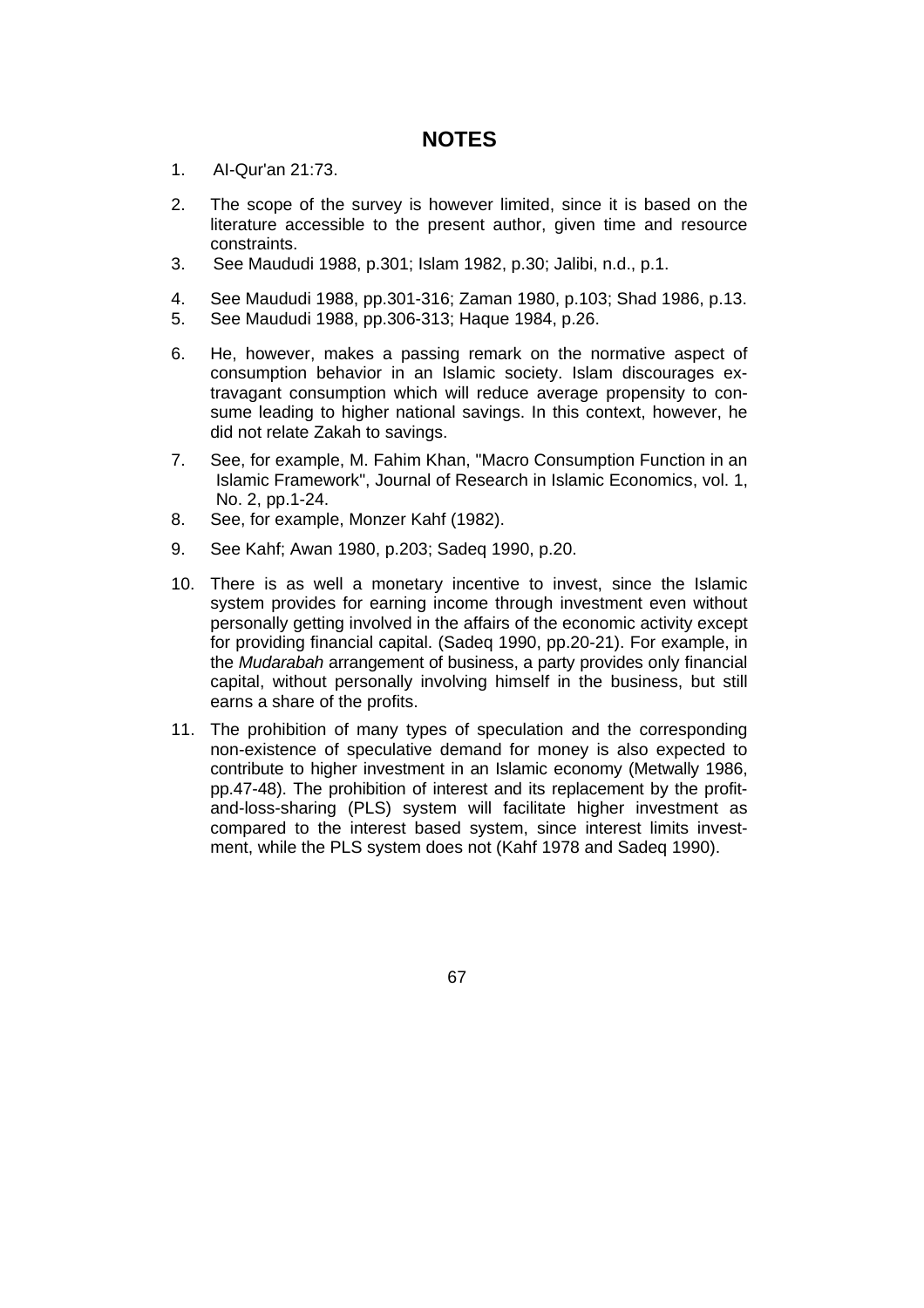# NOTES

1. Al-Qur'an 21:73.

2. The scope of the survey is however limited, since it is based on the literature accessible to the present author, given time and resource constraints.

3. See Maududi 1988, p.301; Islam 1982, p.30; Jalibi, n.d., p.1.

4. See Maududi 1988, pp.301-316; Zaman 1980, p.103; Shad 1986, p.13.

5. See Maududi 1988, pp.306-313; Haque 1984, p.26.

6. He, however, makes a passing remark on the normative aspect of consumption behavior in an Islamic society. Islam discourages extravagant consumption which will reduce average propensity to consume leading to higher national savings. In this context, however, he did not relate Zakah to savings.

7. See, for example, M. Fahim Khan, "Macro Consumption Function in an Islamic Framework", Journal of Research in Islamic Economics, vol. 1, No. 2, pp.1-24.

8. See, for example, Monzer Kahf (1982).

9. See Kahf; Awan 1980, p.203; Sadeq 1990, p.20.

10. There is as well a monetary incentive to invest, since the Islamic system provides for earning income through investment even without personally getting involved in the affairs of the economic activity except for providing financial capital. (Sadeq 1990, pp.20-21). For example, in the *Mudarabah* arrangement of business, a party provides only financial capital, without personally involving himself in the business, but still earns a share of the profits.

11. The prohibition of many types of speculation and the corresponding non-existence of speculative demand for money is also expected to contribute to higher investment in an Islamic economy (Metwally 1986, pp.47-48). The prohibition of interest and its replacement by the profit-and-loss-sharing (PLS) system will facilitate higher investment as compared to the interest based system, since interest limits investment, while the PLS system does not (Kahf 1978 and Sadeq 1990).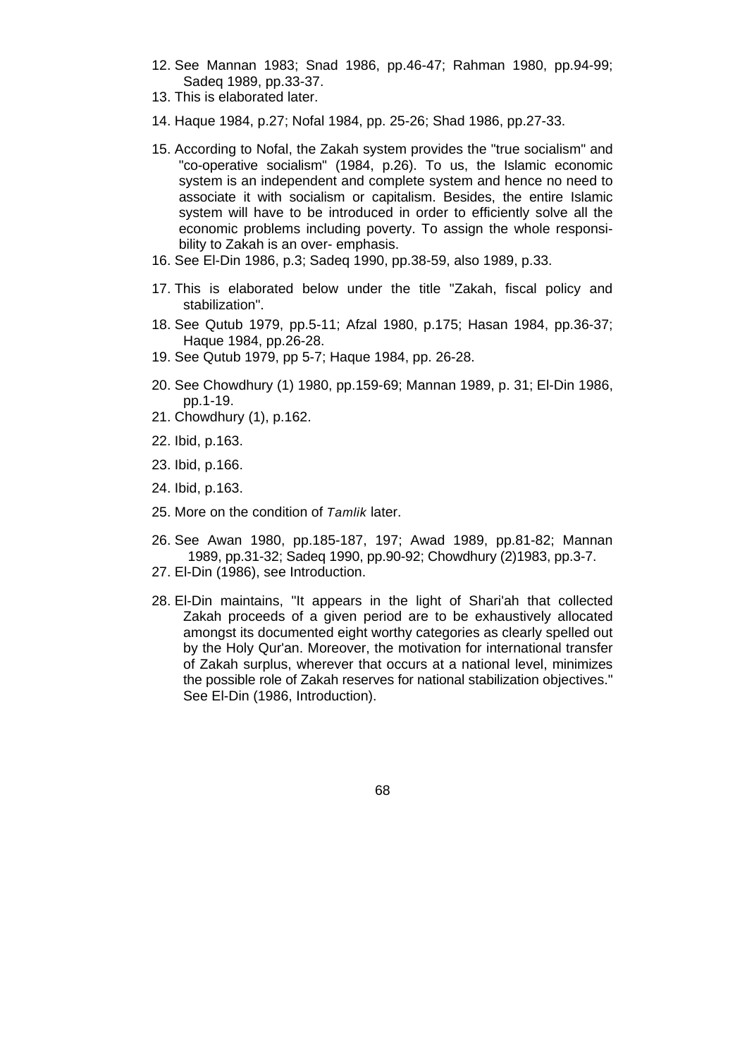12. See Mannan 1983; Snad 1986, pp.46-47; Rahman 1980, pp.94-99; Sadeq 1989, pp.33-37.
13. This is elaborated later.
14. Haque 1984, p.27; Nofal 1984, pp. 25-26; Shad 1986, pp.27-33.
15. According to Nofal, the Zakah system provides the "true socialism" and "co-operative socialism" (1984, p.26). To us, the Islamic economic system is an independent and complete system and hence no need to associate it with socialism or capitalism. Besides, the entire Islamic system will have to be introduced in order to efficiently solve all the economic problems including poverty. To assign the whole responsibility to Zakah is an over- emphasis.
16. See El-Din 1986, p.3; Sadeq 1990, pp.38-59, also 1989, p.33.
17. This is elaborated below under the title "Zakah, fiscal policy and stabilization".
18. See Qutub 1979, pp.5-11; Afzal 1980, p.175; Hasan 1984, pp.36-37; Haque 1984, pp.26-28.
19. See Qutub 1979, pp 5-7; Haque 1984, pp. 26-28.
20. See Chowdhury (1) 1980, pp.159-69; Mannan 1989, p. 31; El-Din 1986, pp.1-19.
21. Chowdhury (1), p.162.
22. Ibid, p.163.
23. Ibid, p.166.
24. Ibid, p.163.
25. More on the condition of *Tamlik* later.
26. See Awan 1980, pp.185-187, 197; Awad 1989, pp.81-82; Mannan 1989, pp.31-32; Sadeq 1990, pp.90-92; Chowdhury (2)1983, pp.3-7.
27. El-Din (1986), see Introduction.
28. El-Din maintains, "It appears in the light of Shari'ah that collected Zakah proceeds of a given period are to be exhaustively allocated amongst its documented eight worthy categories as clearly spelled out by the Holy Qur'an. Moreover, the motivation for international transfer of Zakah surplus, wherever that occurs at a national level, minimizes the possible role of Zakah reserves for national stabilization objectives." See El-Din (1986, Introduction).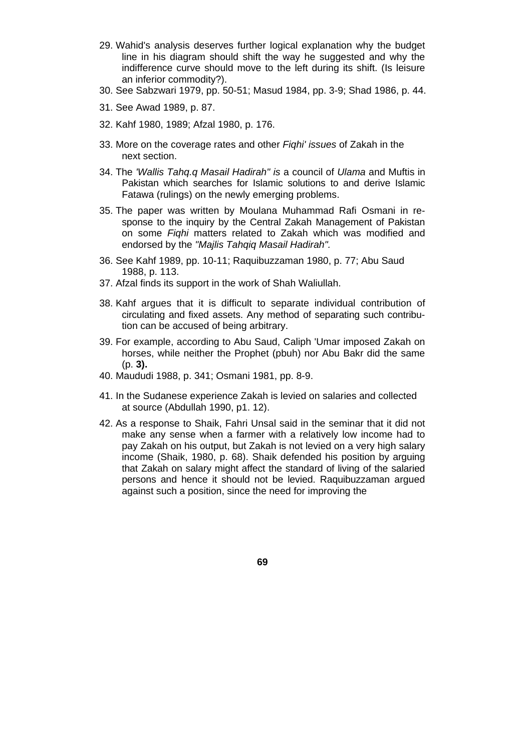29. Wahid's analysis deserves further logical explanation why the budget line in his diagram should shift the way he suggested and why the indifference curve should move to the left during its shift. (Is leisure an inferior commodity?).
30. See Sabzwari 1979, pp. 50-51; Masud 1984, pp. 3-9; Shad 1986, p. 44.
31. See Awad 1989, p. 87.
32. Kahf 1980, 1989; Afzal 1980, p. 176.
33. More on the coverage rates and other *Fiqhi' issues* of Zakah in the next section.
34. The *'Wallis Tahq.q Masail Hadirah" is* a council of *Ulama* and Muftis in Pakistan which searches for Islamic solutions to and derive Islamic Fatawa (rulings) on the newly emerging problems.
35. The paper was written by Moulana Muhammad Rafi Osmani in response to the inquiry by the Central Zakah Management of Pakistan on some *Fiqhi* matters related to Zakah which was modified and endorsed by the *"Majlis Tahqiq Masail Hadirah".*
36. See Kahf 1989, pp. 10-11; Raquibuzzaman 1980, p. 77; Abu Saud 1988, p. 113.
37. Afzal finds its support in the work of Shah Waliullah.
38. Kahf argues that it is difficult to separate individual contribution of circulating and fixed assets. Any method of separating such contribution can be accused of being arbitrary.
39. For example, according to Abu Saud, Caliph 'Umar imposed Zakah on horses, while neither the Prophet (pbuh) nor Abu Bakr did the same (p. **3).**
40. Maududi 1988, p. 341; Osmani 1981, pp. 8-9.
41. In the Sudanese experience Zakah is levied on salaries and collected at source (Abdullah 1990, p1. 12).
42. As a response to Shaik, Fahri Unsal said in the seminar that it did not make any sense when a farmer with a relatively low income had to pay Zakah on his output, but Zakah is not levied on a very high salary income (Shaik, 1980, p. 68). Shaik defended his position by arguing that Zakah on salary might affect the standard of living of the salaried persons and hence it should not be levied. Raquibuzzaman argued against such a position, since the need for improving the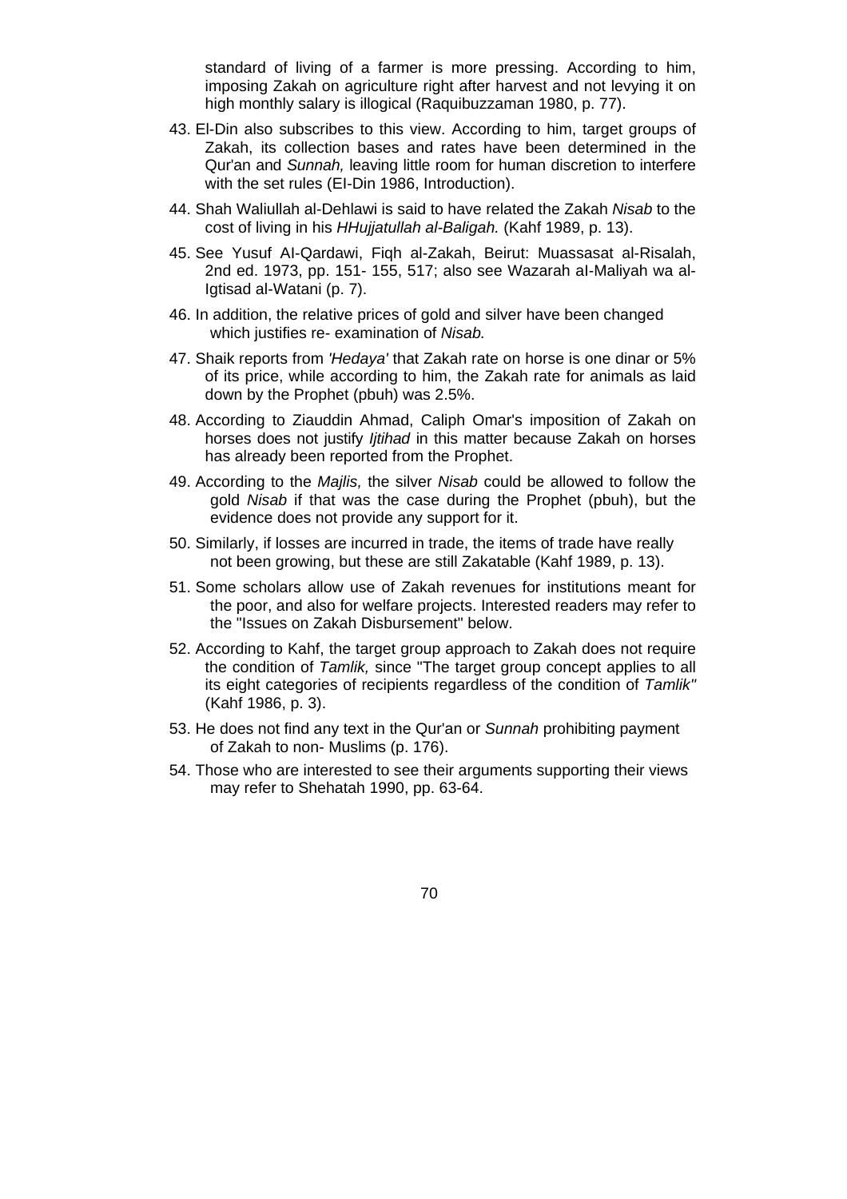standard of living of a farmer is more pressing. According to him, imposing Zakah on agriculture right after harvest and not levying it on high monthly salary is illogical (Raquibuzzaman 1980, p. 77).

43. El-Din also subscribes to this view. According to him, target groups of Zakah, its collection bases and rates have been determined in the Qur'an and *Sunnah,* leaving little room for human discretion to interfere with the set rules (EI-Din 1986, Introduction).

44. Shah Waliullah al-Dehlawi is said to have related the Zakah *Nisab* to the cost of living in his *HHujjatullah al-Baligah.* (Kahf 1989, p. 13).

45. See Yusuf AI-Qardawi, Fiqh al-Zakah, Beirut: Muassasat al-Risalah, 2nd ed. 1973, pp. 151- 155, 517; also see Wazarah aI-Maliyah wa al-Igtisad al-Watani (p. 7).

46. In addition, the relative prices of gold and silver have been changed which justifies re- examination of *Nisab.*

47. Shaik reports from *'Hedaya'* that Zakah rate on horse is one dinar or 5% of its price, while according to him, the Zakah rate for animals as laid down by the Prophet (pbuh) was 2.5%.

48. According to Ziauddin Ahmad, Caliph Omar's imposition of Zakah on horses does not justify *Ijtihad* in this matter because Zakah on horses has already been reported from the Prophet.

49. According to the *Majlis,* the silver *Nisab* could be allowed to follow the gold *Nisab* if that was the case during the Prophet (pbuh), but the evidence does not provide any support for it.

50. Similarly, if losses are incurred in trade, the items of trade have really not been growing, but these are still Zakatable (Kahf 1989, p. 13).

51. Some scholars allow use of Zakah revenues for institutions meant for the poor, and also for welfare projects. Interested readers may refer to the "Issues on Zakah Disbursement" below.

52. According to Kahf, the target group approach to Zakah does not require the condition of *Tamlik,* since "The target group concept applies to all its eight categories of recipients regardless of the condition of *Tamlik"* (Kahf 1986, p. 3).

53. He does not find any text in the Qur'an or *Sunnah* prohibiting payment of Zakah to non- Muslims (p. 176).

54. Those who are interested to see their arguments supporting their views may refer to Shehatah 1990, pp. 63-64.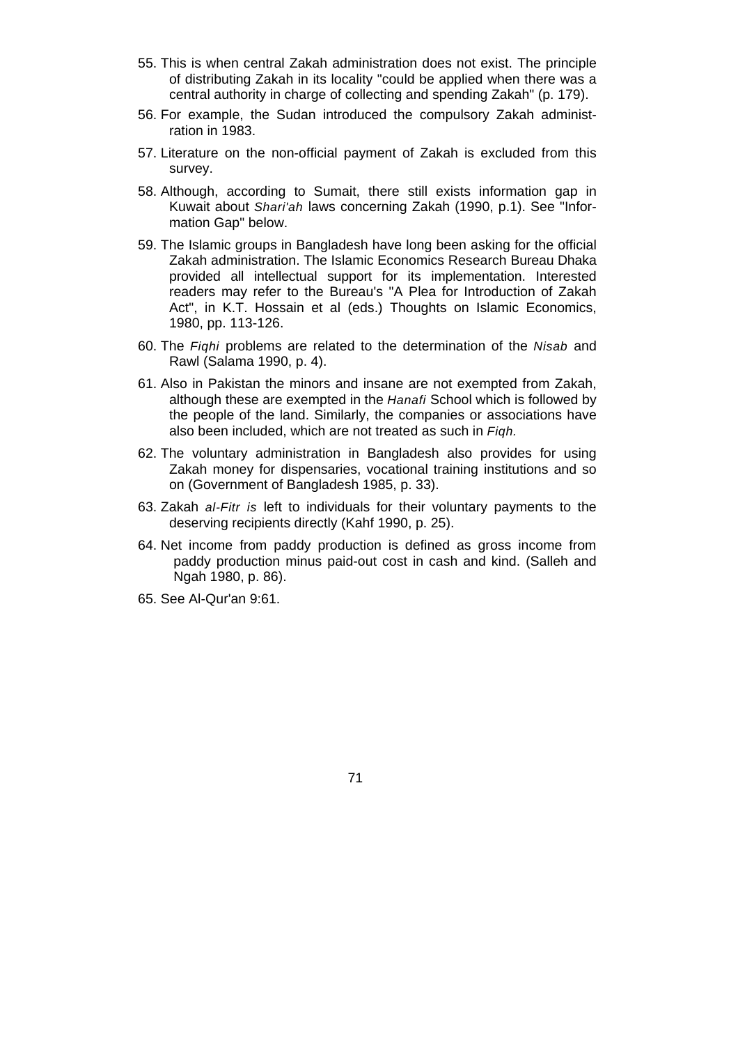55. This is when central Zakah administration does not exist. The principle of distributing Zakah in its locality "could be applied when there was a central authority in charge of collecting and spending Zakah" (p. 179).

56. For example, the Sudan introduced the compulsory Zakah administration in 1983.

57. Literature on the non-official payment of Zakah is excluded from this survey.

58. Although, according to Sumait, there still exists information gap in Kuwait about *Shari'ah* laws concerning Zakah (1990, p.1). See "Information Gap" below.

59. The Islamic groups in Bangladesh have long been asking for the official Zakah administration. The Islamic Economics Research Bureau Dhaka provided all intellectual support for its implementation. Interested readers may refer to the Bureau's "A Plea for Introduction of Zakah Act", in K.T. Hossain et al (eds.) Thoughts on Islamic Economics, 1980, pp. 113-126.

60. The *Fiqhi* problems are related to the determination of the *Nisab* and Rawl (Salama 1990, p. 4).

61. Also in Pakistan the minors and insane are not exempted from Zakah, although these are exempted in the *Hanafi* School which is followed by the people of the land. Similarly, the companies or associations have also been included, which are not treated as such in *Fiqh.*

62. The voluntary administration in Bangladesh also provides for using Zakah money for dispensaries, vocational training institutions and so on (Government of Bangladesh 1985, p. 33).

63. Zakah *al-Fitr is* left to individuals for their voluntary payments to the deserving recipients directly (Kahf 1990, p. 25).

64. Net income from paddy production is defined as gross income from paddy production minus paid-out cost in cash and kind. (Salleh and Ngah 1980, p. 86).

65. See Al-Qur'an 9:61.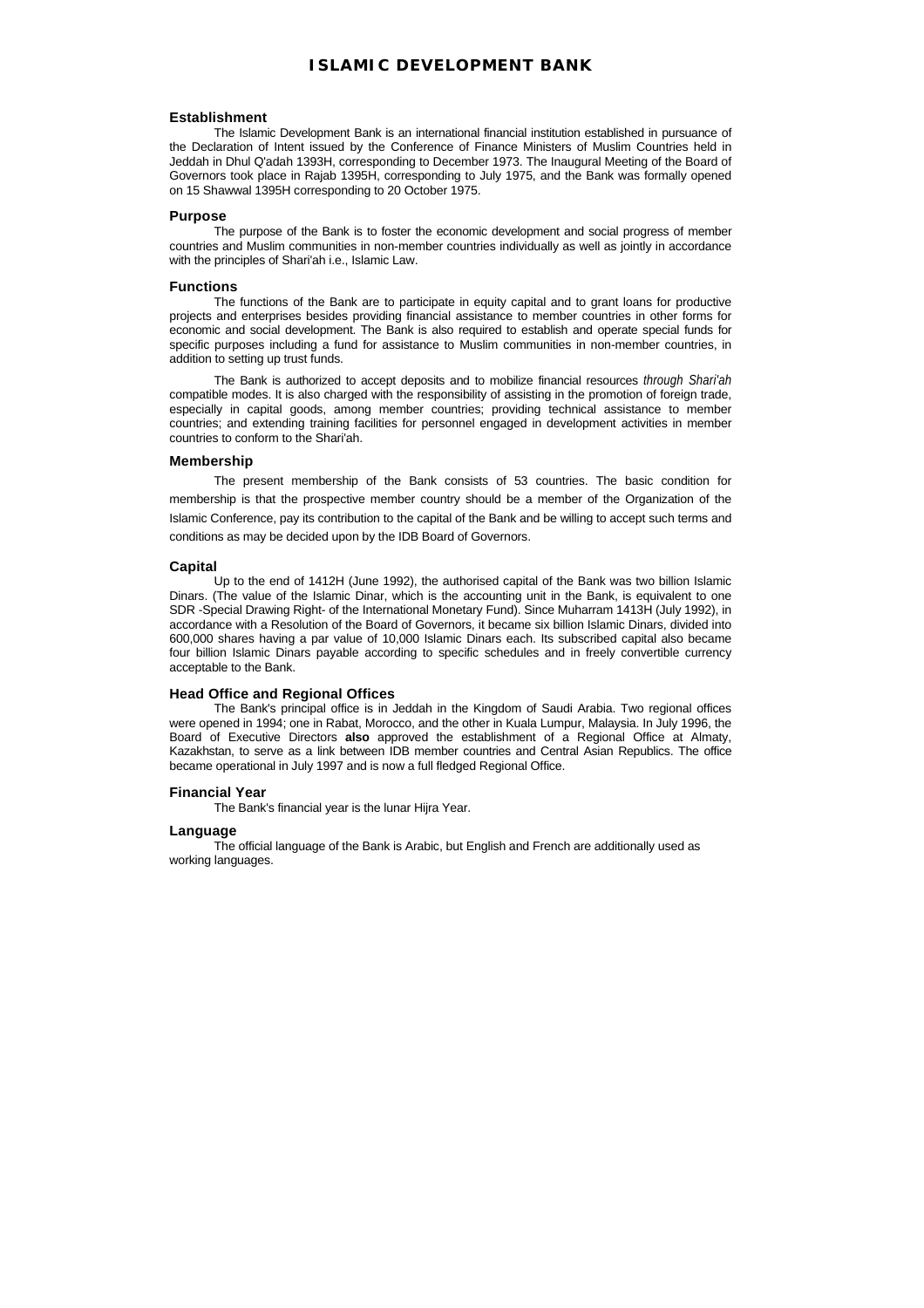# ISLAMIC DEVELOPMENT BANK

### Establishment

The Islamic Development Bank is an international financial institution established in pursuance of the Declaration of Intent issued by the Conference of Finance Ministers of Muslim Countries held in Jeddah in Dhul Q'adah 1393H, corresponding to December 1973. The Inaugural Meeting of the Board of Governors took place in Rajab 1395H, corresponding to July 1975, and the Bank was formally opened on 15 Shawwal 1395H corresponding to 20 October 1975.

### Purpose

The purpose of the Bank is to foster the economic development and social progress of member countries and Muslim communities in non-member countries individually as well as jointly in accordance with the principles of Shari'ah i.e., Islamic Law.

### Functions

The functions of the Bank are to participate in equity capital and to grant loans for productive projects and enterprises besides providing financial assistance to member countries in other forms for economic and social development. The Bank is also required to establish and operate special funds for specific purposes including a fund for assistance to Muslim communities in non-member countries, in addition to setting up trust funds.

The Bank is authorized to accept deposits and to mobilize financial resources *through Shari'ah* compatible modes. It is also charged with the responsibility of assisting in the promotion of foreign trade, especially in capital goods, among member countries; providing technical assistance to member countries; and extending training facilities for personnel engaged in development activities in member countries to conform to the Shari'ah.

### Membership

The present membership of the Bank consists of 53 countries. The basic condition for membership is that the prospective member country should be a member of the Organization of the Islamic Conference, pay its contribution to the capital of the Bank and be willing to accept such terms and conditions as may be decided upon by the IDB Board of Governors.

### Capital

Up to the end of 1412H (June 1992), the authorised capital of the Bank was two billion Islamic Dinars. (The value of the Islamic Dinar, which is the accounting unit in the Bank, is equivalent to one SDR -Special Drawing Right- of the International Monetary Fund). Since Muharram 1413H (July 1992), in accordance with a Resolution of the Board of Governors, it became six billion Islamic Dinars, divided into 600,000 shares having a par value of 10,000 Islamic Dinars each. Its subscribed capital also became four billion Islamic Dinars payable according to specific schedules and in freely convertible currency acceptable to the Bank.

### Head Office and Regional Offices

The Bank's principal office is in Jeddah in the Kingdom of Saudi Arabia. Two regional offices were opened in 1994; one in Rabat, Morocco, and the other in Kuala Lumpur, Malaysia. In July 1996, the Board of Executive Directors **also** approved the establishment of a Regional Office at Almaty, Kazakhstan, to serve as a link between IDB member countries and Central Asian Republics. The office became operational in July 1997 and is now a full fledged Regional Office.

### Financial Year

The Bank's financial year is the lunar Hijra Year.

### Language

The official language of the Bank is Arabic, but English and French are additionally used as working languages.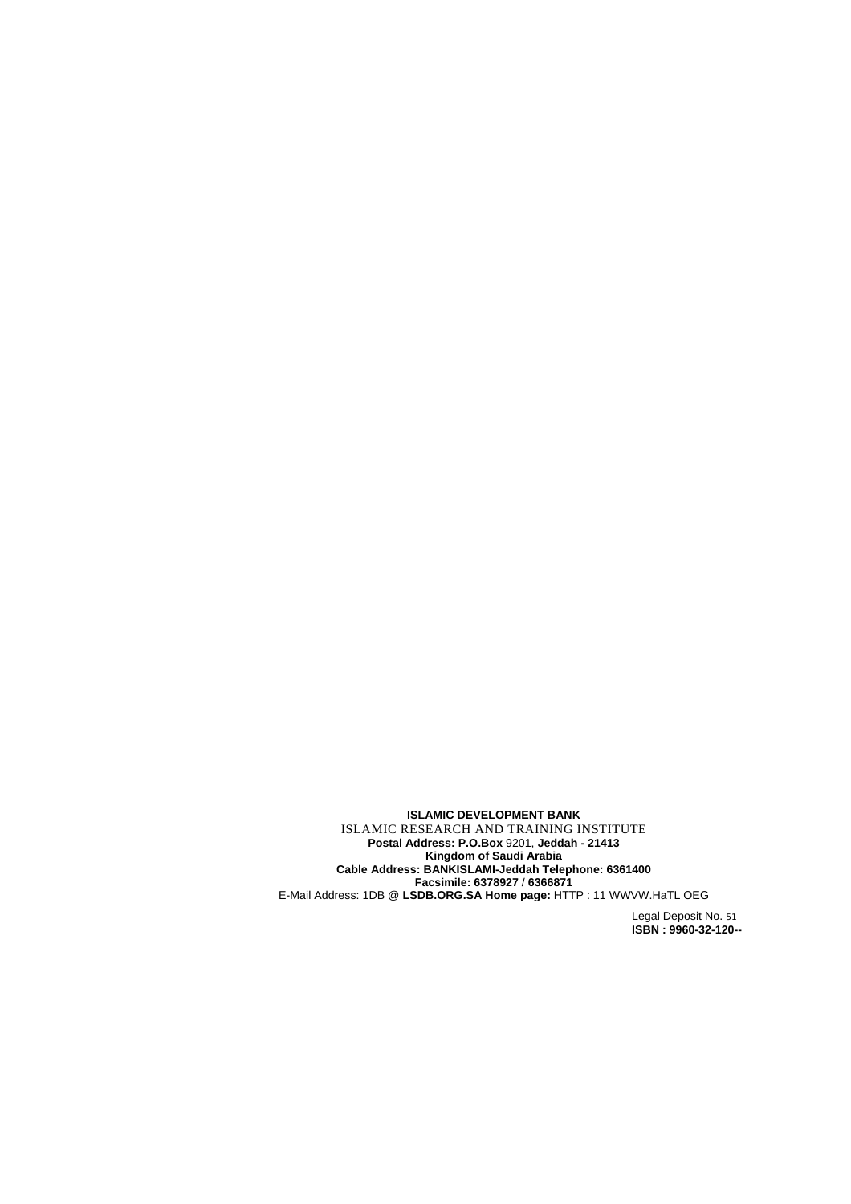**ISLAMIC DEVELOPMENT BANK**
ISLAMIC RESEARCH AND TRAINING INSTITUTE
**Postal Address: P.O.Box** 9201, **Jeddah - 21413**
**Kingdom of Saudi Arabia**
**Cable Address: BANKISLAMI-Jeddah Telephone: 6361400**
**Facsimile: 6378927** / **6366871**
E-Mail Address: 1DB @ **LSDB.ORG.SA Home page:** HTTP : 11 WWVW.HaTL OEG

Legal Deposit No. 51
**ISBN : 9960-32-120--**